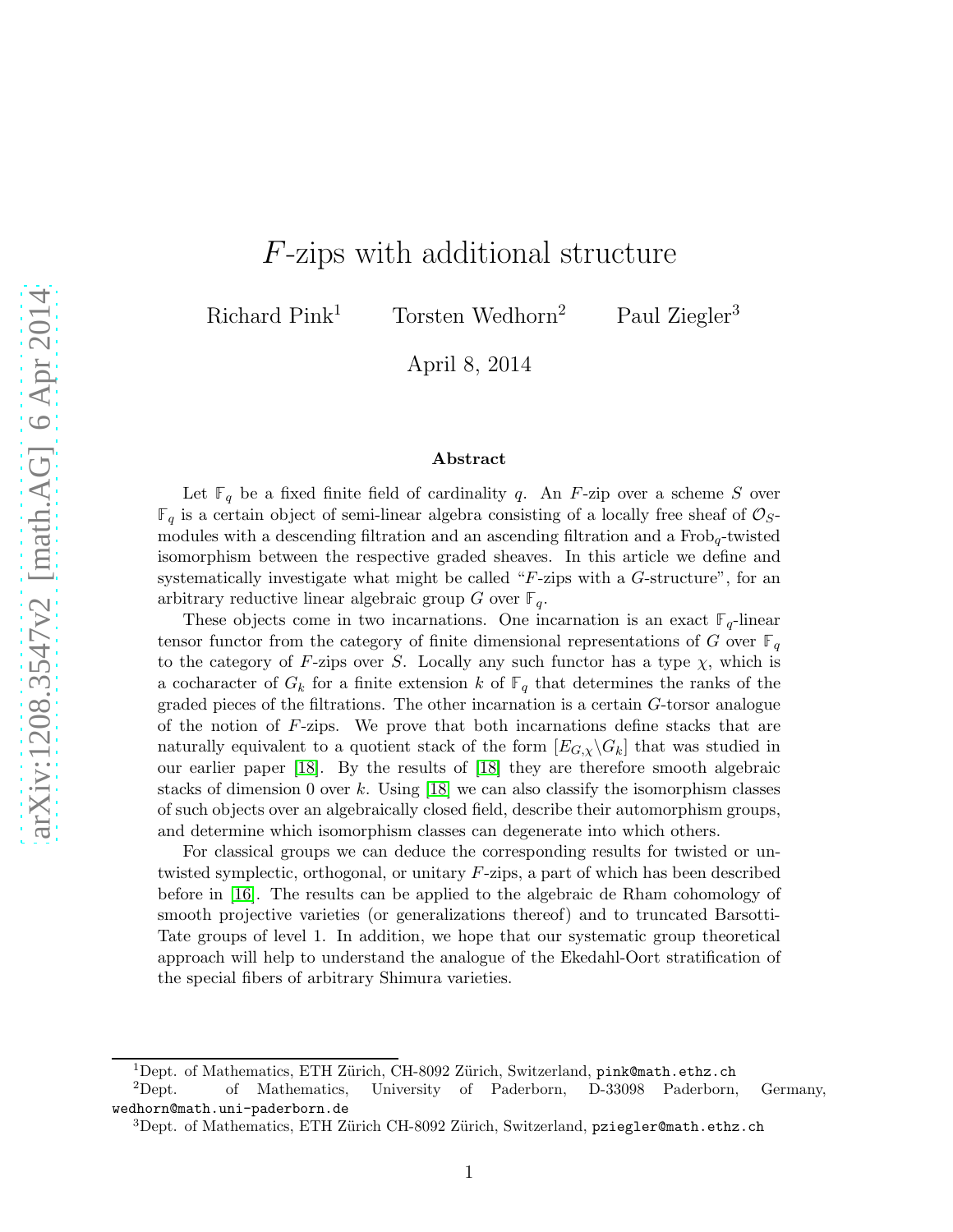# $F$-zips with additional structure

Richard Pink[1] Torsten Wedhorn[2] Paul Ziegler[3]

April 8, 2014

### Abstract

Let $\mathbb{F}_q$ be a fixed finite field of cardinality $q$. An $F$-zip over a scheme $S$ over $\mathbb{F}_q$ is a certain object of semi-linear algebra consisting of a locally free sheaf of $\mathcal{O}_S$-modules with a descending filtration and an ascending filtration and a $\mathrm{Frob}_q$-twisted isomorphism between the respective graded sheaves. In this article we define and systematically investigate what might be called "$F$-zips with a $G$-structure", for an arbitrary reductive linear algebraic group $G$ over $\mathbb{F}_q$.

These objects come in two incarnations. One incarnation is an exact $\mathbb{F}_q$-linear tensor functor from the category of finite dimensional representations of $G$ over $\mathbb{F}_q$ to the category of $F$-zips over $S$. Locally any such functor has a type $\chi$, which is a cocharacter of $G_k$ for a finite extension $k$ of $\mathbb{F}_q$ that determines the ranks of the graded pieces of the filtrations. The other incarnation is a certain $G$-torsor analogue of the notion of $F$-zips. We prove that both incarnations define stacks that are naturally equivalent to a quotient stack of the form $[E_{G,\chi}\backslash G_k]$ that was studied in our earlier paper [18]. By the results of [18] they are therefore smooth algebraic stacks of dimension 0 over $k$. Using [18] we can also classify the isomorphism classes of such objects over an algebraically closed field, describe their automorphism groups, and determine which isomorphism classes can degenerate into which others.

For classical groups we can deduce the corresponding results for twisted or untwisted symplectic, orthogonal, or unitary $F$-zips, a part of which has been described before in [16]. The results can be applied to the algebraic de Rham cohomology of smooth projective varieties (or generalizations thereof) and to truncated Barsotti-Tate groups of level 1. In addition, we hope that our systematic group theoretical approach will help to understand the analogue of the Ekedahl-Oort stratification of the special fibers of arbitrary Shimura varieties.

---

[1] Dept. of Mathematics, ETH Zürich, CH-8092 Zürich, Switzerland, pink@math.ethz.ch

[2] Dept. of Mathematics, University of Paderborn, D-33098 Paderborn, Germany, wedhorn@math.uni-paderborn.de

[3] Dept. of Mathematics, ETH Zürich CH-8092 Zürich, Switzerland, pziegler@math.ethz.ch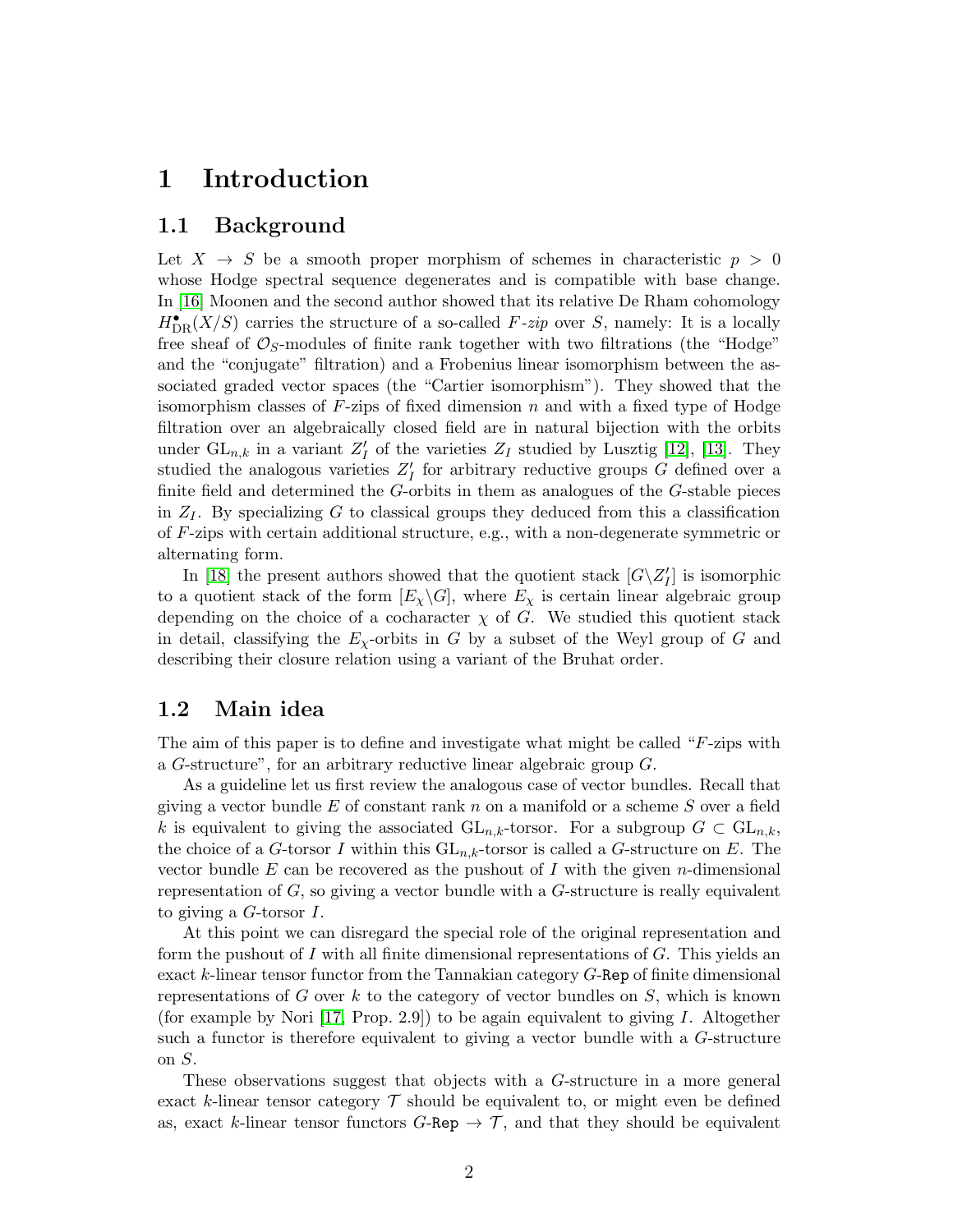# 1 Introduction

## 1.1 Background

Let $X \to S$ be a smooth proper morphism of schemes in characteristic $p > 0$ whose Hodge spectral sequence degenerates and is compatible with base change. In [16] Moonen and the second author showed that its relative De Rham cohomology $H^\bullet_{\mathrm{DR}}(X/S)$ carries the structure of a so-called *F-zip* over $S$, namely: It is a locally free sheaf of $\mathcal{O}_S$-modules of finite rank together with two filtrations (the "Hodge" and the "conjugate" filtration) and a Frobenius linear isomorphism between the associated graded vector spaces (the "Cartier isomorphism"). They showed that the isomorphism classes of $F$-zips of fixed dimension $n$ and with a fixed type of Hodge filtration over an algebraically closed field are in natural bijection with the orbits under $\mathrm{GL}_{n,k}$ in a variant $Z'_I$ of the varieties $Z_I$ studied by Lusztig [12], [13]. They studied the analogous varieties $Z'_I$ for arbitrary reductive groups $G$ defined over a finite field and determined the $G$-orbits in them as analogues of the $G$-stable pieces in $Z_I$. By specializing $G$ to classical groups they deduced from this a classification of $F$-zips with certain additional structure, e.g., with a non-degenerate symmetric or alternating form.

In [18] the present authors showed that the quotient stack $[G\backslash Z'_I]$ is isomorphic to a quotient stack of the form $[E_\chi\backslash G]$, where $E_\chi$ is certain linear algebraic group depending on the choice of a cocharacter $\chi$ of $G$. We studied this quotient stack in detail, classifying the $E_\chi$-orbits in $G$ by a subset of the Weyl group of $G$ and describing their closure relation using a variant of the Bruhat order.

## 1.2 Main idea

The aim of this paper is to define and investigate what might be called "$F$-zips with a $G$-structure", for an arbitrary reductive linear algebraic group $G$.

As a guideline let us first review the analogous case of vector bundles. Recall that giving a vector bundle $E$ of constant rank $n$ on a manifold or a scheme $S$ over a field $k$ is equivalent to giving the associated $\mathrm{GL}_{n,k}$-torsor. For a subgroup $G \subset \mathrm{GL}_{n,k}$, the choice of a $G$-torsor $I$ within this $\mathrm{GL}_{n,k}$-torsor is called a $G$-structure on $E$. The vector bundle $E$ can be recovered as the pushout of $I$ with the given $n$-dimensional representation of $G$, so giving a vector bundle with a $G$-structure is really equivalent to giving a $G$-torsor $I$.

At this point we can disregard the special role of the original representation and form the pushout of $I$ with all finite dimensional representations of $G$. This yields an exact $k$-linear tensor functor from the Tannakian category $G$-`Rep` of finite dimensional representations of $G$ over $k$ to the category of vector bundles on $S$, which is known (for example by Nori [17, Prop. 2.9]) to be again equivalent to giving $I$. Altogether such a functor is therefore equivalent to giving a vector bundle with a $G$-structure on $S$.

These observations suggest that objects with a $G$-structure in a more general exact $k$-linear tensor category $\mathcal{T}$ should be equivalent to, or might even be defined as, exact $k$-linear tensor functors $G$-`Rep` $\to \mathcal{T}$, and that they should be equivalent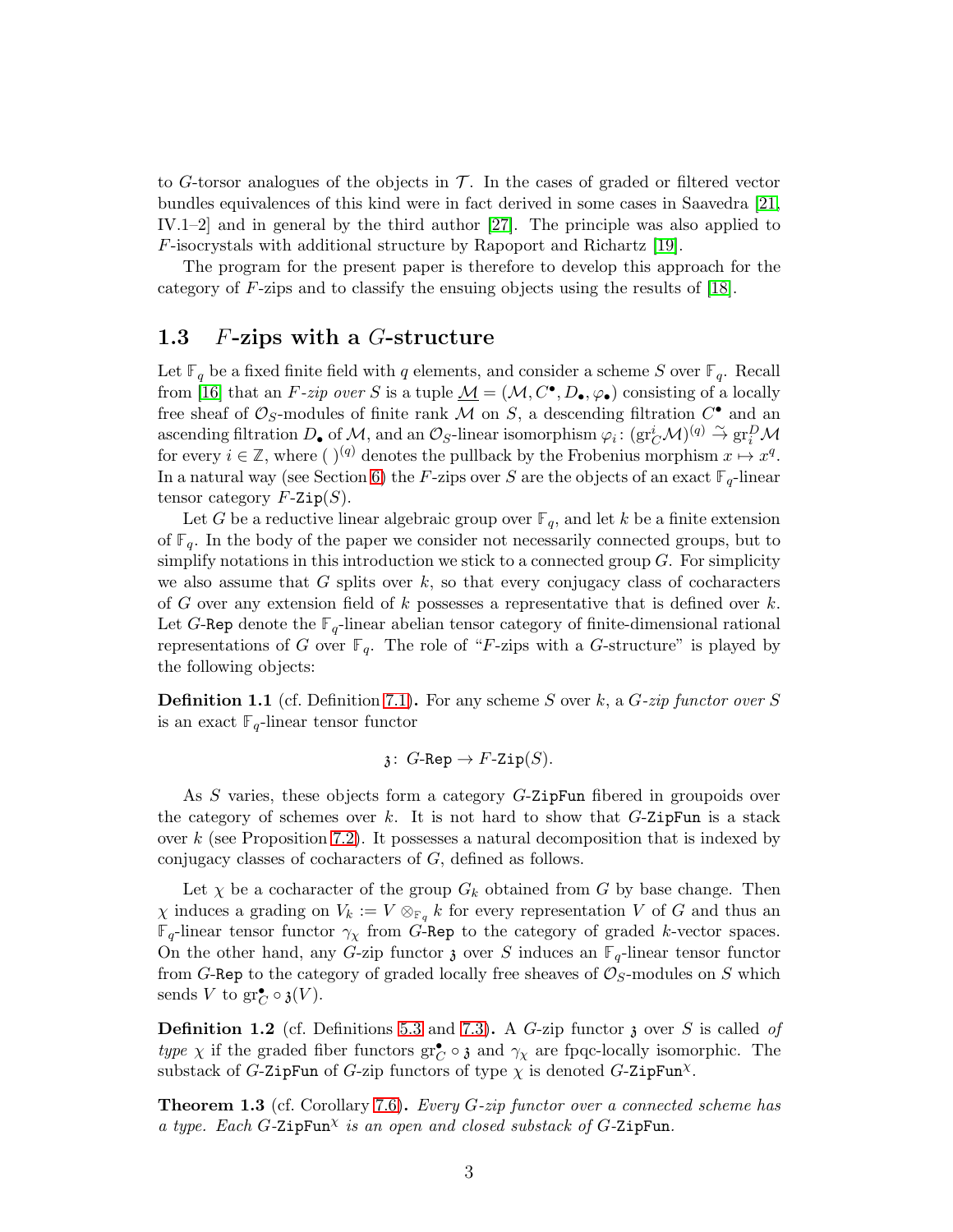to $G$-torsor analogues of the objects in $\mathcal{T}$. In the cases of graded or filtered vector bundles equivalences of this kind were in fact derived in some cases in Saavedra [21, IV.1–2] and in general by the third author [27]. The principle was also applied to $F$-isocrystals with additional structure by Rapoport and Richartz [19].

The program for the present paper is therefore to develop this approach for the category of $F$-zips and to classify the ensuing objects using the results of [18].

## 1.3 $F$-zips with a $G$-structure

Let $\mathbb{F}_q$ be a fixed finite field with $q$ elements, and consider a scheme $S$ over $\mathbb{F}_q$. Recall from [16] that an *$F$-zip over $S$* is a tuple $\underline{\mathcal{M}} = (\mathcal{M}, C^\bullet, D_\bullet, \varphi_\bullet)$ consisting of a locally free sheaf of $\mathcal{O}_S$-modules of finite rank $\mathcal{M}$ on $S$, a descending filtration $C^\bullet$ and an ascending filtration $D_\bullet$ of $\mathcal{M}$, and an $\mathcal{O}_S$-linear isomorphism $\varphi_i\colon (\mathrm{gr}^i_C\mathcal{M})^{(q)} \xrightarrow{\sim} \mathrm{gr}^D_i\mathcal{M}$ for every $i \in \mathbb{Z}$, where $(\ )^{(q)}$ denotes the pullback by the Frobenius morphism $x \mapsto x^q$. In a natural way (see Section 6) the $F$-zips over $S$ are the objects of an exact $\mathbb{F}_q$-linear tensor category $F\text{-}\mathtt{Zip}(S)$.

Let $G$ be a reductive linear algebraic group over $\mathbb{F}_q$, and let $k$ be a finite extension of $\mathbb{F}_q$. In the body of the paper we consider not necessarily connected groups, but to simplify notations in this introduction we stick to a connected group $G$. For simplicity we also assume that $G$ splits over $k$, so that every conjugacy class of cocharacters of $G$ over any extension field of $k$ possesses a representative that is defined over $k$. Let $G\text{-}\mathtt{Rep}$ denote the $\mathbb{F}_q$-linear abelian tensor category of finite-dimensional rational representations of $G$ over $\mathbb{F}_q$. The role of "$F$-zips with a $G$-structure" is played by the following objects:

**Definition 1.1** (cf. Definition 7.1)**.** For any scheme $S$ over $k$, a *$G$-zip functor over $S$* is an exact $\mathbb{F}_q$-linear tensor functor

$$\mathfrak{z}\colon\ G\text{-}\mathtt{Rep} \to F\text{-}\mathtt{Zip}(S).$$

As $S$ varies, these objects form a category $G\text{-}\mathtt{ZipFun}$ fibered in groupoids over the category of schemes over $k$. It is not hard to show that $G\text{-}\mathtt{ZipFun}$ is a stack over $k$ (see Proposition 7.2). It possesses a natural decomposition that is indexed by conjugacy classes of cocharacters of $G$, defined as follows.

Let $\chi$ be a cocharacter of the group $G_k$ obtained from $G$ by base change. Then $\chi$ induces a grading on $V_k := V \otimes_{\mathbb{F}_q} k$ for every representation $V$ of $G$ and thus an $\mathbb{F}_q$-linear tensor functor $\gamma_\chi$ from $G\text{-}\mathtt{Rep}$ to the category of graded $k$-vector spaces. On the other hand, any $G$-zip functor $\mathfrak{z}$ over $S$ induces an $\mathbb{F}_q$-linear tensor functor from $G\text{-}\mathtt{Rep}$ to the category of graded locally free sheaves of $\mathcal{O}_S$-modules on $S$ which sends $V$ to $\mathrm{gr}^\bullet_C \circ \mathfrak{z}(V)$.

**Definition 1.2** (cf. Definitions 5.3 and 7.3)**.** A $G$-zip functor $\mathfrak{z}$ over $S$ is called *of type* $\chi$ if the graded fiber functors $\mathrm{gr}^\bullet_C \circ \mathfrak{z}$ and $\gamma_\chi$ are fpqc-locally isomorphic. The substack of $G\text{-}\mathtt{ZipFun}$ of $G$-zip functors of type $\chi$ is denoted $G\text{-}\mathtt{ZipFun}^\chi$.

**Theorem 1.3** (cf. Corollary 7.6)**.** *Every $G$-zip functor over a connected scheme has a type. Each $G\text{-}\mathtt{ZipFun}^\chi$ is an open and closed substack of $G\text{-}\mathtt{ZipFun}$.*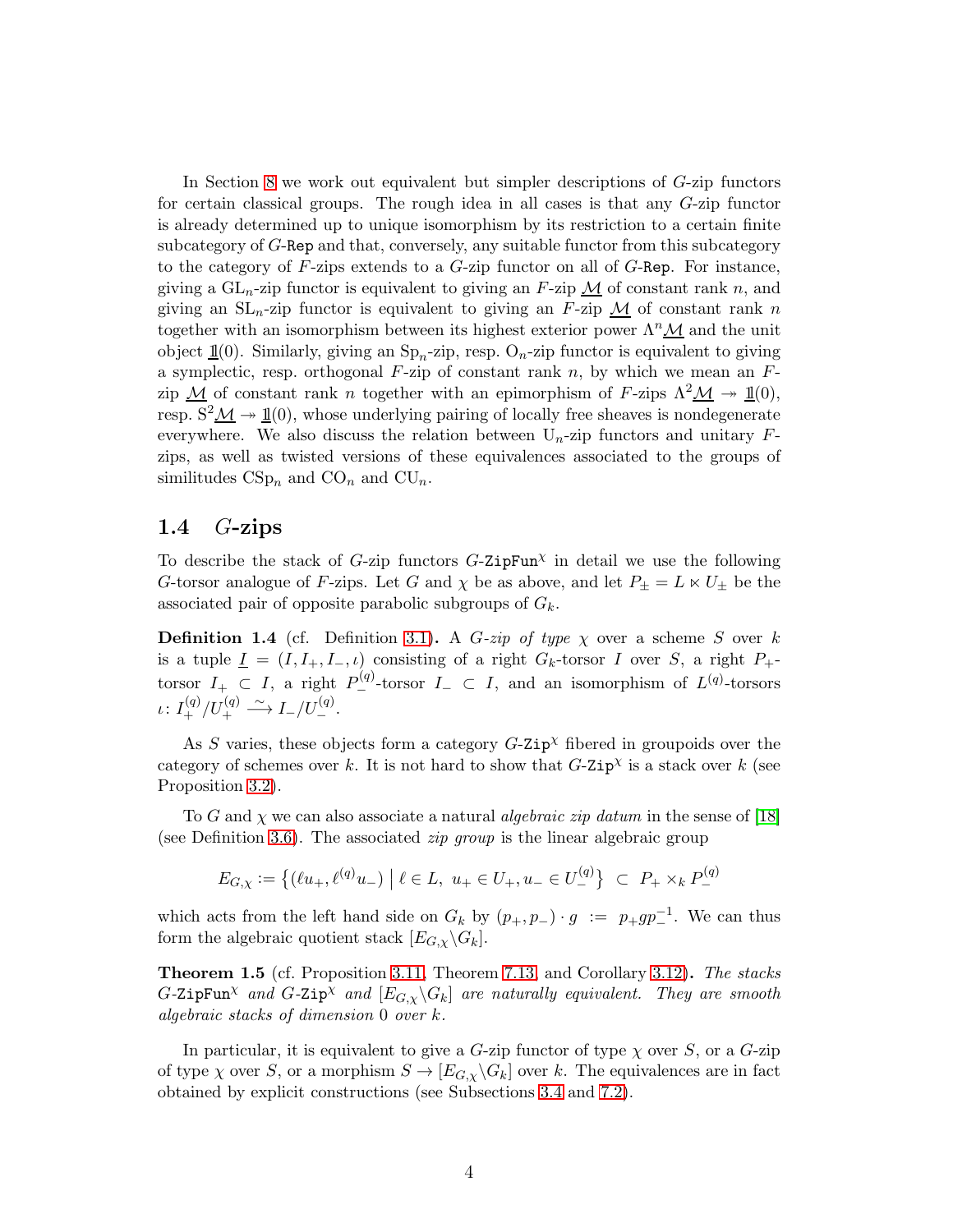In Section 8 we work out equivalent but simpler descriptions of $G$-zip functors for certain classical groups. The rough idea in all cases is that any $G$-zip functor is already determined up to unique isomorphism by its restriction to a certain finite subcategory of $G$-$\texttt{Rep}$ and that, conversely, any suitable functor from this subcategory to the category of $F$-zips extends to a $G$-zip functor on all of $G$-$\texttt{Rep}$. For instance, giving a $\mathrm{GL}_n$-zip functor is equivalent to giving an $F$-zip $\underline{\mathcal{M}}$ of constant rank $n$, and giving an $\mathrm{SL}_n$-zip functor is equivalent to giving an $F$-zip $\underline{\mathcal{M}}$ of constant rank $n$ together with an isomorphism between its highest exterior power $\Lambda^n\underline{\mathcal{M}}$ and the unit object $\mathbb{1}(0)$. Similarly, giving an $\mathrm{Sp}_n$-zip, resp. $\mathrm{O}_n$-zip functor is equivalent to giving a symplectic, resp. orthogonal $F$-zip of constant rank $n$, by which we mean an $F$-zip $\underline{\mathcal{M}}$ of constant rank $n$ together with an epimorphism of $F$-zips $\Lambda^2\underline{\mathcal{M}} \twoheadrightarrow \mathbb{1}(0)$, resp. $\mathrm{S}^2\underline{\mathcal{M}} \twoheadrightarrow \mathbb{1}(0)$, whose underlying pairing of locally free sheaves is nondegenerate everywhere. We also discuss the relation between $\mathrm{U}_n$-zip functors and unitary $F$-zips, as well as twisted versions of these equivalences associated to the groups of similitudes $\mathrm{CSp}_n$ and $\mathrm{CO}_n$ and $\mathrm{CU}_n$.

## 1.4 $G$-zips

To describe the stack of $G$-zip functors $G$-$\texttt{ZipFun}^\chi$ in detail we use the following $G$-torsor analogue of $F$-zips. Let $G$ and $\chi$ be as above, and let $P_\pm = L \ltimes U_\pm$ be the associated pair of opposite parabolic subgroups of $G_k$.

**Definition 1.4** (cf. Definition 3.1)**.** *A $G$-zip of type $\chi$* over a scheme $S$ over $k$ is a tuple $\underline{I} = (I, I_+, I_-, \iota)$ consisting of a right $G_k$-torsor $I$ over $S$, a right $P_+$-torsor $I_+ \subset I$, a right $P_-^{(q)}$-torsor $I_- \subset I$, and an isomorphism of $L^{(q)}$-torsors $\iota\colon I_+^{(q)}/U_+^{(q)} \xrightarrow{\sim} I_-/U_-^{(q)}$.

As $S$ varies, these objects form a category $G$-$\texttt{Zip}^\chi$ fibered in groupoids over the category of schemes over $k$. It is not hard to show that $G$-$\texttt{Zip}^\chi$ is a stack over $k$ (see Proposition 3.2).

To $G$ and $\chi$ we can also associate a natural *algebraic zip datum* in the sense of [18] (see Definition 3.6). The associated *zip group* is the linear algebraic group

$$E_{G,\chi} := \bigl\{(\ell u_+, \ell^{(q)} u_-) \bigm| \ell \in L,\ u_+ \in U_+, u_- \in U_-^{(q)}\bigr\} \ \subset\ P_+ \times_k P_-^{(q)}$$

which acts from the left hand side on $G_k$ by $(p_+, p_-)\cdot g \ := \ p_+ g p_-^{-1}$. We can thus form the algebraic quotient stack $[E_{G,\chi}\backslash G_k]$.

**Theorem 1.5** (cf. Proposition 3.11, Theorem 7.13, and Corollary 3.12)**.** *The stacks $G$-$\texttt{ZipFun}^\chi$ and $G$-$\texttt{Zip}^\chi$ and $[E_{G,\chi}\backslash G_k]$ are naturally equivalent. They are smooth algebraic stacks of dimension $0$ over $k$.*

In particular, it is equivalent to give a $G$-zip functor of type $\chi$ over $S$, or a $G$-zip of type $\chi$ over $S$, or a morphism $S \to [E_{G,\chi}\backslash G_k]$ over $k$. The equivalences are in fact obtained by explicit constructions (see Subsections 3.4 and 7.2).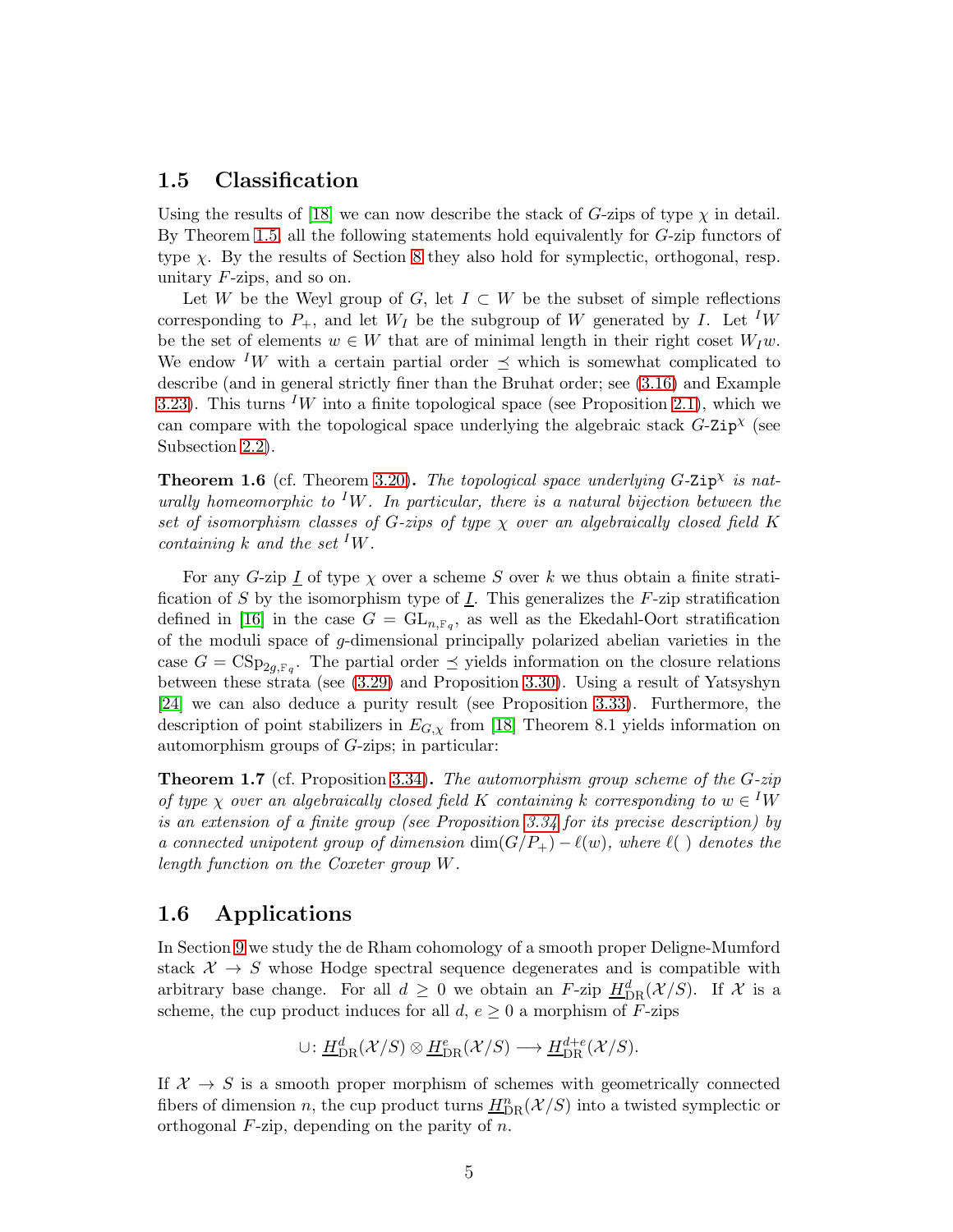## 1.5 Classification

Using the results of [18] we can now describe the stack of $G$-zips of type $\chi$ in detail. By Theorem 1.5, all the following statements hold equivalently for $G$-zip functors of type $\chi$. By the results of Section 8 they also hold for symplectic, orthogonal, resp. unitary $F$-zips, and so on.

Let $W$ be the Weyl group of $G$, let $I \subset W$ be the subset of simple reflections corresponding to $P_+$, and let $W_I$ be the subgroup of $W$ generated by $I$. Let ${}^IW$ be the set of elements $w \in W$ that are of minimal length in their right coset $W_I w$. We endow ${}^IW$ with a certain partial order $\preceq$ which is somewhat complicated to describe (and in general strictly finer than the Bruhat order; see (3.16) and Example 3.23). This turns ${}^IW$ into a finite topological space (see Proposition 2.1), which we can compare with the topological space underlying the algebraic stack $G\text{-}\mathtt{Zip}^\chi$ (see Subsection 2.2).

**Theorem 1.6** (cf. Theorem 3.20)**.** *The topological space underlying $G\text{-}\mathtt{Zip}^\chi$ is naturally homeomorphic to ${}^IW$. In particular, there is a natural bijection between the set of isomorphism classes of $G$-zips of type $\chi$ over an algebraically closed field $K$ containing $k$ and the set ${}^IW$.*

For any $G$-zip $\underline{I}$ of type $\chi$ over a scheme $S$ over $k$ we thus obtain a finite stratification of $S$ by the isomorphism type of $\underline{I}$. This generalizes the $F$-zip stratification defined in [16] in the case $G = \mathrm{GL}_{n,\mathbb{F}_q}$, as well as the Ekedahl-Oort stratification of the moduli space of $g$-dimensional principally polarized abelian varieties in the case $G = \mathrm{CSp}_{2g,\mathbb{F}_q}$. The partial order $\preceq$ yields information on the closure relations between these strata (see (3.29) and Proposition 3.30). Using a result of Yatsyshyn [24] we can also deduce a purity result (see Proposition 3.33). Furthermore, the description of point stabilizers in $E_{G,\chi}$ from [18] Theorem 8.1 yields information on automorphism groups of $G$-zips; in particular:

**Theorem 1.7** (cf. Proposition 3.34)**.** *The automorphism group scheme of the $G$-zip of type $\chi$ over an algebraically closed field $K$ containing $k$ corresponding to $w \in {}^IW$ is an extension of a finite group (see Proposition 3.34 for its precise description) by a connected unipotent group of dimension $\dim(G/P_+) - \ell(w)$, where $\ell(\ )$ denotes the length function on the Coxeter group $W$.*

## 1.6 Applications

In Section 9 we study the de Rham cohomology of a smooth proper Deligne-Mumford stack $\mathcal{X} \to S$ whose Hodge spectral sequence degenerates and is compatible with arbitrary base change. For all $d \geq 0$ we obtain an $F$-zip $\underline{H}^d_{\mathrm{DR}}(\mathcal{X}/S)$. If $\mathcal{X}$ is a scheme, the cup product induces for all $d$, $e \geq 0$ a morphism of $F$-zips

$$\cup\colon \underline{H}^d_{\mathrm{DR}}(\mathcal{X}/S) \otimes \underline{H}^e_{\mathrm{DR}}(\mathcal{X}/S) \longrightarrow \underline{H}^{d+e}_{\mathrm{DR}}(\mathcal{X}/S).$$

If $\mathcal{X} \to S$ is a smooth proper morphism of schemes with geometrically connected fibers of dimension $n$, the cup product turns $\underline{H}^n_{\mathrm{DR}}(\mathcal{X}/S)$ into a twisted symplectic or orthogonal $F$-zip, depending on the parity of $n$.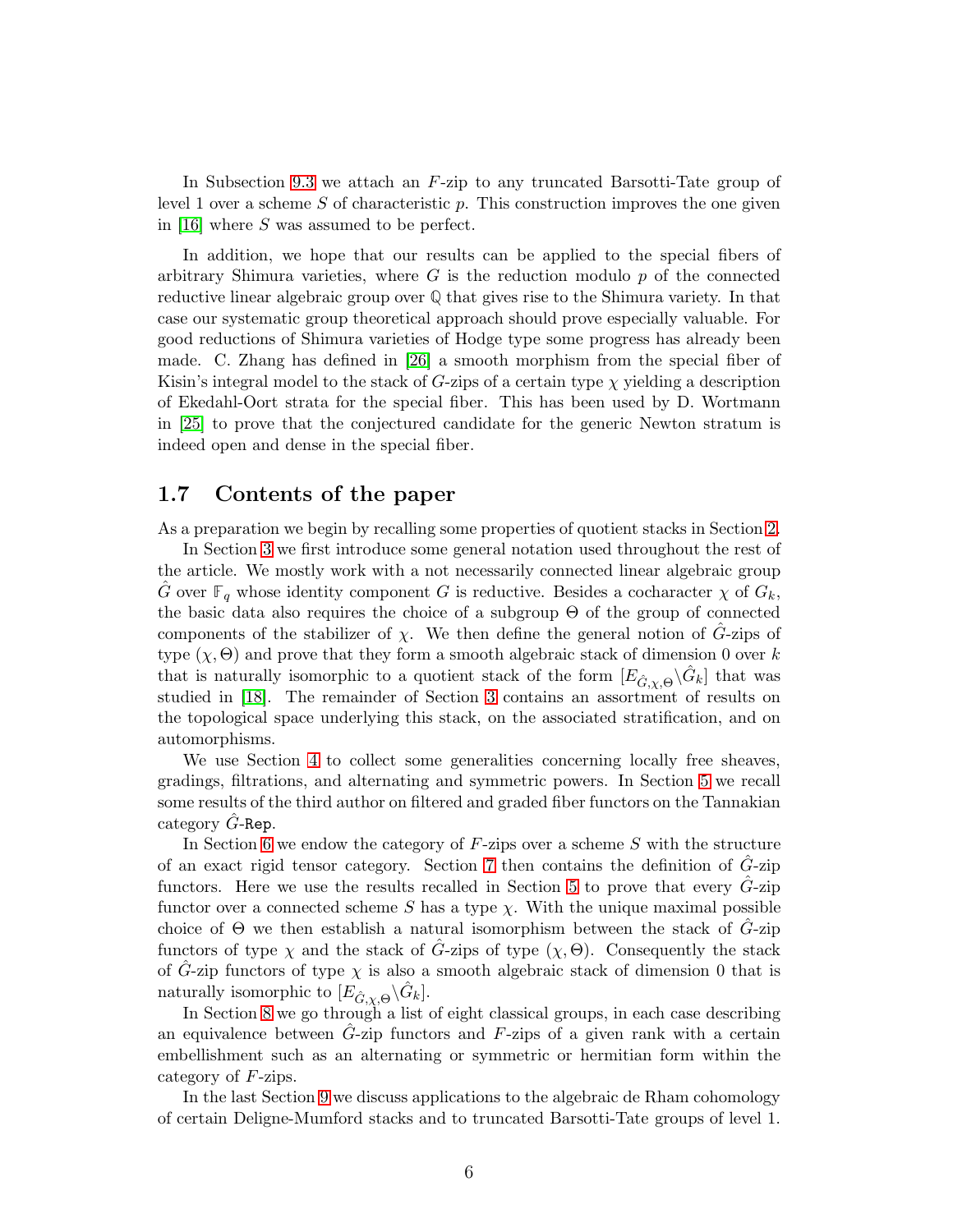In Subsection 9.3 we attach an $F$-zip to any truncated Barsotti-Tate group of level 1 over a scheme $S$ of characteristic $p$. This construction improves the one given in [16] where $S$ was assumed to be perfect.

In addition, we hope that our results can be applied to the special fibers of arbitrary Shimura varieties, where $G$ is the reduction modulo $p$ of the connected reductive linear algebraic group over $\mathbb{Q}$ that gives rise to the Shimura variety. In that case our systematic group theoretical approach should prove especially valuable. For good reductions of Shimura varieties of Hodge type some progress has already been made. C. Zhang has defined in [26] a smooth morphism from the special fiber of Kisin's integral model to the stack of $G$-zips of a certain type $\chi$ yielding a description of Ekedahl-Oort strata for the special fiber. This has been used by D. Wortmann in [25] to prove that the conjectured candidate for the generic Newton stratum is indeed open and dense in the special fiber.

## 1.7 Contents of the paper

As a preparation we begin by recalling some properties of quotient stacks in Section 2.

In Section 3 we first introduce some general notation used throughout the rest of the article. We mostly work with a not necessarily connected linear algebraic group $\hat{G}$ over $\mathbb{F}_q$ whose identity component $G$ is reductive. Besides a cocharacter $\chi$ of $G_k$, the basic data also requires the choice of a subgroup $\Theta$ of the group of connected components of the stabilizer of $\chi$. We then define the general notion of $\hat{G}$-zips of type $(\chi, \Theta)$ and prove that they form a smooth algebraic stack of dimension 0 over $k$ that is naturally isomorphic to a quotient stack of the form $[E_{\hat{G},\chi,\Theta}\backslash\hat{G}_k]$ that was studied in [18]. The remainder of Section 3 contains an assortment of results on the topological space underlying this stack, on the associated stratification, and on automorphisms.

We use Section 4 to collect some generalities concerning locally free sheaves, gradings, filtrations, and alternating and symmetric powers. In Section 5 we recall some results of the third author on filtered and graded fiber functors on the Tannakian category $\hat{G}$-Rep.

In Section 6 we endow the category of $F$-zips over a scheme $S$ with the structure of an exact rigid tensor category. Section 7 then contains the definition of $\hat{G}$-zip functors. Here we use the results recalled in Section 5 to prove that every $\hat{G}$-zip functor over a connected scheme $S$ has a type $\chi$. With the unique maximal possible choice of $\Theta$ we then establish a natural isomorphism between the stack of $\hat{G}$-zip functors of type $\chi$ and the stack of $\hat{G}$-zips of type $(\chi, \Theta)$. Consequently the stack of $\hat{G}$-zip functors of type $\chi$ is also a smooth algebraic stack of dimension 0 that is naturally isomorphic to $[E_{\hat{G},\chi,\Theta}\backslash\hat{G}_k]$.

In Section 8 we go through a list of eight classical groups, in each case describing an equivalence between $\hat{G}$-zip functors and $F$-zips of a given rank with a certain embellishment such as an alternating or symmetric or hermitian form within the category of $F$-zips.

In the last Section 9 we discuss applications to the algebraic de Rham cohomology of certain Deligne-Mumford stacks and to truncated Barsotti-Tate groups of level 1.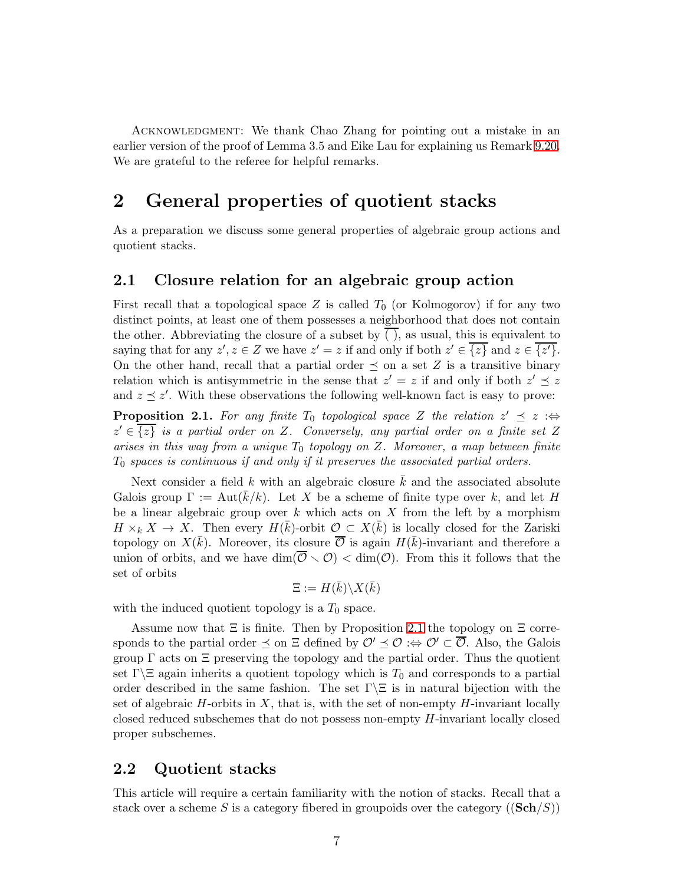Acknowledgment: We thank Chao Zhang for pointing out a mistake in an earlier version of the proof of Lemma 3.5 and Eike Lau for explaining us Remark 9.20. We are grateful to the referee for helpful remarks.

# 2 General properties of quotient stacks

As a preparation we discuss some general properties of algebraic group actions and quotient stacks.

## 2.1 Closure relation for an algebraic group action

First recall that a topological space $Z$ is called $T_0$ (or Kolmogorov) if for any two distinct points, at least one of them possesses a neighborhood that does not contain the other. Abbreviating the closure of a subset by $\overline{(\;)}$, as usual, this is equivalent to saying that for any $z', z \in Z$ we have $z' = z$ if and only if both $z' \in \overline{\{z\}}$ and $z \in \overline{\{z'\}}$. On the other hand, recall that a partial order $\preceq$ on a set $Z$ is a transitive binary relation which is antisymmetric in the sense that $z' = z$ if and only if both $z' \preceq z$ and $z \preceq z'$. With these observations the following well-known fact is easy to prove:

**Proposition 2.1.** *For any finite $T_0$ topological space $Z$ the relation $z' \preceq z :\Leftrightarrow z' \in \overline{\{z\}}$ is a partial order on $Z$. Conversely, any partial order on a finite set $Z$ arises in this way from a unique $T_0$ topology on $Z$. Moreover, a map between finite $T_0$ spaces is continuous if and only if it preserves the associated partial orders.*

Next consider a field $k$ with an algebraic closure $\bar{k}$ and the associated absolute Galois group $\Gamma := \mathrm{Aut}(\bar{k}/k)$. Let $X$ be a scheme of finite type over $k$, and let $H$ be a linear algebraic group over $k$ which acts on $X$ from the left by a morphism $H \times_k X \to X$. Then every $H(\bar{k})$-orbit $\mathcal{O} \subset X(\bar{k})$ is locally closed for the Zariski topology on $X(\bar{k})$. Moreover, its closure $\overline{\mathcal{O}}$ is again $H(\bar{k})$-invariant and therefore a union of orbits, and we have $\dim(\overline{\mathcal{O}} \smallsetminus \mathcal{O}) < \dim(\mathcal{O})$. From this it follows that the set of orbits

$$\Xi := H(\bar{k})\backslash X(\bar{k})$$

with the induced quotient topology is a $T_0$ space.

Assume now that $\Xi$ is finite. Then by Proposition 2.1 the topology on $\Xi$ corresponds to the partial order $\preceq$ on $\Xi$ defined by $\mathcal{O}' \preceq \mathcal{O} :\Leftrightarrow \mathcal{O}' \subset \overline{\mathcal{O}}$. Also, the Galois group $\Gamma$ acts on $\Xi$ preserving the topology and the partial order. Thus the quotient set $\Gamma\backslash\Xi$ again inherits a quotient topology which is $T_0$ and corresponds to a partial order described in the same fashion. The set $\Gamma\backslash\Xi$ is in natural bijection with the set of algebraic $H$-orbits in $X$, that is, with the set of non-empty $H$-invariant locally closed reduced subschemes that do not possess non-empty $H$-invariant locally closed proper subschemes.

## 2.2 Quotient stacks

This article will require a certain familiarity with the notion of stacks. Recall that a stack over a scheme $S$ is a category fibered in groupoids over the category $((\mathbf{Sch}/S))$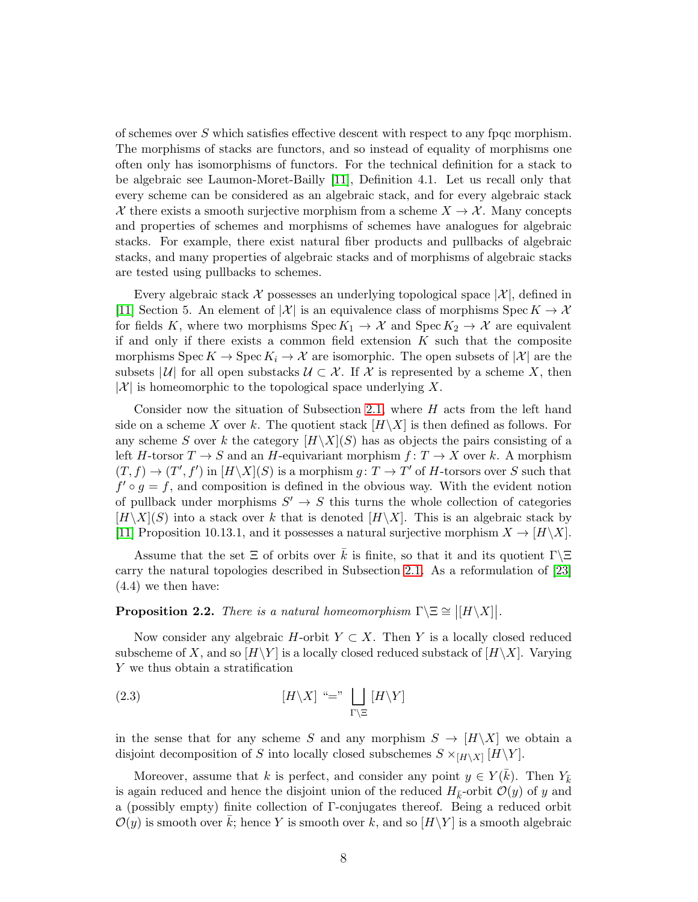of schemes over $S$ which satisfies effective descent with respect to any fpqc morphism. The morphisms of stacks are functors, and so instead of equality of morphisms one often only has isomorphisms of functors. For the technical definition for a stack to be algebraic see Laumon-Moret-Bailly [11], Definition 4.1. Let us recall only that every scheme can be considered as an algebraic stack, and for every algebraic stack $\mathcal{X}$ there exists a smooth surjective morphism from a scheme $X \to \mathcal{X}$. Many concepts and properties of schemes and morphisms of schemes have analogues for algebraic stacks. For example, there exist natural fiber products and pullbacks of algebraic stacks, and many properties of algebraic stacks and of morphisms of algebraic stacks are tested using pullbacks to schemes.

Every algebraic stack $\mathcal{X}$ possesses an underlying topological space $|\mathcal{X}|$, defined in [11] Section 5. An element of $|\mathcal{X}|$ is an equivalence class of morphisms $\operatorname{Spec} K \to \mathcal{X}$ for fields $K$, where two morphisms $\operatorname{Spec} K_1 \to \mathcal{X}$ and $\operatorname{Spec} K_2 \to \mathcal{X}$ are equivalent if and only if there exists a common field extension $K$ such that the composite morphisms $\operatorname{Spec} K \to \operatorname{Spec} K_i \to \mathcal{X}$ are isomorphic. The open subsets of $|\mathcal{X}|$ are the subsets $|\mathcal{U}|$ for all open substacks $\mathcal{U} \subset \mathcal{X}$. If $\mathcal{X}$ is represented by a scheme $X$, then $|\mathcal{X}|$ is homeomorphic to the topological space underlying $X$.

Consider now the situation of Subsection 2.1, where $H$ acts from the left hand side on a scheme $X$ over $k$. The quotient stack $[H\backslash X]$ is then defined as follows. For any scheme $S$ over $k$ the category $[H\backslash X](S)$ has as objects the pairs consisting of a left $H$-torsor $T \to S$ and an $H$-equivariant morphism $f\colon T \to X$ over $k$. A morphism $(T, f) \to (T', f')$ in $[H\backslash X](S)$ is a morphism $g\colon T \to T'$ of $H$-torsors over $S$ such that $f' \circ g = f$, and composition is defined in the obvious way. With the evident notion of pullback under morphisms $S' \to S$ this turns the whole collection of categories $[H\backslash X](S)$ into a stack over $k$ that is denoted $[H\backslash X]$. This is an algebraic stack by [11] Proposition 10.13.1, and it possesses a natural surjective morphism $X \to [H\backslash X]$.

Assume that the set $\Xi$ of orbits over $\bar{k}$ is finite, so that it and its quotient $\Gamma\backslash\Xi$ carry the natural topologies described in Subsection 2.1. As a reformulation of [23] (4.4) we then have:

**Proposition 2.2.** *There is a natural homeomorphism* $\Gamma\backslash\Xi \cong \big|[H\backslash X]\big|$.

Now consider any algebraic $H$-orbit $Y \subset X$. Then $Y$ is a locally closed reduced subscheme of $X$, and so $[H\backslash Y]$ is a locally closed reduced substack of $[H\backslash X]$. Varying $Y$ we thus obtain a stratification

$$(2.3) \qquad\qquad [H\backslash X] \text{ “}=\text{” } \bigsqcup_{\Gamma\backslash\Xi} [H\backslash Y]$$

in the sense that for any scheme $S$ and any morphism $S \to [H\backslash X]$ we obtain a disjoint decomposition of $S$ into locally closed subschemes $S \times_{[H\backslash X]} [H\backslash Y]$.

Moreover, assume that $k$ is perfect, and consider any point $y \in Y(\bar{k})$. Then $Y_{\bar{k}}$ is again reduced and hence the disjoint union of the reduced $H_{\bar{k}}$-orbit $\mathcal{O}(y)$ of $y$ and a (possibly empty) finite collection of $\Gamma$-conjugates thereof. Being a reduced orbit $\mathcal{O}(y)$ is smooth over $\bar{k}$; hence $Y$ is smooth over $k$, and so $[H\backslash Y]$ is a smooth algebraic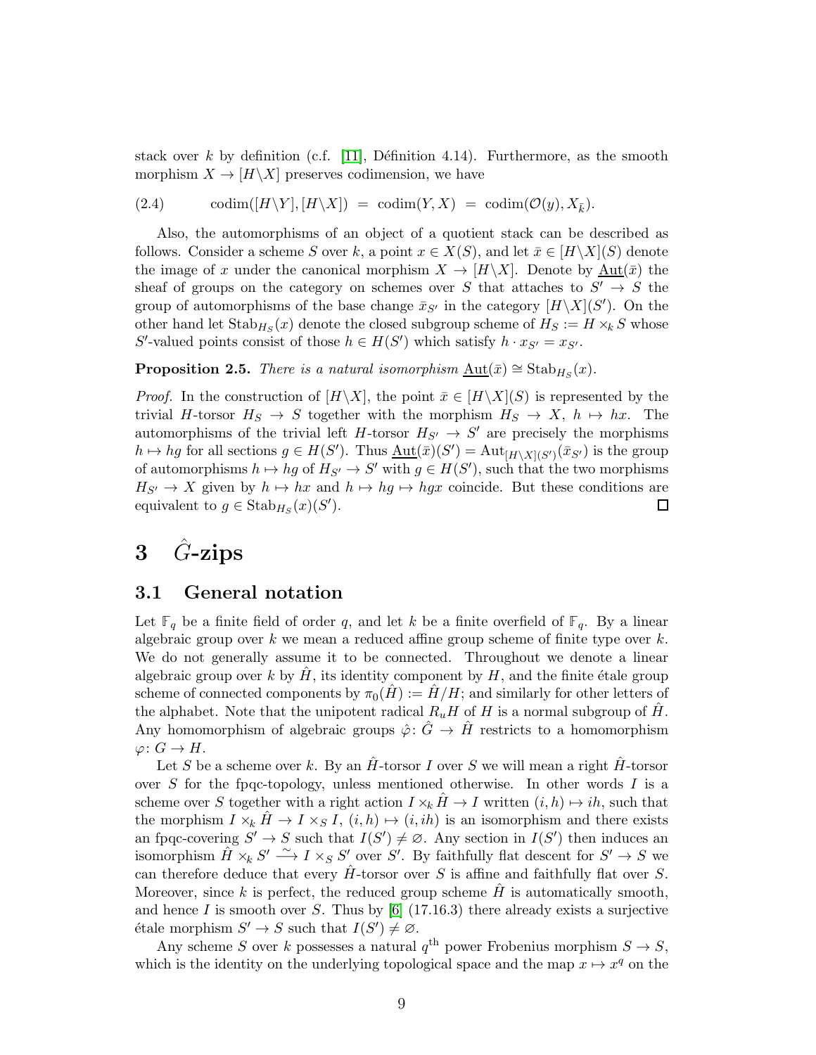stack over $k$ by definition (c.f. [11], Définition 4.14). Furthermore, as the smooth morphism $X \to [H\backslash X]$ preserves codimension, we have

$$\text{(2.4)} \qquad \operatorname{codim}([H\backslash Y],[H\backslash X]) \;=\; \operatorname{codim}(Y,X) \;=\; \operatorname{codim}(\mathcal{O}(y),X_{\bar{k}}).$$

Also, the automorphisms of an object of a quotient stack can be described as follows. Consider a scheme $S$ over $k$, a point $x \in X(S)$, and let $\bar{x} \in [H\backslash X](S)$ denote the image of $x$ under the canonical morphism $X \to [H\backslash X]$. Denote by $\underline{\mathrm{Aut}}(\bar{x})$ the sheaf of groups on the category on schemes over $S$ that attaches to $S' \to S$ the group of automorphisms of the base change $\bar{x}_{S'}$ in the category $[H\backslash X](S')$. On the other hand let $\mathrm{Stab}_{H_S}(x)$ denote the closed subgroup scheme of $H_S := H \times_k S$ whose $S'$-valued points consist of those $h \in H(S')$ which satisfy $h \cdot x_{S'} = x_{S'}$.

**Proposition 2.5.** *There is a natural isomorphism $\underline{\mathrm{Aut}}(\bar{x}) \cong \mathrm{Stab}_{H_S}(x)$.*

*Proof.* In the construction of $[H\backslash X]$, the point $\bar{x} \in [H\backslash X](S)$ is represented by the trivial $H$-torsor $H_S \to S$ together with the morphism $H_S \to X$, $h \mapsto hx$. The automorphisms of the trivial left $H$-torsor $H_{S'} \to S'$ are precisely the morphisms $h \mapsto hg$ for all sections $g \in H(S')$. Thus $\underline{\mathrm{Aut}}(\bar{x})(S') = \mathrm{Aut}_{[H\backslash X](S')}(\bar{x}_{S'})$ is the group of automorphisms $h \mapsto hg$ of $H_{S'} \to S'$ with $g \in H(S')$, such that the two morphisms $H_{S'} \to X$ given by $h \mapsto hx$ and $h \mapsto hg \mapsto hgx$ coincide. But these conditions are equivalent to $g \in \mathrm{Stab}_{H_S}(x)(S')$. ∎

# 3 $\hat{G}$-zips

## 3.1 General notation

Let $\mathbb{F}_q$ be a finite field of order $q$, and let $k$ be a finite overfield of $\mathbb{F}_q$. By a linear algebraic group over $k$ we mean a reduced affine group scheme of finite type over $k$. We do not generally assume it to be connected. Throughout we denote a linear algebraic group over $k$ by $\hat{H}$, its identity component by $H$, and the finite étale group scheme of connected components by $\pi_0(\hat{H}) := \hat{H}/H$; and similarly for other letters of the alphabet. Note that the unipotent radical $R_uH$ of $H$ is a normal subgroup of $\hat{H}$. Any homomorphism of algebraic groups $\hat{\varphi}\colon \hat{G} \to \hat{H}$ restricts to a homomorphism $\varphi\colon G \to H$.

Let $S$ be a scheme over $k$. By an $\hat{H}$-torsor $I$ over $S$ we will mean a right $\hat{H}$-torsor over $S$ for the fpqc-topology, unless mentioned otherwise. In other words $I$ is a scheme over $S$ together with a right action $I \times_k \hat{H} \to I$ written $(i,h) \mapsto ih$, such that the morphism $I \times_k \hat{H} \to I \times_S I$, $(i,h) \mapsto (i,ih)$ is an isomorphism and there exists an fpqc-covering $S' \to S$ such that $I(S') \neq \varnothing$. Any section in $I(S')$ then induces an isomorphism $\hat{H} \times_k S' \xrightarrow{\sim} I \times_S S'$ over $S'$. By faithfully flat descent for $S' \to S$ we can therefore deduce that every $\hat{H}$-torsor over $S$ is affine and faithfully flat over $S$. Moreover, since $k$ is perfect, the reduced group scheme $\hat{H}$ is automatically smooth, and hence $I$ is smooth over $S$. Thus by [6] (17.16.3) there already exists a surjective étale morphism $S' \to S$ such that $I(S') \neq \varnothing$.

Any scheme $S$ over $k$ possesses a natural $q^{\text{th}}$ power Frobenius morphism $S \to S$, which is the identity on the underlying topological space and the map $x \mapsto x^q$ on the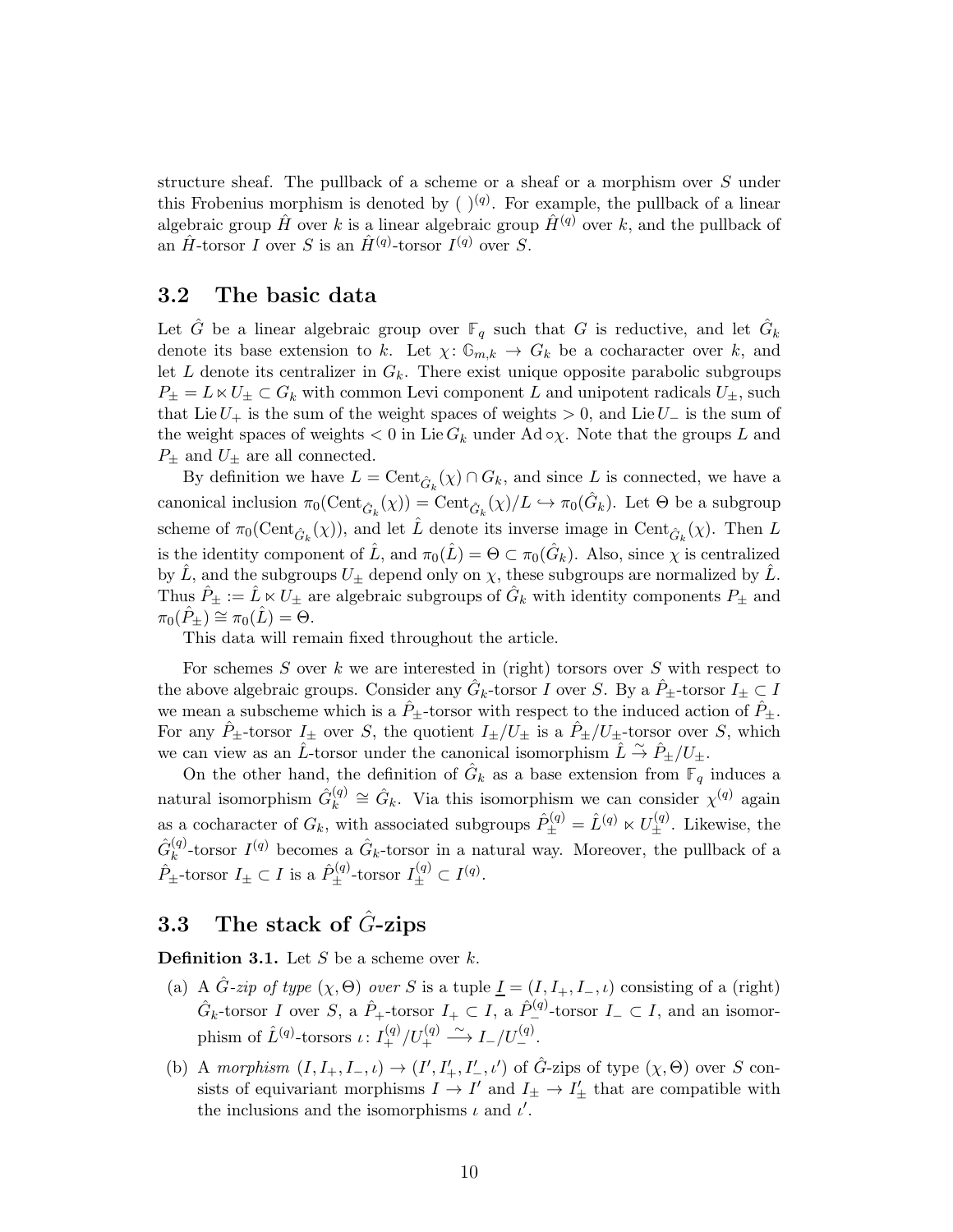structure sheaf. The pullback of a scheme or a sheaf or a morphism over $S$ under this Frobenius morphism is denoted by $(\ )^{(q)}$. For example, the pullback of a linear algebraic group $\hat{H}$ over $k$ is a linear algebraic group $\hat{H}^{(q)}$ over $k$, and the pullback of an $\hat{H}$-torsor $I$ over $S$ is an $\hat{H}^{(q)}$-torsor $I^{(q)}$ over $S$.

## 3.2 The basic data

Let $\hat{G}$ be a linear algebraic group over $\mathbb{F}_q$ such that $G$ is reductive, and let $\hat{G}_k$ denote its base extension to $k$. Let $\chi\colon \mathbb{G}_{m,k} \to G_k$ be a cocharacter over $k$, and let $L$ denote its centralizer in $G_k$. There exist unique opposite parabolic subgroups $P_\pm = L \ltimes U_\pm \subset G_k$ with common Levi component $L$ and unipotent radicals $U_\pm$, such that $\operatorname{Lie} U_+$ is the sum of the weight spaces of weights $> 0$, and $\operatorname{Lie} U_-$ is the sum of the weight spaces of weights $< 0$ in $\operatorname{Lie} G_k$ under $\operatorname{Ad} \circ \chi$. Note that the groups $L$ and $P_\pm$ and $U_\pm$ are all connected.

By definition we have $L = \operatorname{Cent}_{\hat{G}_k}(\chi) \cap G_k$, and since $L$ is connected, we have a canonical inclusion $\pi_0(\operatorname{Cent}_{\hat{G}_k}(\chi)) = \operatorname{Cent}_{\hat{G}_k}(\chi)/L \hookrightarrow \pi_0(\hat{G}_k)$. Let $\Theta$ be a subgroup scheme of $\pi_0(\operatorname{Cent}_{\hat{G}_k}(\chi))$, and let $\hat{L}$ denote its inverse image in $\operatorname{Cent}_{\hat{G}_k}(\chi)$. Then $L$ is the identity component of $\hat{L}$, and $\pi_0(\hat{L}) = \Theta \subset \pi_0(\hat{G}_k)$. Also, since $\chi$ is centralized by $\hat{L}$, and the subgroups $U_\pm$ depend only on $\chi$, these subgroups are normalized by $\hat{L}$. Thus $\hat{P}_\pm := \hat{L} \ltimes U_\pm$ are algebraic subgroups of $\hat{G}_k$ with identity components $P_\pm$ and $\pi_0(\hat{P}_\pm) \cong \pi_0(\hat{L}) = \Theta$.

This data will remain fixed throughout the article.

For schemes $S$ over $k$ we are interested in (right) torsors over $S$ with respect to the above algebraic groups. Consider any $\hat{G}_k$-torsor $I$ over $S$. By a $\hat{P}_\pm$-torsor $I_\pm \subset I$ we mean a subscheme which is a $\hat{P}_\pm$-torsor with respect to the induced action of $\hat{P}_\pm$. For any $\hat{P}_\pm$-torsor $I_\pm$ over $S$, the quotient $I_\pm/U_\pm$ is a $\hat{P}_\pm/U_\pm$-torsor over $S$, which we can view as an $\hat{L}$-torsor under the canonical isomorphism $\hat{L} \overset{\sim}{\to} \hat{P}_\pm/U_\pm$.

On the other hand, the definition of $\hat{G}_k$ as a base extension from $\mathbb{F}_q$ induces a natural isomorphism $\hat{G}_k^{(q)} \cong \hat{G}_k$. Via this isomorphism we can consider $\chi^{(q)}$ again as a cocharacter of $G_k$, with associated subgroups $\hat{P}_\pm^{(q)} = \hat{L}^{(q)} \ltimes U_\pm^{(q)}$. Likewise, the $\hat{G}_k^{(q)}$-torsor $I^{(q)}$ becomes a $\hat{G}_k$-torsor in a natural way. Moreover, the pullback of a $\hat{P}_\pm$-torsor $I_\pm \subset I$ is a $\hat{P}_\pm^{(q)}$-torsor $I_\pm^{(q)} \subset I^{(q)}$.

## 3.3 The stack of $\hat{G}$-zips

**Definition 3.1.** Let $S$ be a scheme over $k$.

(a) A *$\hat{G}$-zip of type $(\chi, \Theta)$ over $S$* is a tuple $\underline{I} = (I, I_+, I_-, \iota)$ consisting of a (right) $\hat{G}_k$-torsor $I$ over $S$, a $\hat{P}_+$-torsor $I_+ \subset I$, a $\hat{P}_-^{(q)}$-torsor $I_- \subset I$, and an isomorphism of $\hat{L}^{(q)}$-torsors $\iota\colon I_+^{(q)}/U_+^{(q)} \overset{\sim}{\longrightarrow} I_-/U_-^{(q)}$.

(b) A *morphism* $(I, I_+, I_-, \iota) \to (I', I'_+, I'_-, \iota')$ of $\hat{G}$-zips of type $(\chi, \Theta)$ over $S$ consists of equivariant morphisms $I \to I'$ and $I_\pm \to I'_\pm$ that are compatible with the inclusions and the isomorphisms $\iota$ and $\iota'$.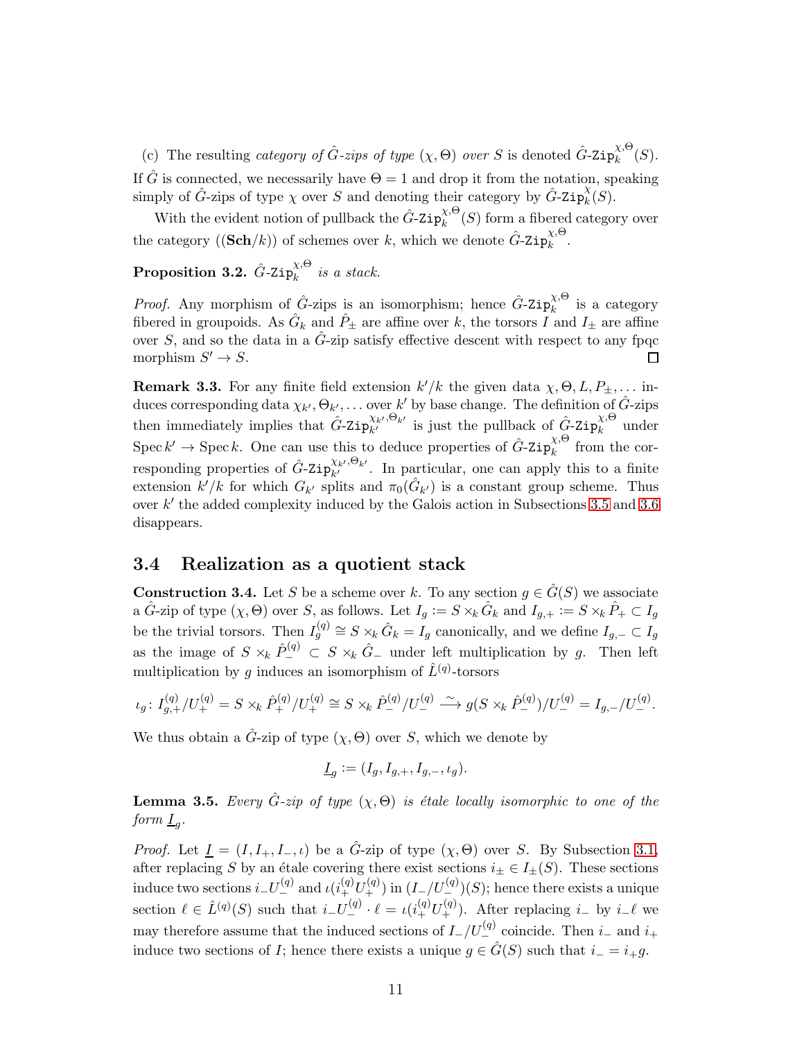(c) The resulting *category of $\hat{G}$-zips of type* $(\chi,\Theta)$ *over* $S$ is denoted $\hat{G}\text{-}\mathtt{Zip}_k^{\chi,\Theta}(S)$.

If $\hat{G}$ is connected, we necessarily have $\Theta = 1$ and drop it from the notation, speaking simply of $\hat{G}$-zips of type $\chi$ over $S$ and denoting their category by $\hat{G}\text{-}\mathtt{Zip}_k^{\chi}(S)$.

With the evident notion of pullback the $\hat{G}\text{-}\mathtt{Zip}_k^{\chi,\Theta}(S)$ form a fibered category over the category $((\mathbf{Sch}/k))$ of schemes over $k$, which we denote $\hat{G}\text{-}\mathtt{Zip}_k^{\chi,\Theta}$.

**Proposition 3.2.** *$\hat{G}\text{-}\mathtt{Zip}_k^{\chi,\Theta}$ is a stack.*

*Proof.* Any morphism of $\hat{G}$-zips is an isomorphism; hence $\hat{G}\text{-}\mathtt{Zip}_k^{\chi,\Theta}$ is a category fibered in groupoids. As $\hat{G}_k$ and $\hat{P}_\pm$ are affine over $k$, the torsors $I$ and $I_\pm$ are affine over $S$, and so the data in a $\hat{G}$-zip satisfy effective descent with respect to any fpqc morphism $S' \to S$. ∎

**Remark 3.3.** For any finite field extension $k'/k$ the given data $\chi, \Theta, L, P_\pm, \ldots$ induces corresponding data $\chi_{k'}, \Theta_{k'}, \ldots$ over $k'$ by base change. The definition of $\hat{G}$-zips then immediately implies that $\hat{G}\text{-}\mathtt{Zip}_{k'}^{\chi_{k'},\Theta_{k'}}$ is just the pullback of $\hat{G}\text{-}\mathtt{Zip}_k^{\chi,\Theta}$ under $\operatorname{Spec} k' \to \operatorname{Spec} k$. One can use this to deduce properties of $\hat{G}\text{-}\mathtt{Zip}_k^{\chi,\Theta}$ from the corresponding properties of $\hat{G}\text{-}\mathtt{Zip}_{k'}^{\chi_{k'},\Theta_{k'}}$. In particular, one can apply this to a finite extension $k'/k$ for which $G_{k'}$ splits and $\pi_0(\hat{G}_{k'})$ is a constant group scheme. Thus over $k'$ the added complexity induced by the Galois action in Subsections 3.5 and 3.6 disappears.

## 3.4 Realization as a quotient stack

**Construction 3.4.** Let $S$ be a scheme over $k$. To any section $g \in \hat{G}(S)$ we associate a $\hat{G}$-zip of type $(\chi,\Theta)$ over $S$, as follows. Let $I_g := S \times_k \hat{G}_k$ and $I_{g,+} := S \times_k \hat{P}_+ \subset I_g$ be the trivial torsors. Then $I_g^{(q)} \cong S \times_k \hat{G}_k = I_g$ canonically, and we define $I_{g,-} \subset I_g$ as the image of $S \times_k \hat{P}_-^{(q)} \subset S \times_k \hat{G}_-$ under left multiplication by $g$. Then left multiplication by $g$ induces an isomorphism of $\hat{L}^{(q)}$-torsors

$$\iota_g \colon I_{g,+}^{(q)}/U_+^{(q)} = S \times_k \hat{P}_+^{(q)}/U_+^{(q)} \cong S \times_k \hat{P}_-^{(q)}/U_-^{(q)} \xrightarrow{\sim} g(S \times_k \hat{P}_-^{(q)})/U_-^{(q)} = I_{g,-}/U_-^{(q)}.$$

We thus obtain a $\hat{G}$-zip of type $(\chi,\Theta)$ over $S$, which we denote by

$$\underline{I}_g := (I_g, I_{g,+}, I_{g,-}, \iota_g).$$

**Lemma 3.5.** *Every $\hat{G}$-zip of type $(\chi,\Theta)$ is étale locally isomorphic to one of the form $\underline{I}_g$.*

*Proof.* Let $\underline{I} = (I, I_+, I_-, \iota)$ be a $\hat{G}$-zip of type $(\chi,\Theta)$ over $S$. By Subsection 3.1, after replacing $S$ by an étale covering there exist sections $i_\pm \in I_\pm(S)$. These sections induce two sections $i_- U_-^{(q)}$ and $\iota(i_+^{(q)} U_+^{(q)})$ in $(I_-/U_-^{(q)})(S)$; hence there exists a unique section $\ell \in \hat{L}^{(q)}(S)$ such that $i_- U_-^{(q)} \cdot \ell = \iota(i_+^{(q)} U_+^{(q)})$. After replacing $i_-$ by $i_- \ell$ we may therefore assume that the induced sections of $I_-/U_-^{(q)}$ coincide. Then $i_-$ and $i_+$ induce two sections of $I$; hence there exists a unique $g \in \hat{G}(S)$ such that $i_- = i_+ g$.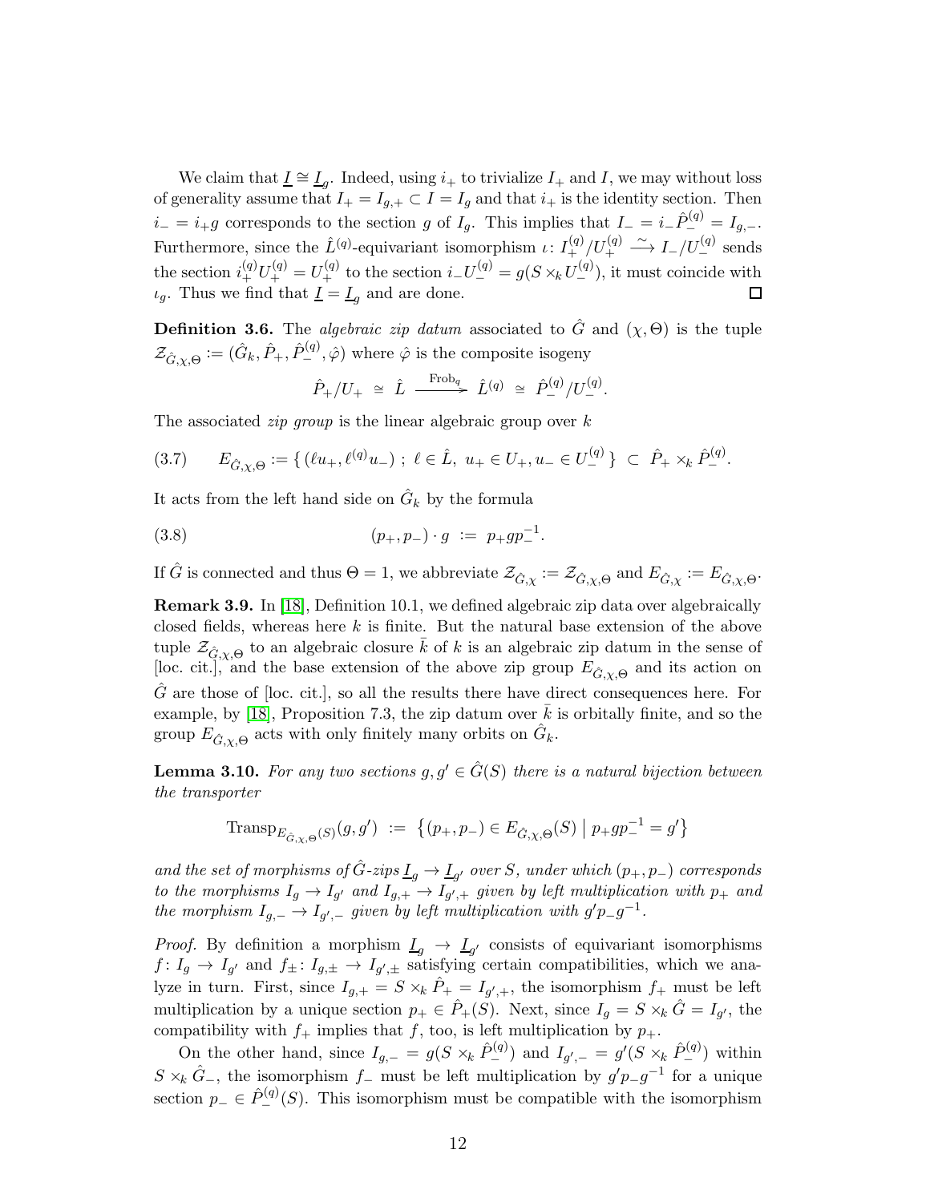We claim that $\underline{I} \cong \underline{I}_g$. Indeed, using $i_+$ to trivialize $I_+$ and $I$, we may without loss of generality assume that $I_+ = I_{g,+} \subset I = I_g$ and that $i_+$ is the identity section. Then $i_- = i_+ g$ corresponds to the section $g$ of $I_g$. This implies that $I_- = i_- \hat{P}_-^{(q)} = I_{g,-}$. Furthermore, since the $\hat{L}^{(q)}$-equivariant isomorphism $\iota\colon I_+^{(q)}/U_+^{(q)} \xrightarrow{\sim} I_-/U_-^{(q)}$ sends the section $i_+^{(q)}U_+^{(q)} = U_+^{(q)}$ to the section $i_- U_-^{(q)} = g(S \times_k U_-^{(q)})$, it must coincide with $\iota_g$. Thus we find that $\underline{I} = \underline{I}_g$ and are done. □

**Definition 3.6.** The *algebraic zip datum* associated to $\hat{G}$ and $(\chi, \Theta)$ is the tuple $\mathcal{Z}_{\hat{G},\chi,\Theta} := (\hat{G}_k, \hat{P}_+, \hat{P}_-^{(q)}, \hat{\varphi})$ where $\hat{\varphi}$ is the composite isogeny

$$\hat{P}_+/U_+ \;\cong\; \hat{L} \xrightarrow{\;\mathrm{Frob}_q\;} \hat{L}^{(q)} \;\cong\; \hat{P}_-^{(q)}/U_-^{(q)}.$$

The associated *zip group* is the linear algebraic group over $k$

$$E_{\hat{G},\chi,\Theta} := \{\, (\ell u_+, \ell^{(q)} u_-) \;;\; \ell \in \hat{L},\ u_+ \in U_+, u_- \in U_-^{(q)} \,\} \;\subset\; \hat{P}_+ \times_k \hat{P}_-^{(q)}. \tag{3.7}$$

It acts from the left hand side on $\hat{G}_k$ by the formula

$$(p_+, p_-) \cdot g \;:=\; p_+ g p_-^{-1}. \tag{3.8}$$

If $\hat{G}$ is connected and thus $\Theta = 1$, we abbreviate $\mathcal{Z}_{\hat{G},\chi} := \mathcal{Z}_{\hat{G},\chi,\Theta}$ and $E_{\hat{G},\chi} := E_{\hat{G},\chi,\Theta}$.

**Remark 3.9.** In [18], Definition 10.1, we defined algebraic zip data over algebraically closed fields, whereas here $k$ is finite. But the natural base extension of the above tuple $\mathcal{Z}_{\hat{G},\chi,\Theta}$ to an algebraic closure $\bar{k}$ of $k$ is an algebraic zip datum in the sense of [loc. cit.], and the base extension of the above zip group $E_{\hat{G},\chi,\Theta}$ and its action on $\hat{G}$ are those of [loc. cit.], so all the results there have direct consequences here. For example, by [18], Proposition 7.3, the zip datum over $\bar{k}$ is orbitally finite, and so the group $E_{\hat{G},\chi,\Theta}$ acts with only finitely many orbits on $\hat{G}_k$.

**Lemma 3.10.** *For any two sections $g, g' \in \hat{G}(S)$ there is a natural bijection between the transporter*

$$\mathrm{Transp}_{E_{\hat{G},\chi,\Theta}(S)}(g, g') \;:=\; \big\{ (p_+, p_-) \in E_{\hat{G},\chi,\Theta}(S) \;\big|\; p_+ g p_-^{-1} = g' \big\}$$

*and the set of morphisms of $\hat{G}$-zips $\underline{I}_g \to \underline{I}_{g'}$ over $S$, under which $(p_+, p_-)$ corresponds to the morphisms $I_g \to I_{g'}$ and $I_{g,+} \to I_{g',+}$ given by left multiplication with $p_+$ and the morphism $I_{g,-} \to I_{g',-}$ given by left multiplication with $g' p_- g^{-1}$.*

*Proof.* By definition a morphism $\underline{I}_g \to \underline{I}_{g'}$ consists of equivariant isomorphisms $f\colon I_g \to I_{g'}$ and $f_\pm\colon I_{g,\pm} \to I_{g',\pm}$ satisfying certain compatibilities, which we analyze in turn. First, since $I_{g,+} = S \times_k \hat{P}_+ = I_{g',+}$, the isomorphism $f_+$ must be left multiplication by a unique section $p_+ \in \hat{P}_+(S)$. Next, since $I_g = S \times_k \hat{G} = I_{g'}$, the compatibility with $f_+$ implies that $f$, too, is left multiplication by $p_+$.

On the other hand, since $I_{g,-} = g(S \times_k \hat{P}_-^{(q)})$ and $I_{g',-} = g'(S \times_k \hat{P}_-^{(q)})$ within $S \times_k \hat{G}_-$, the isomorphism $f_-$ must be left multiplication by $g' p_- g^{-1}$ for a unique section $p_- \in \hat{P}_-^{(q)}(S)$. This isomorphism must be compatible with the isomorphism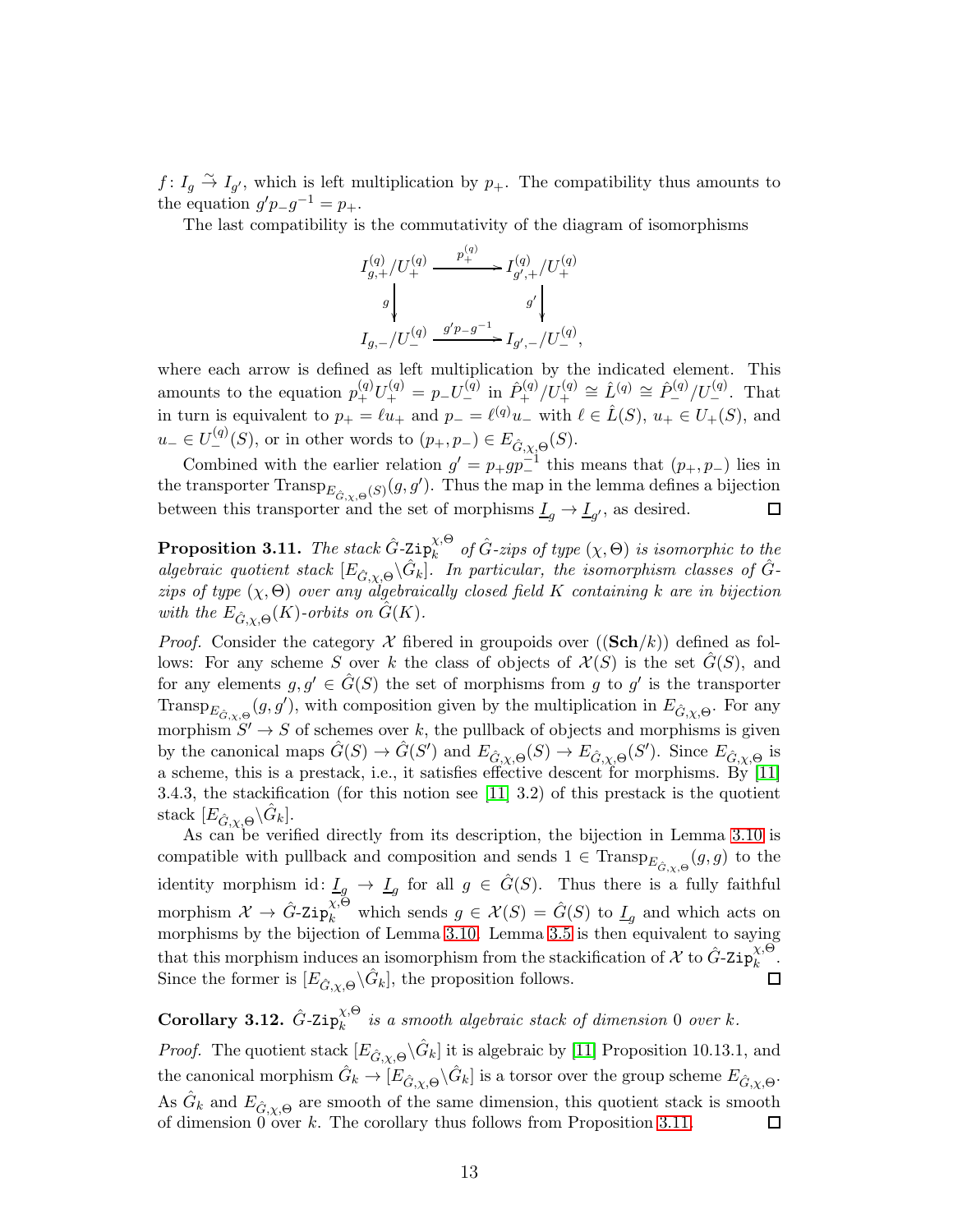$f\colon I_g \xrightarrow{\sim} I_{g'}$, which is left multiplication by $p_+$. The compatibility thus amounts to the equation $g'p_-g^{-1} = p_+$.

The last compatibility is the commutativity of the diagram of isomorphisms

$$\begin{array}{ccc}
I_{g,+}^{(q)}/U_+^{(q)} & \xrightarrow{\;p_+^{(q)}\;} & I_{g',+}^{(q)}/U_+^{(q)} \\
{\scriptstyle g}\downarrow & & \downarrow{\scriptstyle g'} \\
I_{g,-}/U_-^{(q)} & \xrightarrow{\;g'p_-g^{-1}\;} & I_{g',-}/U_-^{(q)},
\end{array}$$

where each arrow is defined as left multiplication by the indicated element. This amounts to the equation $p_+^{(q)}U_+^{(q)} = p_-U_-^{(q)}$ in $\hat{P}_+^{(q)}/U_+^{(q)} \cong \hat{L}^{(q)} \cong \hat{P}_-^{(q)}/U_-^{(q)}$. That in turn is equivalent to $p_+ = \ell u_+$ and $p_- = \ell^{(q)}u_-$ with $\ell \in \hat{L}(S)$, $u_+ \in U_+(S)$, and $u_- \in U_-^{(q)}(S)$, or in other words to $(p_+, p_-) \in E_{\hat{G},\chi,\Theta}(S)$.

Combined with the earlier relation $g' = p_+gp_-^{-1}$ this means that $(p_+, p_-)$ lies in the transporter $\mathrm{Transp}_{E_{\hat{G},\chi,\Theta}(S)}(g, g')$. Thus the map in the lemma defines a bijection between this transporter and the set of morphisms $\underline{I}_g \to \underline{I}_{g'}$, as desired. ☐

**Proposition 3.11.** *The stack $\hat{G}\text{-}\mathtt{Zip}_k^{\chi,\Theta}$ of $\hat{G}$-zips of type $(\chi, \Theta)$ is isomorphic to the algebraic quotient stack $[E_{\hat{G},\chi,\Theta}\backslash \hat{G}_k]$. In particular, the isomorphism classes of $\hat{G}$-zips of type $(\chi, \Theta)$ over any algebraically closed field $K$ containing $k$ are in bijection with the $E_{\hat{G},\chi,\Theta}(K)$-orbits on $\hat{G}(K)$.*

*Proof.* Consider the category $\mathcal{X}$ fibered in groupoids over $((\mathbf{Sch}/k))$ defined as follows: For any scheme $S$ over $k$ the class of objects of $\mathcal{X}(S)$ is the set $\hat{G}(S)$, and for any elements $g, g' \in \hat{G}(S)$ the set of morphisms from $g$ to $g'$ is the transporter $\mathrm{Transp}_{E_{\hat{G},\chi,\Theta}}(g, g')$, with composition given by the multiplication in $E_{\hat{G},\chi,\Theta}$. For any morphism $S' \to S$ of schemes over $k$, the pullback of objects and morphisms is given by the canonical maps $\hat{G}(S) \to \hat{G}(S')$ and $E_{\hat{G},\chi,\Theta}(S) \to E_{\hat{G},\chi,\Theta}(S')$. Since $E_{\hat{G},\chi,\Theta}$ is a scheme, this is a prestack, i.e., it satisfies effective descent for morphisms. By [11] 3.4.3, the stackification (for this notion see [11] 3.2) of this prestack is the quotient stack $[E_{\hat{G},\chi,\Theta}\backslash \hat{G}_k]$.

As can be verified directly from its description, the bijection in Lemma 3.10 is compatible with pullback and composition and sends $1 \in \mathrm{Transp}_{E_{\hat{G},\chi,\Theta}}(g, g)$ to the identity morphism $\mathrm{id}\colon \underline{I}_g \to \underline{I}_g$ for all $g \in \hat{G}(S)$. Thus there is a fully faithful morphism $\mathcal{X} \to \hat{G}\text{-}\mathtt{Zip}_k^{\chi,\Theta}$ which sends $g \in \mathcal{X}(S) = \hat{G}(S)$ to $\underline{I}_g$ and which acts on morphisms by the bijection of Lemma 3.10. Lemma 3.5 is then equivalent to saying that this morphism induces an isomorphism from the stackification of $\mathcal{X}$ to $\hat{G}\text{-}\mathtt{Zip}_k^{\chi,\Theta}$. Since the former is $[E_{\hat{G},\chi,\Theta}\backslash \hat{G}_k]$, the proposition follows. ☐

**Corollary 3.12.** *$\hat{G}\text{-}\mathtt{Zip}_k^{\chi,\Theta}$ is a smooth algebraic stack of dimension $0$ over $k$.*

*Proof.* The quotient stack $[E_{\hat{G},\chi,\Theta}\backslash \hat{G}_k]$ it is algebraic by [11] Proposition 10.13.1, and the canonical morphism $\hat{G}_k \to [E_{\hat{G},\chi,\Theta}\backslash \hat{G}_k]$ is a torsor over the group scheme $E_{\hat{G},\chi,\Theta}$. As $\hat{G}_k$ and $E_{\hat{G},\chi,\Theta}$ are smooth of the same dimension, this quotient stack is smooth of dimension 0 over $k$. The corollary thus follows from Proposition 3.11. ☐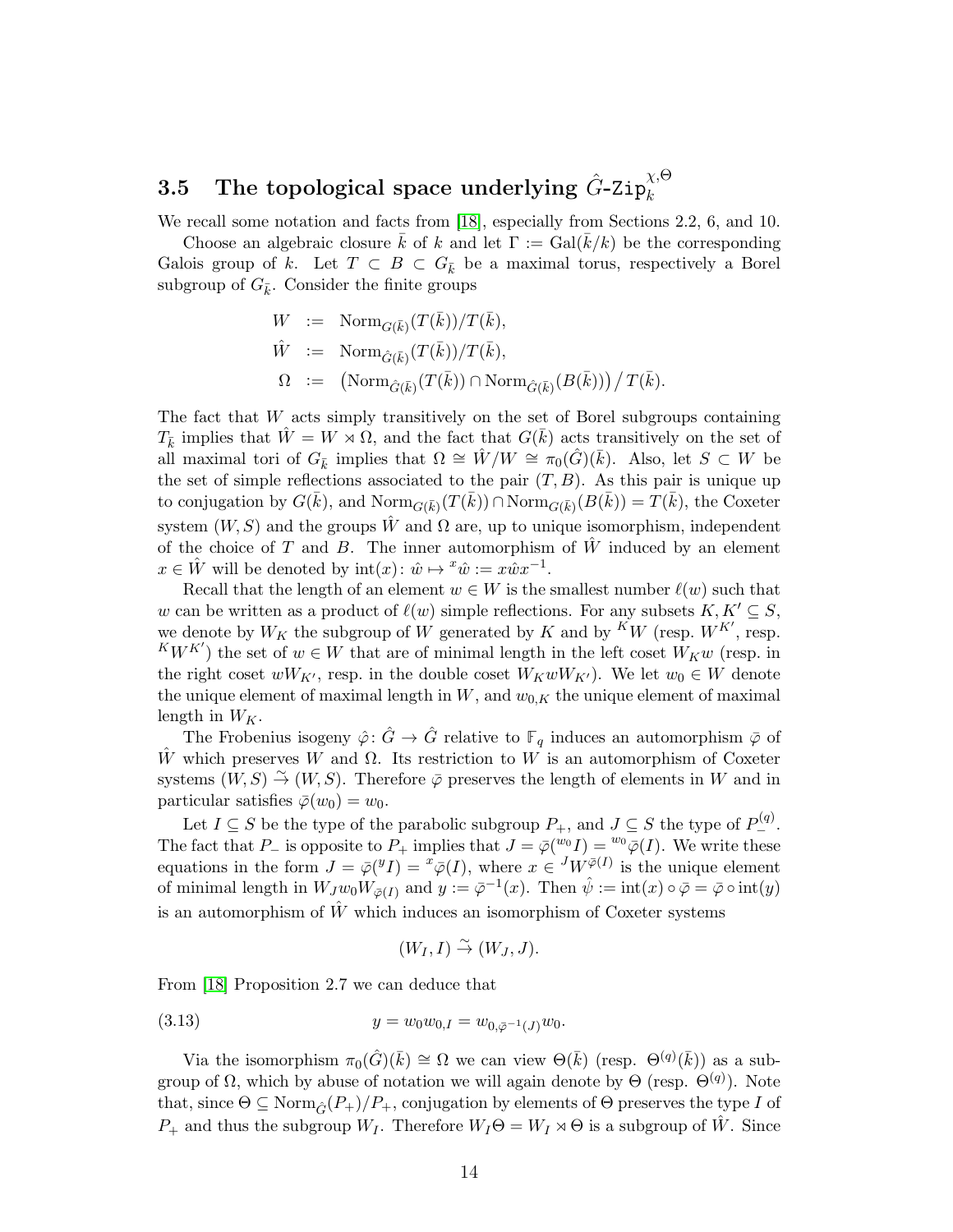### 3.5 The topological space underlying $\hat{G}\text{-}\mathtt{Zip}_k^{\chi,\Theta}$

We recall some notation and facts from [18], especially from Sections 2.2, 6, and 10.

Choose an algebraic closure $\bar{k}$ of $k$ and let $\Gamma := \mathrm{Gal}(\bar{k}/k)$ be the corresponding Galois group of $k$. Let $T \subset B \subset G_{\bar{k}}$ be a maximal torus, respectively a Borel subgroup of $G_{\bar{k}}$. Consider the finite groups

$$
\begin{aligned}
W &:= \mathrm{Norm}_{G(\bar{k})}(T(\bar{k}))/T(\bar{k}),\\
\hat{W} &:= \mathrm{Norm}_{\hat{G}(\bar{k})}(T(\bar{k}))/T(\bar{k}),\\
\Omega &:= \big(\mathrm{Norm}_{\hat{G}(\bar{k})}(T(\bar{k})) \cap \mathrm{Norm}_{\hat{G}(\bar{k})}(B(\bar{k}))\big)\big/ T(\bar{k}).
\end{aligned}
$$

The fact that $W$ acts simply transitively on the set of Borel subgroups containing $T_{\bar{k}}$ implies that $\hat{W} = W \rtimes \Omega$, and the fact that $G(\bar{k})$ acts transitively on the set of all maximal tori of $G_{\bar{k}}$ implies that $\Omega \cong \hat{W}/W \cong \pi_0(\hat{G})(\bar{k})$. Also, let $S \subset W$ be the set of simple reflections associated to the pair $(T, B)$. As this pair is unique up to conjugation by $G(\bar{k})$, and $\mathrm{Norm}_{G(\bar{k})}(T(\bar{k})) \cap \mathrm{Norm}_{G(\bar{k})}(B(\bar{k})) = T(\bar{k})$, the Coxeter system $(W, S)$ and the groups $\hat{W}$ and $\Omega$ are, up to unique isomorphism, independent of the choice of $T$ and $B$. The inner automorphism of $\hat{W}$ induced by an element $x \in \hat{W}$ will be denoted by $\mathrm{int}(x)\colon \hat{w} \mapsto {}^x\hat{w} := x\hat{w}x^{-1}$.

Recall that the length of an element $w \in W$ is the smallest number $\ell(w)$ such that $w$ can be written as a product of $\ell(w)$ simple reflections. For any subsets $K, K' \subseteq S$, we denote by $W_K$ the subgroup of $W$ generated by $K$ and by ${}^KW$ (resp. $W^{K'}$, resp. ${}^KW^{K'}$) the set of $w \in W$ that are of minimal length in the left coset $W_Kw$ (resp. in the right coset $wW_{K'}$, resp. in the double coset $W_KwW_{K'}$). We let $w_0 \in W$ denote the unique element of maximal length in $W$, and $w_{0,K}$ the unique element of maximal length in $W_K$.

The Frobenius isogeny $\hat{\varphi}\colon \hat{G} \to \hat{G}$ relative to $\mathbb{F}_q$ induces an automorphism $\bar{\varphi}$ of $\hat{W}$ which preserves $W$ and $\Omega$. Its restriction to $W$ is an automorphism of Coxeter systems $(W, S) \overset{\sim}{\to} (W, S)$. Therefore $\bar{\varphi}$ preserves the length of elements in $W$ and in particular satisfies $\bar{\varphi}(w_0) = w_0$.

Let $I \subseteq S$ be the type of the parabolic subgroup $P_+$, and $J \subseteq S$ the type of $P_-^{(q)}$. The fact that $P_-$ is opposite to $P_+$ implies that $J = \bar{\varphi}({}^{w_0}I) = {}^{w_0}\bar{\varphi}(I)$. We write these equations in the form $J = \bar{\varphi}({}^yI) = {}^x\bar{\varphi}(I)$, where $x \in {}^JW^{\bar{\varphi}(I)}$ is the unique element of minimal length in $W_Jw_0W_{\bar{\varphi}(I)}$ and $y := \bar{\varphi}^{-1}(x)$. Then $\hat{\psi} := \mathrm{int}(x) \circ \bar{\varphi} = \bar{\varphi} \circ \mathrm{int}(y)$ is an automorphism of $\hat{W}$ which induces an isomorphism of Coxeter systems

$$(W_I, I) \overset{\sim}{\to} (W_J, J).$$

From [18] Proposition 2.7 we can deduce that

$$y = w_0w_{0,I} = w_{0,\bar{\varphi}^{-1}(J)}w_0. \tag{3.13}$$

Via the isomorphism $\pi_0(\hat{G})(\bar{k}) \cong \Omega$ we can view $\Theta(\bar{k})$ (resp. $\Theta^{(q)}(\bar{k})$) as a subgroup of $\Omega$, which by abuse of notation we will again denote by $\Theta$ (resp. $\Theta^{(q)}$). Note that, since $\Theta \subseteq \mathrm{Norm}_{\hat{G}}(P_+)/P_+$, conjugation by elements of $\Theta$ preserves the type $I$ of $P_+$ and thus the subgroup $W_I$. Therefore $W_I\Theta = W_I \rtimes \Theta$ is a subgroup of $\hat{W}$. Since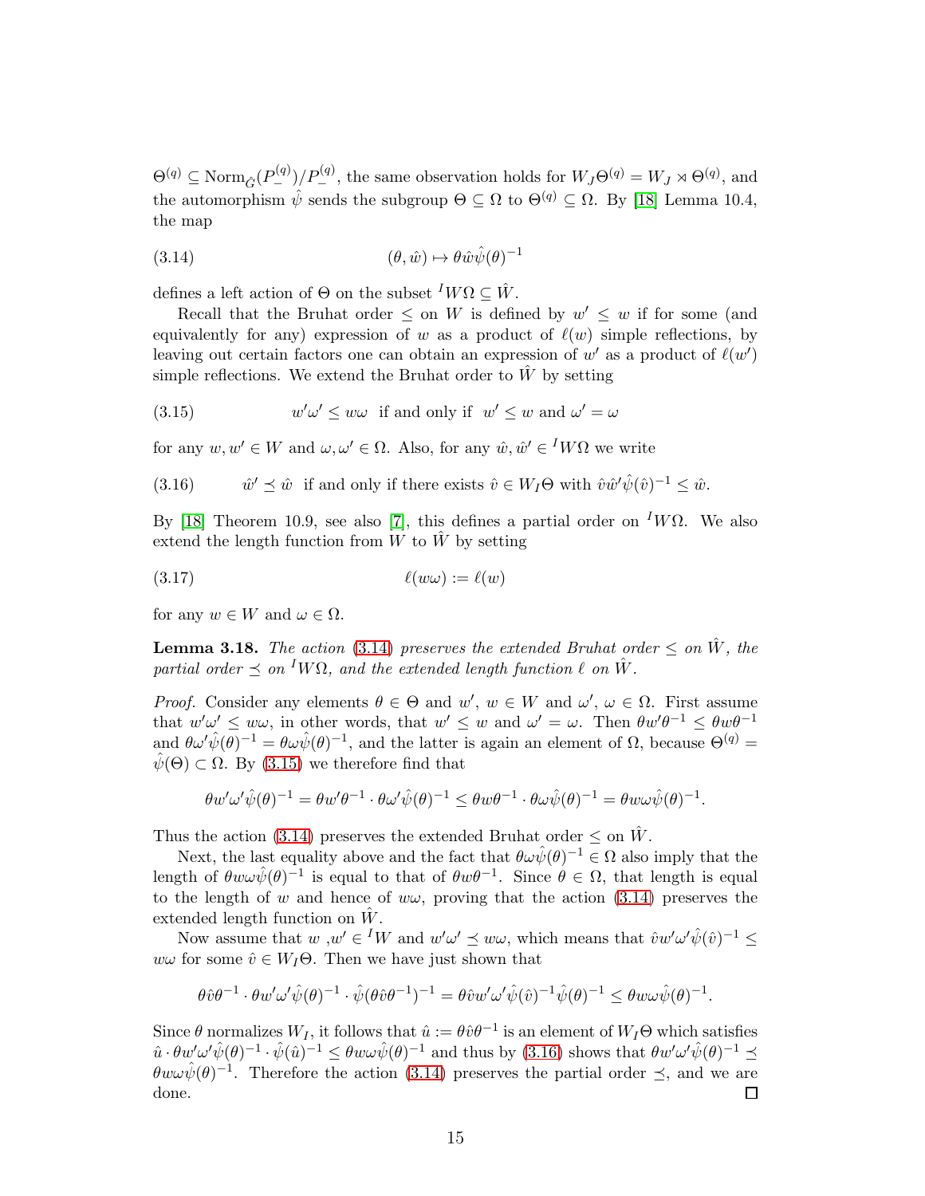$\Theta^{(q)} \subseteq \mathrm{Norm}_{\hat{G}}(P_-^{(q)})/P_-^{(q)}$, the same observation holds for $W_J\Theta^{(q)} = W_J \rtimes \Theta^{(q)}$, and the automorphism $\hat{\psi}$ sends the subgroup $\Theta \subseteq \Omega$ to $\Theta^{(q)} \subseteq \Omega$. By [18] Lemma 10.4, the map

$$(\theta, \hat{w}) \mapsto \theta\hat{w}\hat{\psi}(\theta)^{-1} \tag{3.14}$$

defines a left action of $\Theta$ on the subset ${}^I W\Omega \subseteq \hat{W}$.

Recall that the Bruhat order $\leq$ on $W$ is defined by $w' \leq w$ if for some (and equivalently for any) expression of $w$ as a product of $\ell(w)$ simple reflections, by leaving out certain factors one can obtain an expression of $w'$ as a product of $\ell(w')$ simple reflections. We extend the Bruhat order to $\hat{W}$ by setting

$$w'\omega' \leq w\omega \;\text{ if and only if }\; w' \leq w \text{ and } \omega' = \omega \tag{3.15}$$

for any $w, w' \in W$ and $\omega, \omega' \in \Omega$. Also, for any $\hat{w}, \hat{w}' \in {}^I W\Omega$ we write

$$\hat{w}' \preceq \hat{w} \;\text{ if and only if there exists } \hat{v} \in W_I\Theta \text{ with } \hat{v}\hat{w}'\hat{\psi}(\hat{v})^{-1} \leq \hat{w}. \tag{3.16}$$

By [18] Theorem 10.9, see also [7], this defines a partial order on ${}^I W\Omega$. We also extend the length function from $W$ to $\hat{W}$ by setting

$$\ell(w\omega) := \ell(w) \tag{3.17}$$

for any $w \in W$ and $\omega \in \Omega$.

**Lemma 3.18.** *The action (3.14) preserves the extended Bruhat order $\leq$ on $\hat{W}$, the partial order $\preceq$ on ${}^I W\Omega$, and the extended length function $\ell$ on $\hat{W}$.*

*Proof.* Consider any elements $\theta \in \Theta$ and $w'$, $w \in W$ and $\omega'$, $\omega \in \Omega$. First assume that $w'\omega' \leq w\omega$, in other words, that $w' \leq w$ and $\omega' = \omega$. Then $\theta w'\theta^{-1} \leq \theta w \theta^{-1}$ and $\theta\omega'\hat{\psi}(\theta)^{-1} = \theta\omega\hat{\psi}(\theta)^{-1}$, and the latter is again an element of $\Omega$, because $\Theta^{(q)} = \hat{\psi}(\Theta) \subset \Omega$. By (3.15) we therefore find that

$$\theta w'\omega'\hat{\psi}(\theta)^{-1} = \theta w'\theta^{-1} \cdot \theta\omega'\hat{\psi}(\theta)^{-1} \leq \theta w\theta^{-1} \cdot \theta\omega\hat{\psi}(\theta)^{-1} = \theta w\omega\hat{\psi}(\theta)^{-1}.$$

Thus the action (3.14) preserves the extended Bruhat order $\leq$ on $\hat{W}$.

Next, the last equality above and the fact that $\theta\omega\hat{\psi}(\theta)^{-1} \in \Omega$ also imply that the length of $\theta w\omega\hat{\psi}(\theta)^{-1}$ is equal to that of $\theta w\theta^{-1}$. Since $\theta \in \Omega$, that length is equal to the length of $w$ and hence of $w\omega$, proving that the action (3.14) preserves the extended length function on $\hat{W}$.

Now assume that $w$ ,$w' \in {}^I W$ and $w'\omega' \preceq w\omega$, which means that $\hat{v}w'\omega'\hat{\psi}(\hat{v})^{-1} \leq w\omega$ for some $\hat{v} \in W_I\Theta$. Then we have just shown that

$$\theta\hat{v}\theta^{-1} \cdot \theta w'\omega'\hat{\psi}(\theta)^{-1} \cdot \hat{\psi}(\theta\hat{v}\theta^{-1})^{-1} = \theta\hat{v}w'\omega'\hat{\psi}(\hat{v})^{-1}\hat{\psi}(\theta)^{-1} \leq \theta w\omega\hat{\psi}(\theta)^{-1}.$$

Since $\theta$ normalizes $W_I$, it follows that $\hat{u} := \theta\hat{v}\theta^{-1}$ is an element of $W_I\Theta$ which satisfies $\hat{u} \cdot \theta w'\omega'\hat{\psi}(\theta)^{-1} \cdot \hat{\psi}(\hat{u})^{-1} \leq \theta w\omega\hat{\psi}(\theta)^{-1}$ and thus by (3.16) shows that $\theta w'\omega'\hat{\psi}(\theta)^{-1} \preceq \theta w\omega\hat{\psi}(\theta)^{-1}$. Therefore the action (3.14) preserves the partial order $\preceq$, and we are done. $\square$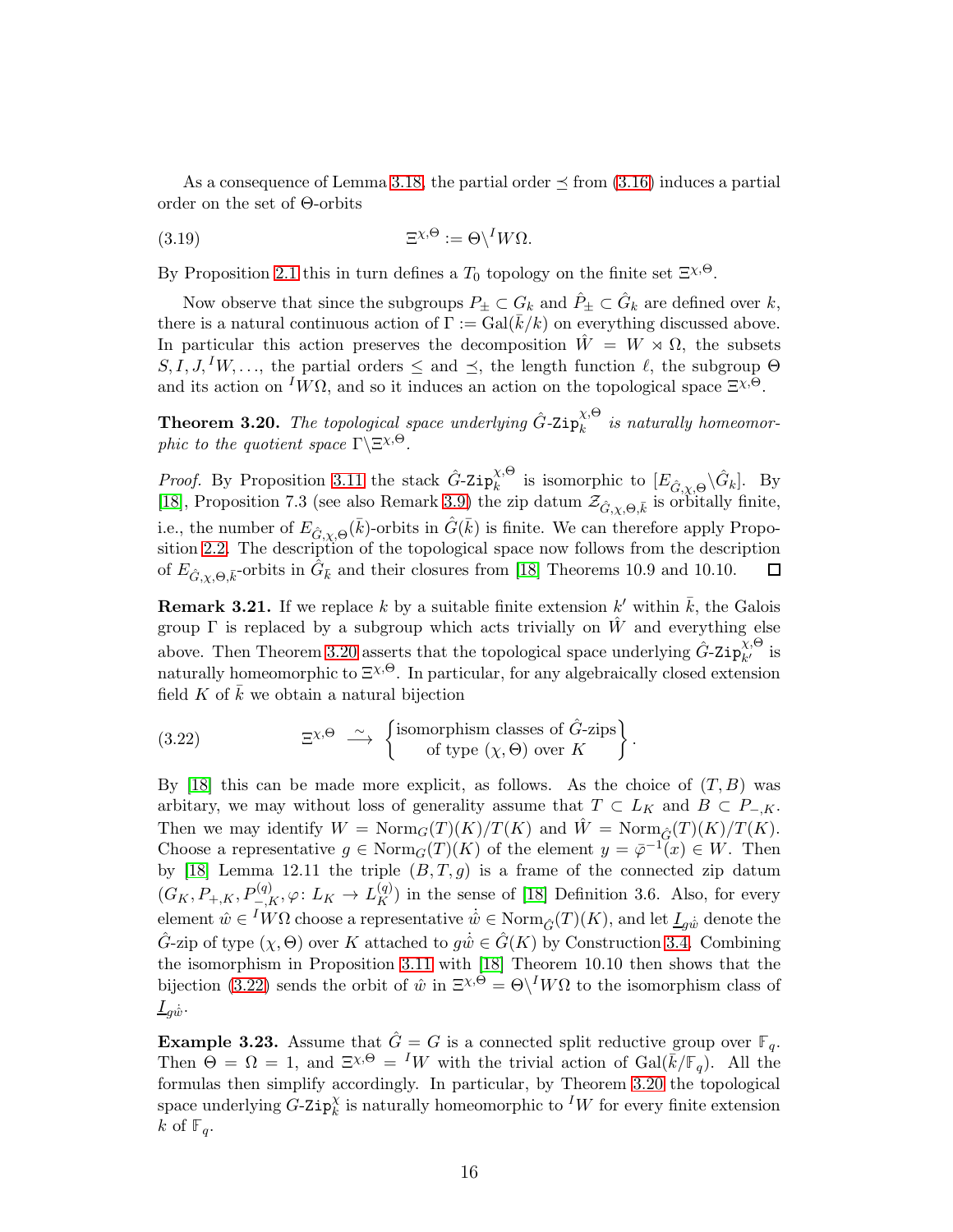As a consequence of Lemma 3.18, the partial order $\preceq$ from (3.16) induces a partial order on the set of $\Theta$-orbits

$$\Xi^{\chi,\Theta} := \Theta\backslash {}^I W\Omega. \tag{3.19}$$

By Proposition 2.1 this in turn defines a $T_0$ topology on the finite set $\Xi^{\chi,\Theta}$.

Now observe that since the subgroups $P_\pm \subset G_k$ and $\hat{P}_\pm \subset \hat{G}_k$ are defined over $k$, there is a natural continuous action of $\Gamma := \mathrm{Gal}(\bar{k}/k)$ on everything discussed above. In particular this action preserves the decomposition $\hat{W} = W \rtimes \Omega$, the subsets $S, I, J, {}^I W, \ldots$, the partial orders $\leq$ and $\preceq$, the length function $\ell$, the subgroup $\Theta$ and its action on ${}^I W\Omega$, and so it induces an action on the topological space $\Xi^{\chi,\Theta}$.

**Theorem 3.20.** *The topological space underlying $\hat{G}\text{-}\mathtt{Zip}_k^{\chi,\Theta}$ is naturally homeomorphic to the quotient space $\Gamma\backslash\Xi^{\chi,\Theta}$.*

*Proof.* By Proposition 3.11 the stack $\hat{G}\text{-}\mathtt{Zip}_k^{\chi,\Theta}$ is isomorphic to $[E_{\hat{G},\chi,\Theta}\backslash\hat{G}_k]$. By [18], Proposition 7.3 (see also Remark 3.9) the zip datum $\mathcal{Z}_{\hat{G},\chi,\Theta,\bar{k}}$ is orbitally finite, i.e., the number of $E_{\hat{G},\chi,\Theta}(\bar{k})$-orbits in $\hat{G}(\bar{k})$ is finite. We can therefore apply Proposition 2.2. The description of the topological space now follows from the description of $E_{\hat{G},\chi,\Theta,\bar{k}}$-orbits in $\hat{G}_{\bar{k}}$ and their closures from [18] Theorems 10.9 and 10.10. $\square$

**Remark 3.21.** If we replace $k$ by a suitable finite extension $k'$ within $\bar{k}$, the Galois group $\Gamma$ is replaced by a subgroup which acts trivially on $\hat{W}$ and everything else above. Then Theorem 3.20 asserts that the topological space underlying $\hat{G}\text{-}\mathtt{Zip}_{k'}^{\chi,\Theta}$ is naturally homeomorphic to $\Xi^{\chi,\Theta}$. In particular, for any algebraically closed extension field $K$ of $\bar{k}$ we obtain a natural bijection

$$\Xi^{\chi,\Theta} \xrightarrow{\ \sim\ } \left\{ \begin{matrix} \text{isomorphism classes of } \hat{G}\text{-zips} \\ \text{of type } (\chi,\Theta) \text{ over } K \end{matrix} \right\}. \tag{3.22}$$

By [18] this can be made more explicit, as follows. As the choice of $(T,B)$ was arbitary, we may without loss of generality assume that $T \subset L_K$ and $B \subset P_{-,K}$. Then we may identify $W = \mathrm{Norm}_G(T)(K)/T(K)$ and $\hat{W} = \mathrm{Norm}_{\hat{G}}(T)(K)/T(K)$. Choose a representative $g \in \mathrm{Norm}_G(T)(K)$ of the element $y = \bar{\varphi}^{-1}(x) \in W$. Then by [18] Lemma 12.11 the triple $(B,T,g)$ is a frame of the connected zip datum $(G_K, P_{+,K}, P_{-,K}^{(q)}, \varphi\colon L_K \to L_K^{(q)})$ in the sense of [18] Definition 3.6. Also, for every element $\hat{w} \in {}^I W\Omega$ choose a representative $\dot{\hat{w}} \in \mathrm{Norm}_{\hat{G}}(T)(K)$, and let $\underline{I}_{g\dot{\hat{w}}}$ denote the $\hat{G}$-zip of type $(\chi,\Theta)$ over $K$ attached to $g\dot{\hat{w}} \in \hat{G}(K)$ by Construction 3.4. Combining the isomorphism in Proposition 3.11 with [18] Theorem 10.10 then shows that the bijection (3.22) sends the orbit of $\hat{w}$ in $\Xi^{\chi,\Theta} = \Theta\backslash {}^I W\Omega$ to the isomorphism class of $\underline{I}_{g\dot{\hat{w}}}$.

**Example 3.23.** Assume that $\hat{G} = G$ is a connected split reductive group over $\mathbb{F}_q$. Then $\Theta = \Omega = 1$, and $\Xi^{\chi,\Theta} = {}^I W$ with the trivial action of $\mathrm{Gal}(\bar{k}/\mathbb{F}_q)$. All the formulas then simplify accordingly. In particular, by Theorem 3.20 the topological space underlying $G\text{-}\mathtt{Zip}_k^{\chi}$ is naturally homeomorphic to ${}^I W$ for every finite extension $k$ of $\mathbb{F}_q$.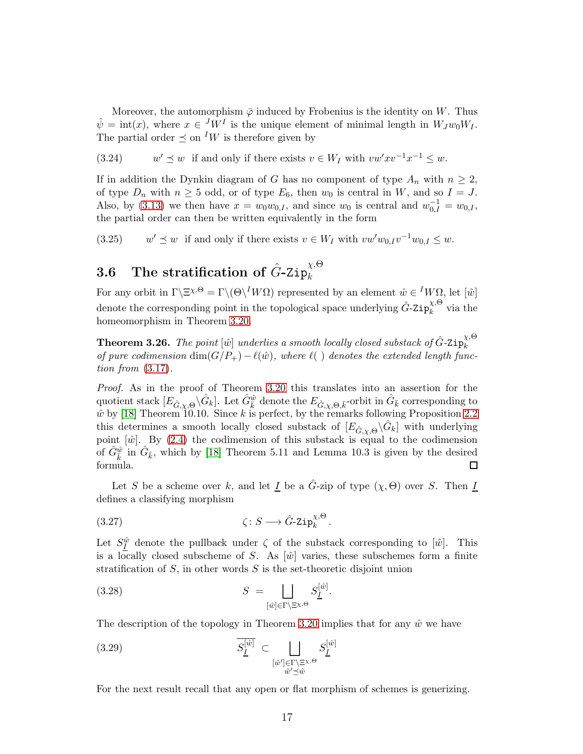Moreover, the automorphism $\bar{\varphi}$ induced by Frobenius is the identity on $W$. Thus $\hat{\psi} = \mathrm{int}(x)$, where $x \in {}^JW^I$ is the unique element of minimal length in $W_J w_0 W_I$. The partial order $\preceq$ on ${}^IW$ is therefore given by

$$w' \preceq w \text{ if and only if there exists } v \in W_I \text{ with } vw'xv^{-1}x^{-1} \leq w. \tag{3.24}$$

If in addition the Dynkin diagram of $G$ has no component of type $A_n$ with $n \geq 2$, of type $D_n$ with $n \geq 5$ odd, or of type $E_6$, then $w_0$ is central in $W$, and so $I = J$. Also, by (3.13) we then have $x = w_0 w_{0,I}$, and since $w_0$ is central and $w_{0,I}^{-1} = w_{0,I}$, the partial order can then be written equivalently in the form

$$w' \preceq w \text{ if and only if there exists } v \in W_I \text{ with } vw'w_{0,I}v^{-1}w_{0,I} \leq w. \tag{3.25}$$

## 3.6 The stratification of $\hat{G}\text{-}\mathtt{Zip}_k^{\chi,\Theta}$

For any orbit in $\Gamma\backslash\Xi^{\chi,\Theta} = \Gamma\backslash(\Theta\backslash{}^IW\Omega)$ represented by an element $\hat{w} \in {}^IW\Omega$, let $[\hat{w}]$ denote the corresponding point in the topological space underlying $\hat{G}\text{-}\mathtt{Zip}_k^{\chi,\Theta}$ via the homeomorphism in Theorem 3.20.

**Theorem 3.26.** *The point $[\hat{w}]$ underlies a smooth locally closed substack of $\hat{G}\text{-}\mathtt{Zip}_k^{\chi,\Theta}$ of pure codimension $\dim(G/P_+) - \ell(\hat{w})$, where $\ell(\ )$ denotes the extended length function from (3.17).*

*Proof.* As in the proof of Theorem 3.20 this translates into an assertion for the quotient stack $[E_{\hat{G},\chi,\Theta}\backslash\hat{G}_k]$. Let $\hat{G}_{\bar{k}}^{\hat{w}}$ denote the $E_{\hat{G},\chi,\Theta,\bar{k}}$-orbit in $\hat{G}_{\bar{k}}$ corresponding to $\hat{w}$ by [18] Theorem 10.10. Since $k$ is perfect, by the remarks following Proposition 2.2 this determines a smooth locally closed substack of $[E_{\hat{G},\chi,\Theta}\backslash\hat{G}_k]$ with underlying point $[\hat{w}]$. By (2.4) the codimension of this substack is equal to the codimension of $\hat{G}_{\bar{k}}^{\hat{w}}$ in $\hat{G}_{\bar{k}}$, which by [18] Theorem 5.11 and Lemma 10.3 is given by the desired formula. ∎

Let $S$ be a scheme over $k$, and let $\underline{I}$ be a $\hat{G}$-zip of type $(\chi,\Theta)$ over $S$. Then $\underline{I}$ defines a classifying morphism

$$\zeta\colon S \longrightarrow \hat{G}\text{-}\mathtt{Zip}_k^{\chi,\Theta}. \tag{3.27}$$

Let $S_{\underline{I}}^{\hat{w}}$ denote the pullback under $\zeta$ of the substack corresponding to $[\hat{w}]$. This is a locally closed subscheme of $S$. As $[\hat{w}]$ varies, these subschemes form a finite stratification of $S$, in other words $S$ is the set-theoretic disjoint union

$$S \;=\; \bigsqcup_{[\hat{w}]\in\Gamma\backslash\Xi^{\chi,\Theta}} S_{\underline{I}}^{[\hat{w}]}. \tag{3.28}$$

The description of the topology in Theorem 3.20 implies that for any $\hat{w}$ we have

$$\overline{S_{\underline{I}}^{[\hat{w}]}} \;\subset\; \bigsqcup_{\substack{[\hat{w}']\in\Gamma\backslash\Xi^{\chi,\Theta}\\ \hat{w}'\preceq\hat{w}}} S_{\underline{I}}^{[\hat{w}]} \tag{3.29}$$

For the next result recall that any open or flat morphism of schemes is generizing.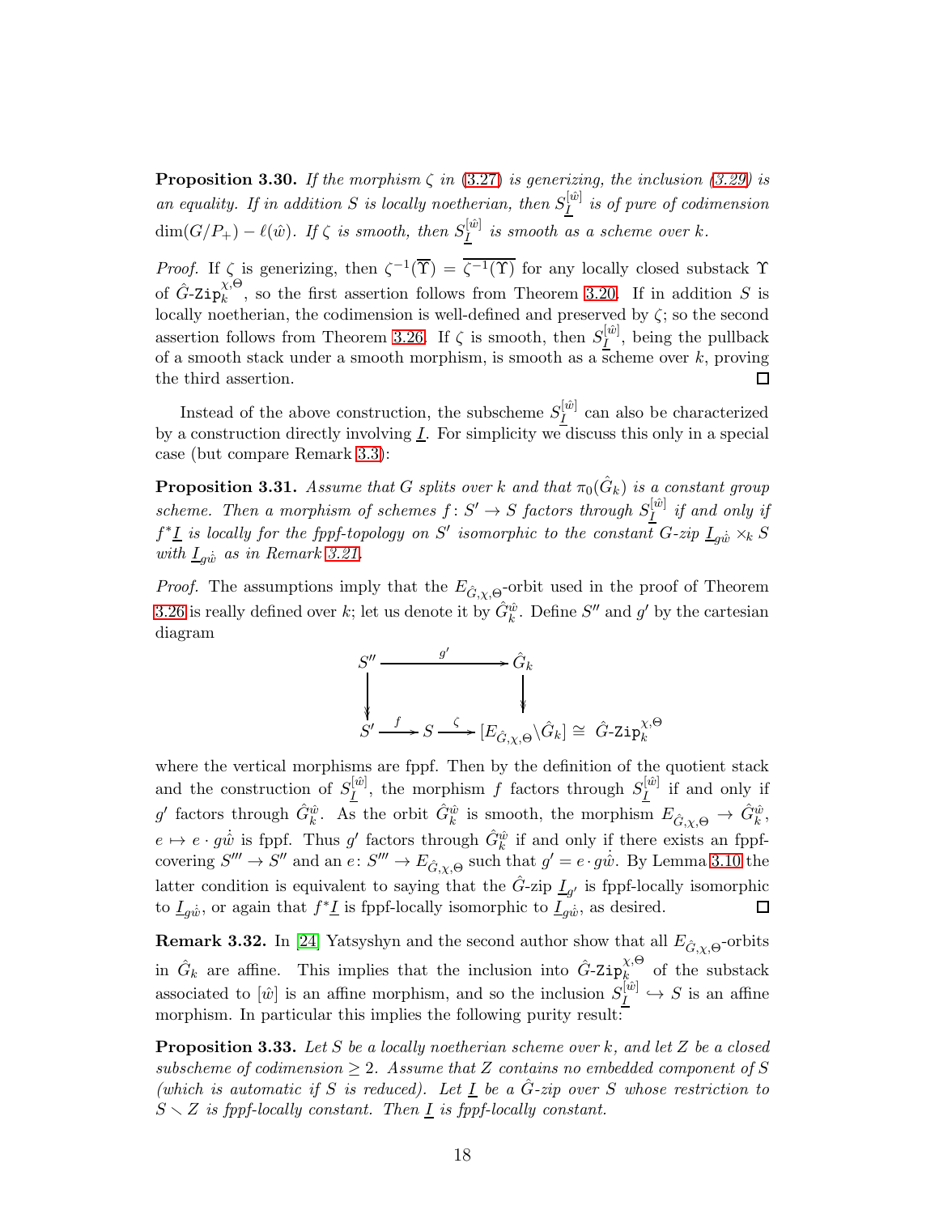**Proposition 3.30.** *If the morphism $\zeta$ in (3.27) is generizing, the inclusion (3.29) is an equality. If in addition $S$ is locally noetherian, then $S_{\underline{I}}^{[\hat{w}]}$ is of pure of codimension $\dim(G/P_+) - \ell(\hat{w})$. If $\zeta$ is smooth, then $S_{\underline{I}}^{[\hat{w}]}$ is smooth as a scheme over $k$.*

*Proof.* If $\zeta$ is generizing, then $\zeta^{-1}(\overline{\Upsilon}) = \overline{\zeta^{-1}(\Upsilon)}$ for any locally closed substack $\Upsilon$ of $\hat{G}\text{-}\mathtt{Zip}_k^{\chi,\Theta}$, so the first assertion follows from Theorem 3.20. If in addition $S$ is locally noetherian, the codimension is well-defined and preserved by $\zeta$; so the second assertion follows from Theorem 3.26. If $\zeta$ is smooth, then $S_{\underline{I}}^{[\hat{w}]}$, being the pullback of a smooth stack under a smooth morphism, is smooth as a scheme over $k$, proving the third assertion. ∎

Instead of the above construction, the subscheme $S_{\underline{I}}^{[\hat{w}]}$ can also be characterized by a construction directly involving $\underline{I}$. For simplicity we discuss this only in a special case (but compare Remark 3.3):

**Proposition 3.31.** *Assume that $G$ splits over $k$ and that $\pi_0(\hat{G}_k)$ is a constant group scheme. Then a morphism of schemes $f\colon S' \to S$ factors through $S_{\underline{I}}^{[\hat{w}]}$ if and only if $f^*\underline{I}$ is locally for the fppf-topology on $S'$ isomorphic to the constant $G$-zip $\underline{I}_{g\dot{\hat{w}}} \times_k S$ with $\underline{I}_{g\dot{\hat{w}}}$ as in Remark 3.21.*

*Proof.* The assumptions imply that the $E_{\hat{G},\chi,\Theta}$-orbit used in the proof of Theorem 3.26 is really defined over $k$; let us denote it by $\hat{G}_k^{\hat{w}}$. Define $S''$ and $g'$ by the cartesian diagram

$$\begin{array}{ccccc} S'' & & \xrightarrow{\quad g' \quad} & & \hat{G}_k \\ \big\downarrow & & & & \big\downarrow \\ S' & \xrightarrow{f} S \xrightarrow{\zeta} & [E_{\hat{G},\chi,\Theta}\backslash \hat{G}_k] & \cong & \hat{G}\text{-}\mathtt{Zip}_k^{\chi,\Theta} \end{array}$$

where the vertical morphisms are fppf. Then by the definition of the quotient stack and the construction of $S_{\underline{I}}^{[\hat{w}]}$, the morphism $f$ factors through $S_{\underline{I}}^{[\hat{w}]}$ if and only if $g'$ factors through $\hat{G}_k^{\hat{w}}$. As the orbit $\hat{G}_k^{\hat{w}}$ is smooth, the morphism $E_{\hat{G},\chi,\Theta} \to \hat{G}_k^{\hat{w}}$, $e \mapsto e \cdot g\dot{\hat{w}}$ is fppf. Thus $g'$ factors through $\hat{G}_k^{\hat{w}}$ if and only if there exists an fppf-covering $S''' \to S''$ and an $e\colon S''' \to E_{\hat{G},\chi,\Theta}$ such that $g' = e \cdot g\dot{\hat{w}}$. By Lemma 3.10 the latter condition is equivalent to saying that the $\hat{G}$-zip $\underline{I}_{g'}$ is fppf-locally isomorphic to $\underline{I}_{g\dot{\hat{w}}}$, or again that $f^*\underline{I}$ is fppf-locally isomorphic to $\underline{I}_{g\dot{\hat{w}}}$, as desired. ∎

**Remark 3.32.** In [24] Yatsyshyn and the second author show that all $E_{\hat{G},\chi,\Theta}$-orbits in $\hat{G}_k$ are affine. This implies that the inclusion into $\hat{G}\text{-}\mathtt{Zip}_k^{\chi,\Theta}$ of the substack associated to $[\hat{w}]$ is an affine morphism, and so the inclusion $S_{\underline{I}}^{[\hat{w}]} \hookrightarrow S$ is an affine morphism. In particular this implies the following purity result:

**Proposition 3.33.** *Let $S$ be a locally noetherian scheme over $k$, and let $Z$ be a closed subscheme of codimension $\geq 2$. Assume that $Z$ contains no embedded component of $S$ (which is automatic if $S$ is reduced). Let $\underline{I}$ be a $\hat{G}$-zip over $S$ whose restriction to $S \smallsetminus Z$ is fppf-locally constant. Then $\underline{I}$ is fppf-locally constant.*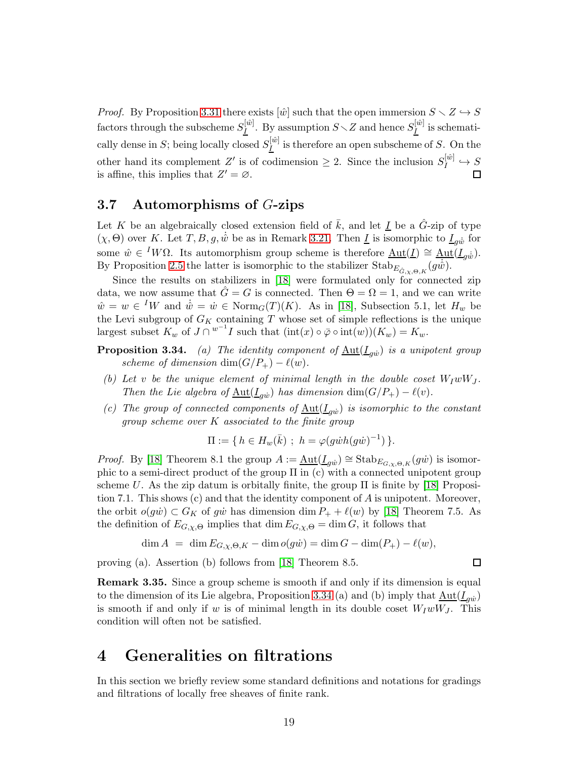*Proof.* By Proposition 3.31 there exists $[\hat{w}]$ such that the open immersion $S \smallsetminus Z \hookrightarrow S$ factors through the subscheme $S_{\underline{I}}^{[\hat{w}]}$. By assumption $S \smallsetminus Z$ and hence $S_{\underline{I}}^{[\hat{w}]}$ is schematically dense in $S$; being locally closed $S_{\underline{I}}^{[\hat{w}]}$ is therefore an open subscheme of $S$. On the other hand its complement $Z'$ is of codimension $\geq 2$. Since the inclusion $S_{\underline{I}}^{[\hat{w}]} \hookrightarrow S$ is affine, this implies that $Z' = \varnothing$. $\square$

## 3.7 Automorphisms of $G$-zips

Let $K$ be an algebraically closed extension field of $\bar{k}$, and let $\underline{I}$ be a $\hat{G}$-zip of type $(\chi, \Theta)$ over $K$. Let $T, B, g, \dot{\hat{w}}$ be as in Remark 3.21. Then $\underline{I}$ is isomorphic to $\underline{I}_{g\dot{\hat{w}}}$ for some $\hat{w} \in {}^{I}W\Omega$. Its automorphism group scheme is therefore $\underline{\mathrm{Aut}}(\underline{I}) \cong \underline{\mathrm{Aut}}(\underline{I}_{g\dot{\hat{w}}})$. By Proposition 2.5 the latter is isomorphic to the stabilizer $\mathrm{Stab}_{E_{\hat{G},\chi,\Theta,K}}(g\dot{\hat{w}})$.

Since the results on stabilizers in [18] were formulated only for connected zip data, we now assume that $\hat{G} = G$ is connected. Then $\Theta = \Omega = 1$, and we can write $\hat{w} = w \in {}^{I}W$ and $\dot{\hat{w}} = \dot{w} \in \mathrm{Norm}_G(T)(K)$. As in [18], Subsection 5.1, let $H_w$ be the Levi subgroup of $G_K$ containing $T$ whose set of simple reflections is the unique largest subset $K_w$ of $J \cap {}^{w^{-1}}I$ such that $(\mathrm{int}(x) \circ \bar{\varphi} \circ \mathrm{int}(w))(K_w) = K_w$.

**Proposition 3.34.** *(a) The identity component of $\underline{\mathrm{Aut}}(\underline{I}_{g\dot{w}})$ is a unipotent group scheme of dimension $\dim(G/P_+) - \ell(w)$.*

*(b) Let $v$ be the unique element of minimal length in the double coset $W_I w W_J$. Then the Lie algebra of $\underline{\mathrm{Aut}}(\underline{I}_{g\dot{w}})$ has dimension $\dim(G/P_+) - \ell(v)$.*

*(c) The group of connected components of $\underline{\mathrm{Aut}}(\underline{I}_{g\dot{w}})$ is isomorphic to the constant group scheme over $K$ associated to the finite group*

$$\Pi := \{\, h \in H_w(\bar{k}) \ ; \ h = \varphi(g\dot{w}h(g\dot{w})^{-1}) \,\}.$$

*Proof.* By [18] Theorem 8.1 the group $A := \underline{\mathrm{Aut}}(\underline{I}_{g\dot{w}}) \cong \mathrm{Stab}_{E_{G,\chi,\Theta,K}}(g\dot{w})$ is isomorphic to a semi-direct product of the group $\Pi$ in (c) with a connected unipotent group scheme $U$. As the zip datum is orbitally finite, the group $\Pi$ is finite by [18] Proposition 7.1. This shows (c) and that the identity component of $A$ is unipotent. Moreover, the orbit $o(g\dot{w}) \subset G_K$ of $g\dot{w}$ has dimension $\dim P_+ + \ell(w)$ by [18] Theorem 7.5. As the definition of $E_{G,\chi,\Theta}$ implies that $\dim E_{G,\chi,\Theta} = \dim G$, it follows that

$$\dim A \ = \ \dim E_{G,\chi,\Theta,K} - \dim o(g\dot{w}) = \dim G - \dim(P_+) - \ell(w),$$

proving (a). Assertion (b) follows from [18] Theorem 8.5. $\square$

**Remark 3.35.** Since a group scheme is smooth if and only if its dimension is equal to the dimension of its Lie algebra, Proposition 3.34 (a) and (b) imply that $\underline{\mathrm{Aut}}(\underline{I}_{g\dot{w}})$ is smooth if and only if $w$ is of minimal length in its double coset $W_I w W_J$. This condition will often not be satisfied.

# 4 Generalities on filtrations

In this section we briefly review some standard definitions and notations for gradings and filtrations of locally free sheaves of finite rank.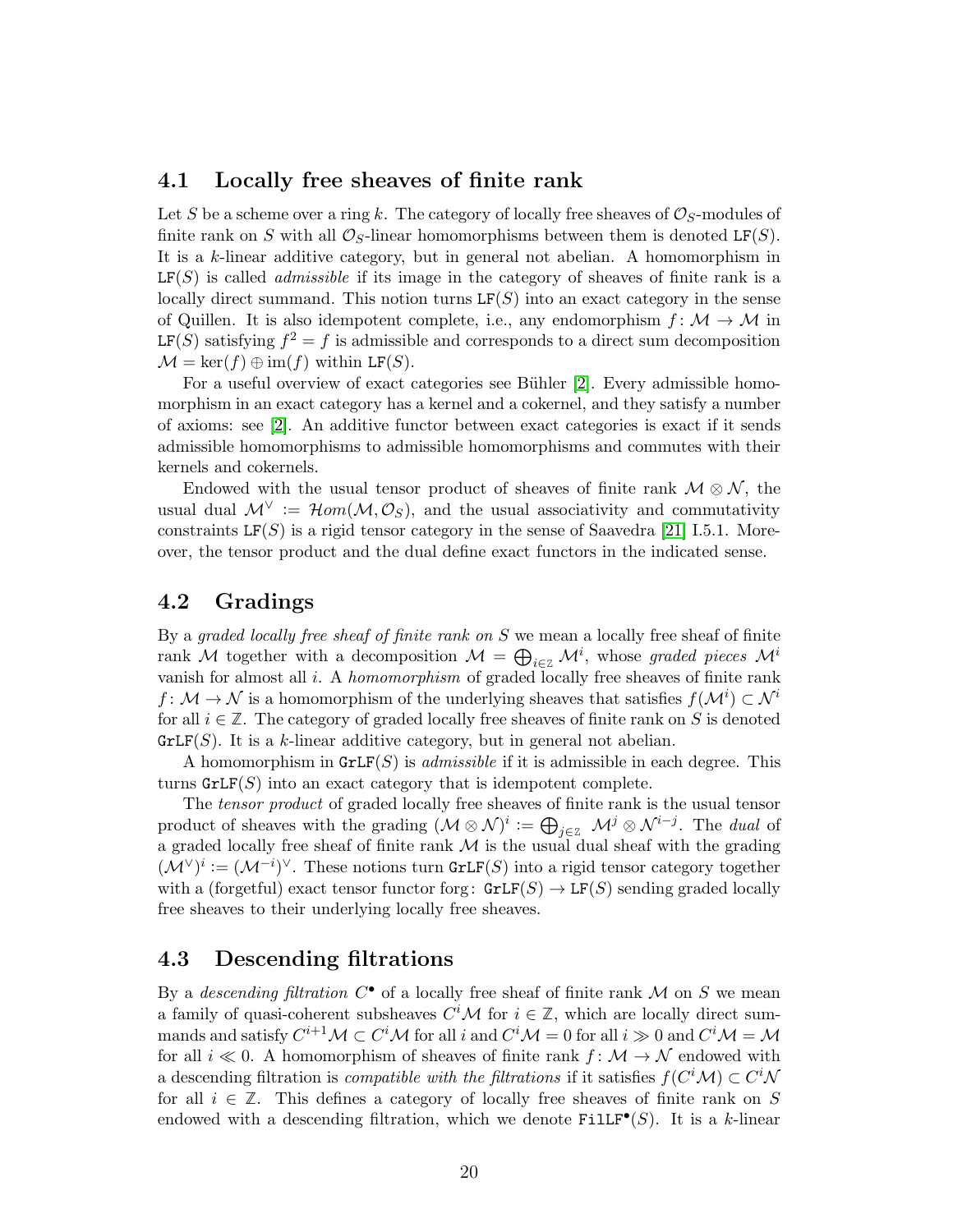## 4.1 Locally free sheaves of finite rank

Let $S$ be a scheme over a ring $k$. The category of locally free sheaves of $\mathcal{O}_S$-modules of finite rank on $S$ with all $\mathcal{O}_S$-linear homomorphisms between them is denoted $\mathtt{LF}(S)$. It is a $k$-linear additive category, but in general not abelian. A homomorphism in $\mathtt{LF}(S)$ is called *admissible* if its image in the category of sheaves of finite rank is a locally direct summand. This notion turns $\mathtt{LF}(S)$ into an exact category in the sense of Quillen. It is also idempotent complete, i.e., any endomorphism $f\colon \mathcal{M} \to \mathcal{M}$ in $\mathtt{LF}(S)$ satisfying $f^2 = f$ is admissible and corresponds to a direct sum decomposition $\mathcal{M} = \ker(f) \oplus \operatorname{im}(f)$ within $\mathtt{LF}(S)$.

For a useful overview of exact categories see Bühler [2]. Every admissible homomorphism in an exact category has a kernel and a cokernel, and they satisfy a number of axioms: see [2]. An additive functor between exact categories is exact if it sends admissible homomorphisms to admissible homomorphisms and commutes with their kernels and cokernels.

Endowed with the usual tensor product of sheaves of finite rank $\mathcal{M} \otimes \mathcal{N}$, the usual dual $\mathcal{M}^\vee := \mathcal{H}om(\mathcal{M}, \mathcal{O}_S)$, and the usual associativity and commutativity constraints $\mathtt{LF}(S)$ is a rigid tensor category in the sense of Saavedra [21] I.5.1. Moreover, the tensor product and the dual define exact functors in the indicated sense.

## 4.2 Gradings

By a *graded locally free sheaf of finite rank on* $S$ we mean a locally free sheaf of finite rank $\mathcal{M}$ together with a decomposition $\mathcal{M} = \bigoplus_{i\in\mathbb{Z}} \mathcal{M}^i$, whose *graded pieces* $\mathcal{M}^i$ vanish for almost all $i$. A *homomorphism* of graded locally free sheaves of finite rank $f\colon \mathcal{M} \to \mathcal{N}$ is a homomorphism of the underlying sheaves that satisfies $f(\mathcal{M}^i) \subset \mathcal{N}^i$ for all $i \in \mathbb{Z}$. The category of graded locally free sheaves of finite rank on $S$ is denoted $\mathtt{GrLF}(S)$. It is a $k$-linear additive category, but in general not abelian.

A homomorphism in $\mathtt{GrLF}(S)$ is *admissible* if it is admissible in each degree. This turns $\mathtt{GrLF}(S)$ into an exact category that is idempotent complete.

The *tensor product* of graded locally free sheaves of finite rank is the usual tensor product of sheaves with the grading $(\mathcal{M} \otimes \mathcal{N})^i := \bigoplus_{j\in\mathbb{Z}} \mathcal{M}^j \otimes \mathcal{N}^{i-j}$. The *dual* of a graded locally free sheaf of finite rank $\mathcal{M}$ is the usual dual sheaf with the grading $(\mathcal{M}^\vee)^i := (\mathcal{M}^{-i})^\vee$. These notions turn $\mathtt{GrLF}(S)$ into a rigid tensor category together with a (forgetful) exact tensor functor $\operatorname{forg}\colon \mathtt{GrLF}(S) \to \mathtt{LF}(S)$ sending graded locally free sheaves to their underlying locally free sheaves.

## 4.3 Descending filtrations

By a *descending filtration* $C^\bullet$ of a locally free sheaf of finite rank $\mathcal{M}$ on $S$ we mean a family of quasi-coherent subsheaves $C^i\mathcal{M}$ for $i \in \mathbb{Z}$, which are locally direct summands and satisfy $C^{i+1}\mathcal{M} \subset C^i\mathcal{M}$ for all $i$ and $C^i\mathcal{M} = 0$ for all $i \gg 0$ and $C^i\mathcal{M} = \mathcal{M}$ for all $i \ll 0$. A homomorphism of sheaves of finite rank $f\colon \mathcal{M} \to \mathcal{N}$ endowed with a descending filtration is *compatible with the filtrations* if it satisfies $f(C^i\mathcal{M}) \subset C^i\mathcal{N}$ for all $i \in \mathbb{Z}$. This defines a category of locally free sheaves of finite rank on $S$ endowed with a descending filtration, which we denote $\mathtt{FilLF}^\bullet(S)$. It is a $k$-linear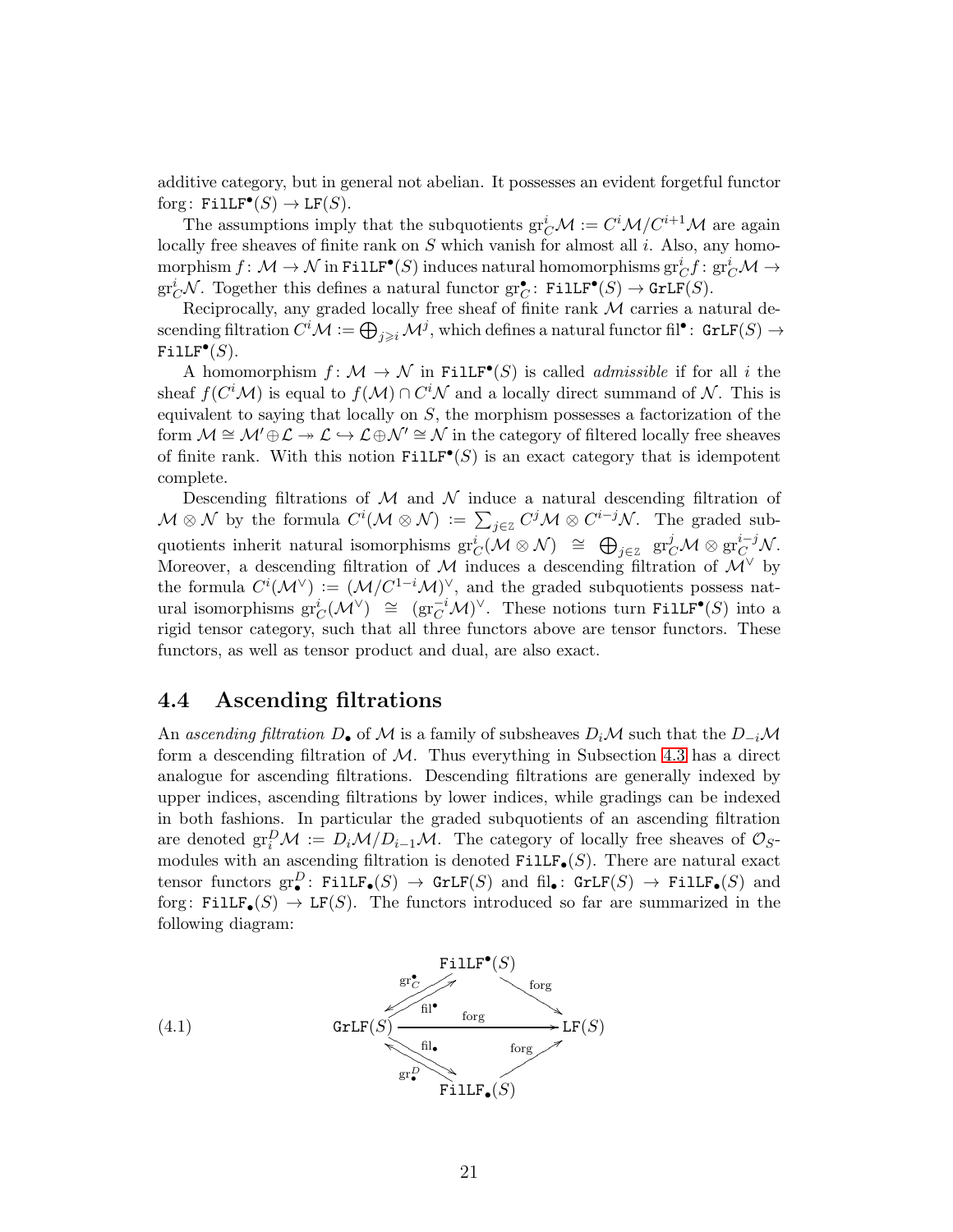additive category, but in general not abelian. It possesses an evident forgetful functor $\mathrm{forg}\colon \mathtt{FilLF}^\bullet(S) \to \mathtt{LF}(S)$.

The assumptions imply that the subquotients $\mathrm{gr}^i_C\mathcal{M} := C^i\mathcal{M}/C^{i+1}\mathcal{M}$ are again locally free sheaves of finite rank on $S$ which vanish for almost all $i$. Also, any homomorphism $f\colon \mathcal{M} \to \mathcal{N}$ in $\mathtt{FilLF}^\bullet(S)$ induces natural homomorphisms $\mathrm{gr}^i_C f\colon \mathrm{gr}^i_C\mathcal{M} \to \mathrm{gr}^i_C\mathcal{N}$. Together this defines a natural functor $\mathrm{gr}^\bullet_C\colon \mathtt{FilLF}^\bullet(S) \to \mathtt{GrLF}(S)$.

Reciprocally, any graded locally free sheaf of finite rank $\mathcal{M}$ carries a natural descending filtration $C^i\mathcal{M} := \bigoplus_{j\geqslant i}\mathcal{M}^j$, which defines a natural functor $\mathrm{fil}^\bullet\colon \mathtt{GrLF}(S) \to \mathtt{FilLF}^\bullet(S)$.

A homomorphism $f\colon \mathcal{M} \to \mathcal{N}$ in $\mathtt{FilLF}^\bullet(S)$ is called *admissible* if for all $i$ the sheaf $f(C^i\mathcal{M})$ is equal to $f(\mathcal{M}) \cap C^i\mathcal{N}$ and a locally direct summand of $\mathcal{N}$. This is equivalent to saying that locally on $S$, the morphism possesses a factorization of the form $\mathcal{M} \cong \mathcal{M}' \oplus \mathcal{L} \twoheadrightarrow \mathcal{L} \hookrightarrow \mathcal{L} \oplus \mathcal{N}' \cong \mathcal{N}$ in the category of filtered locally free sheaves of finite rank. With this notion $\mathtt{FilLF}^\bullet(S)$ is an exact category that is idempotent complete.

Descending filtrations of $\mathcal{M}$ and $\mathcal{N}$ induce a natural descending filtration of $\mathcal{M} \otimes \mathcal{N}$ by the formula $C^i(\mathcal{M} \otimes \mathcal{N}) := \sum_{j\in\mathbb{Z}} C^j\mathcal{M} \otimes C^{i-j}\mathcal{N}$. The graded subquotients inherit natural isomorphisms $\mathrm{gr}^i_C(\mathcal{M} \otimes \mathcal{N}) \cong \bigoplus_{j\in\mathbb{Z}} \mathrm{gr}^j_C\mathcal{M} \otimes \mathrm{gr}^{i-j}_C\mathcal{N}$. Moreover, a descending filtration of $\mathcal{M}$ induces a descending filtration of $\mathcal{M}^\vee$ by the formula $C^i(\mathcal{M}^\vee) := (\mathcal{M}/C^{1-i}\mathcal{M})^\vee$, and the graded subquotients possess natural isomorphisms $\mathrm{gr}^i_C(\mathcal{M}^\vee) \cong (\mathrm{gr}^{-i}_C\mathcal{M})^\vee$. These notions turn $\mathtt{FilLF}^\bullet(S)$ into a rigid tensor category, such that all three functors above are tensor functors. These functors, as well as tensor product and dual, are also exact.

## 4.4 Ascending filtrations

An *ascending filtration* $D_\bullet$ of $\mathcal{M}$ is a family of subsheaves $D_i\mathcal{M}$ such that the $D_{-i}\mathcal{M}$ form a descending filtration of $\mathcal{M}$. Thus everything in Subsection 4.3 has a direct analogue for ascending filtrations. Descending filtrations are generally indexed by upper indices, ascending filtrations by lower indices, while gradings can be indexed in both fashions. In particular the graded subquotients of an ascending filtration are denoted $\mathrm{gr}^D_i\mathcal{M} := D_i\mathcal{M}/D_{i-1}\mathcal{M}$. The category of locally free sheaves of $\mathcal{O}_S$-modules with an ascending filtration is denoted $\mathtt{FilLF}_\bullet(S)$. There are natural exact tensor functors $\mathrm{gr}^D_\bullet\colon \mathtt{FilLF}_\bullet(S) \to \mathtt{GrLF}(S)$ and $\mathrm{fil}_\bullet\colon \mathtt{GrLF}(S) \to \mathtt{FilLF}_\bullet(S)$ and $\mathrm{forg}\colon \mathtt{FilLF}_\bullet(S) \to \mathtt{LF}(S)$. The functors introduced so far are summarized in the following diagram:

$$
\begin{array}{ccccc}
 & & \mathtt{FilLF}^\bullet(S) & & \\
 & \mathrm{gr}^\bullet_C \swarrow\!\!\nearrow \mathrm{fil}^\bullet & & \searrow \mathrm{forg} & \\
\mathtt{GrLF}(S) & & \xrightarrow{\quad\mathrm{forg}\quad} & & \mathtt{LF}(S) \\
 & \mathrm{gr}^D_\bullet \nwarrow\!\!\searrow \mathrm{fil}_\bullet & & \nearrow \mathrm{forg} & \\
 & & \mathtt{FilLF}_\bullet(S) & &
\end{array}
\tag{4.1}
$$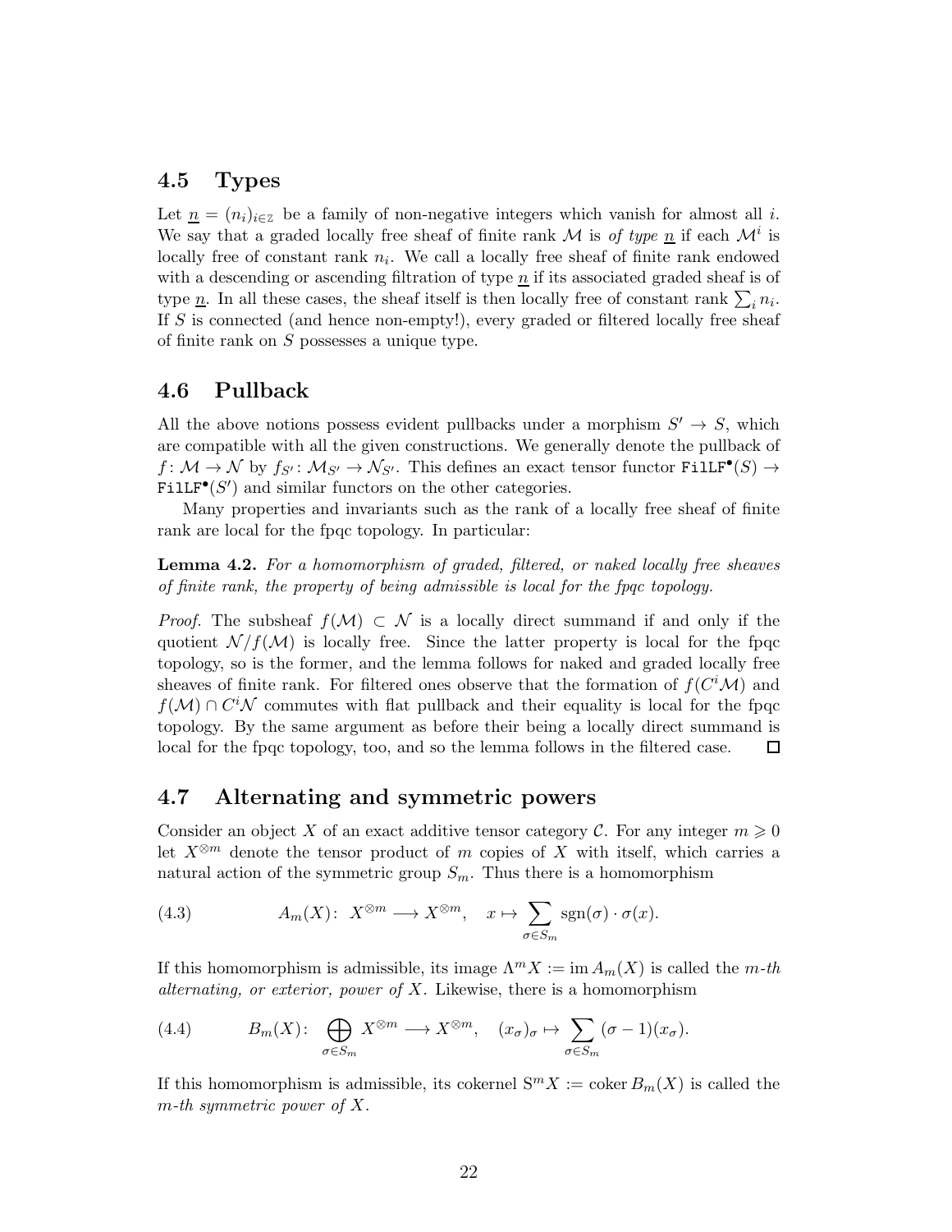## 4.5 Types

Let $\underline{n} = (n_i)_{i\in\mathbb{Z}}$ be a family of non-negative integers which vanish for almost all $i$. We say that a graded locally free sheaf of finite rank $\mathcal{M}$ is *of type* $\underline{n}$ if each $\mathcal{M}^i$ is locally free of constant rank $n_i$. We call a locally free sheaf of finite rank endowed with a descending or ascending filtration of type $\underline{n}$ if its associated graded sheaf is of type $\underline{n}$. In all these cases, the sheaf itself is then locally free of constant rank $\sum_i n_i$. If $S$ is connected (and hence non-empty!), every graded or filtered locally free sheaf of finite rank on $S$ possesses a unique type.

## 4.6 Pullback

All the above notions possess evident pullbacks under a morphism $S' \to S$, which are compatible with all the given constructions. We generally denote the pullback of $f\colon \mathcal{M} \to \mathcal{N}$ by $f_{S'}\colon \mathcal{M}_{S'} \to \mathcal{N}_{S'}$. This defines an exact tensor functor $\mathtt{FilLF}^\bullet(S) \to \mathtt{FilLF}^\bullet(S')$ and similar functors on the other categories.

Many properties and invariants such as the rank of a locally free sheaf of finite rank are local for the fpqc topology. In particular:

**Lemma 4.2.** *For a homomorphism of graded, filtered, or naked locally free sheaves of finite rank, the property of being admissible is local for the fpqc topology.*

*Proof.* The subsheaf $f(\mathcal{M}) \subset \mathcal{N}$ is a locally direct summand if and only if the quotient $\mathcal{N}/f(\mathcal{M})$ is locally free. Since the latter property is local for the fpqc topology, so is the former, and the lemma follows for naked and graded locally free sheaves of finite rank. For filtered ones observe that the formation of $f(C^i\mathcal{M})$ and $f(\mathcal{M}) \cap C^i\mathcal{N}$ commutes with flat pullback and their equality is local for the fpqc topology. By the same argument as before their being a locally direct summand is local for the fpqc topology, too, and so the lemma follows in the filtered case. $\square$

## 4.7 Alternating and symmetric powers

Consider an object $X$ of an exact additive tensor category $\mathcal{C}$. For any integer $m \geqslant 0$ let $X^{\otimes m}$ denote the tensor product of $m$ copies of $X$ with itself, which carries a natural action of the symmetric group $S_m$. Thus there is a homomorphism

$$A_m(X)\colon\ X^{\otimes m} \longrightarrow X^{\otimes m}, \quad x \mapsto \sum_{\sigma\in S_m} \operatorname{sgn}(\sigma)\cdot\sigma(x). \tag{4.3}$$

If this homomorphism is admissible, its image $\Lambda^m X := \operatorname{im} A_m(X)$ is called the *m-th alternating, or exterior, power of* $X$. Likewise, there is a homomorphism

$$B_m(X)\colon\ \bigoplus_{\sigma\in S_m} X^{\otimes m} \longrightarrow X^{\otimes m}, \quad (x_\sigma)_\sigma \mapsto \sum_{\sigma\in S_m} (\sigma - 1)(x_\sigma). \tag{4.4}$$

If this homomorphism is admissible, its cokernel $\mathrm{S}^m X := \operatorname{coker} B_m(X)$ is called the *m-th symmetric power of* $X$.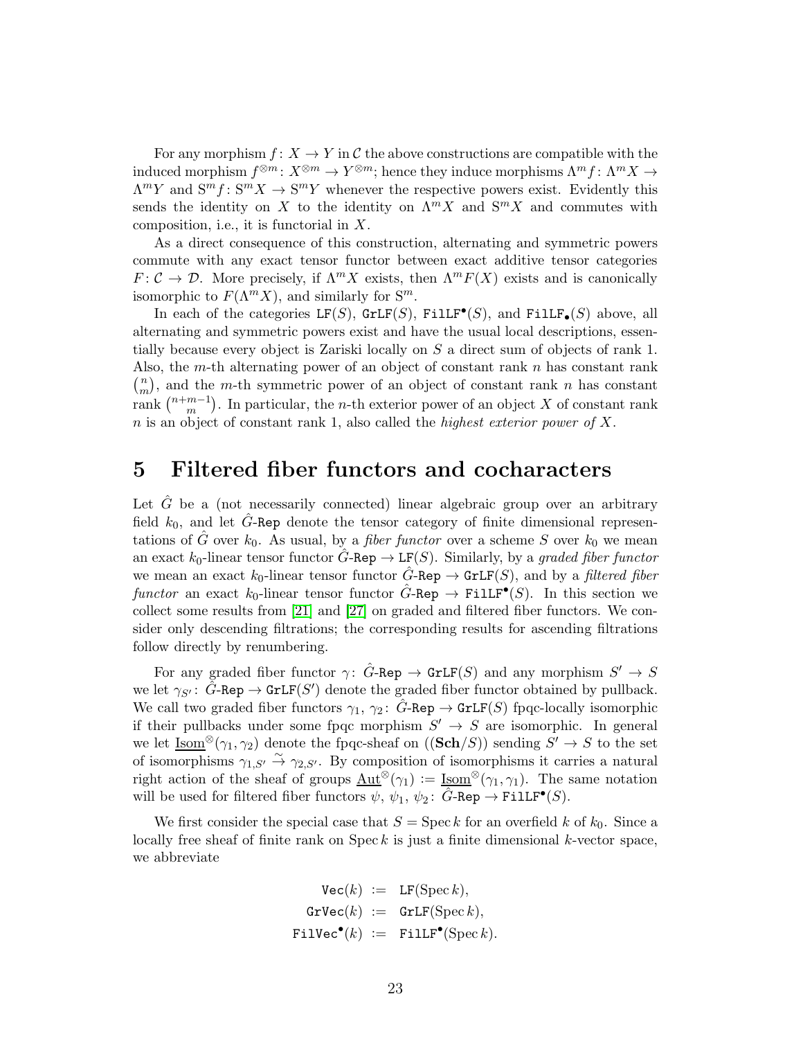For any morphism $f\colon X \to Y$ in $\mathcal{C}$ the above constructions are compatible with the induced morphism $f^{\otimes m}\colon X^{\otimes m} \to Y^{\otimes m}$; hence they induce morphisms $\Lambda^m f\colon \Lambda^m X \to \Lambda^m Y$ and $\mathrm{S}^m f\colon \mathrm{S}^m X \to \mathrm{S}^m Y$ whenever the respective powers exist. Evidently this sends the identity on $X$ to the identity on $\Lambda^m X$ and $\mathrm{S}^m X$ and commutes with composition, i.e., it is functorial in $X$.

As a direct consequence of this construction, alternating and symmetric powers commute with any exact tensor functor between exact additive tensor categories $F\colon \mathcal{C} \to \mathcal{D}$. More precisely, if $\Lambda^m X$ exists, then $\Lambda^m F(X)$ exists and is canonically isomorphic to $F(\Lambda^m X)$, and similarly for $\mathrm{S}^m$.

In each of the categories $\mathtt{LF}(S)$, $\mathtt{GrLF}(S)$, $\mathtt{FilLF}^\bullet(S)$, and $\mathtt{FilLF}_\bullet(S)$ above, all alternating and symmetric powers exist and have the usual local descriptions, essentially because every object is Zariski locally on $S$ a direct sum of objects of rank 1. Also, the $m$-th alternating power of an object of constant rank $n$ has constant rank $\binom{n}{m}$, and the $m$-th symmetric power of an object of constant rank $n$ has constant rank $\binom{n+m-1}{m}$. In particular, the $n$-th exterior power of an object $X$ of constant rank $n$ is an object of constant rank 1, also called the *highest exterior power of* $X$.

# 5 Filtered fiber functors and cocharacters

Let $\hat{G}$ be a (not necessarily connected) linear algebraic group over an arbitrary field $k_0$, and let $\hat{G}\text{-}\mathtt{Rep}$ denote the tensor category of finite dimensional representations of $\hat{G}$ over $k_0$. As usual, by a *fiber functor* over a scheme $S$ over $k_0$ we mean an exact $k_0$-linear tensor functor $\hat{G}\text{-}\mathtt{Rep} \to \mathtt{LF}(S)$. Similarly, by a *graded fiber functor* we mean an exact $k_0$-linear tensor functor $\hat{G}\text{-}\mathtt{Rep} \to \mathtt{GrLF}(S)$, and by a *filtered fiber functor* an exact $k_0$-linear tensor functor $\hat{G}\text{-}\mathtt{Rep} \to \mathtt{FilLF}^\bullet(S)$. In this section we collect some results from [21] and [27] on graded and filtered fiber functors. We consider only descending filtrations; the corresponding results for ascending filtrations follow directly by renumbering.

For any graded fiber functor $\gamma\colon \hat{G}\text{-}\mathtt{Rep} \to \mathtt{GrLF}(S)$ and any morphism $S' \to S$ we let $\gamma_{S'}\colon \hat{G}\text{-}\mathtt{Rep} \to \mathtt{GrLF}(S')$ denote the graded fiber functor obtained by pullback. We call two graded fiber functors $\gamma_1$, $\gamma_2\colon \hat{G}\text{-}\mathtt{Rep} \to \mathtt{GrLF}(S)$ fpqc-locally isomorphic if their pullbacks under some fpqc morphism $S' \to S$ are isomorphic. In general we let $\underline{\mathrm{Isom}}^\otimes(\gamma_1, \gamma_2)$ denote the fpqc-sheaf on $((\mathbf{Sch}/S))$ sending $S' \to S$ to the set of isomorphisms $\gamma_{1,S'} \xrightarrow{\sim} \gamma_{2,S'}$. By composition of isomorphisms it carries a natural right action of the sheaf of groups $\underline{\mathrm{Aut}}^\otimes(\gamma_1) := \underline{\mathrm{Isom}}^\otimes(\gamma_1, \gamma_1)$. The same notation will be used for filtered fiber functors $\psi$, $\psi_1$, $\psi_2\colon \hat{G}\text{-}\mathtt{Rep} \to \mathtt{FilLF}^\bullet(S)$.

We first consider the special case that $S = \operatorname{Spec} k$ for an overfield $k$ of $k_0$. Since a locally free sheaf of finite rank on $\operatorname{Spec} k$ is just a finite dimensional $k$-vector space, we abbreviate

$$
\begin{aligned}
\mathtt{Vec}(k) &:= \mathtt{LF}(\operatorname{Spec} k), \\
\mathtt{GrVec}(k) &:= \mathtt{GrLF}(\operatorname{Spec} k), \\
\mathtt{FilVec}^\bullet(k) &:= \mathtt{FilLF}^\bullet(\operatorname{Spec} k).
\end{aligned}
$$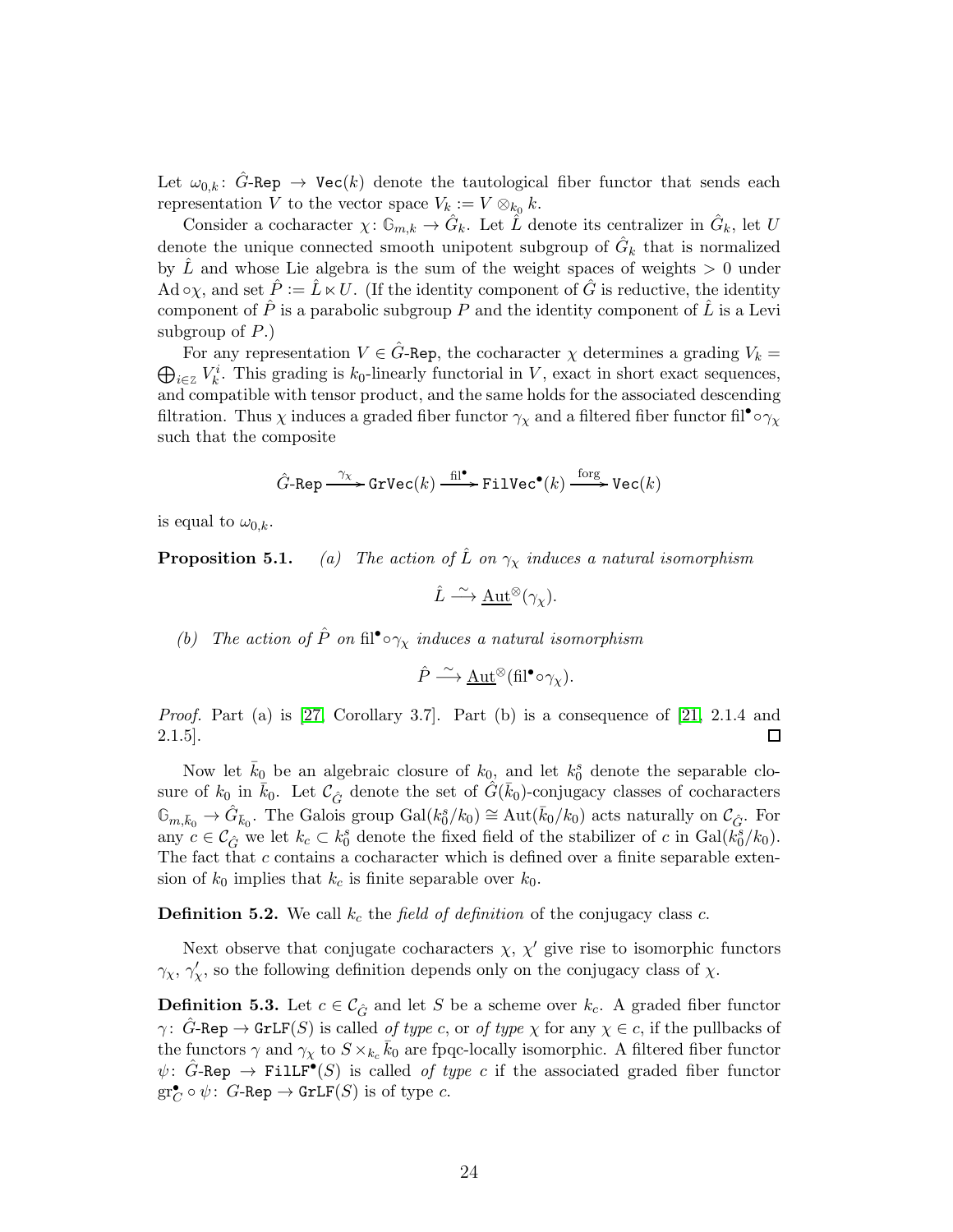Let $\omega_{0,k}\colon \hat{G}\text{-}\mathtt{Rep} \to \mathtt{Vec}(k)$ denote the tautological fiber functor that sends each representation $V$ to the vector space $V_k := V \otimes_{k_0} k$.

Consider a cocharacter $\chi\colon \mathbb{G}_{m,k} \to \hat{G}_k$. Let $\hat{L}$ denote its centralizer in $\hat{G}_k$, let $U$ denote the unique connected smooth unipotent subgroup of $\hat{G}_k$ that is normalized by $\hat{L}$ and whose Lie algebra is the sum of the weight spaces of weights $> 0$ under $\mathrm{Ad} \circ \chi$, and set $\hat{P} := \hat{L} \ltimes U$. (If the identity component of $\hat{G}$ is reductive, the identity component of $\hat{P}$ is a parabolic subgroup $P$ and the identity component of $\hat{L}$ is a Levi subgroup of $P$.)

For any representation $V \in \hat{G}\text{-}\mathtt{Rep}$, the cocharacter $\chi$ determines a grading $V_k = \bigoplus_{i \in \mathbb{Z}} V_k^i$. This grading is $k_0$-linearly functorial in $V$, exact in short exact sequences, and compatible with tensor product, and the same holds for the associated descending filtration. Thus $\chi$ induces a graded fiber functor $\gamma_\chi$ and a filtered fiber functor $\mathrm{fil}^\bullet \circ \gamma_\chi$ such that the composite

$$\hat{G}\text{-}\mathtt{Rep} \xrightarrow{\gamma_\chi} \mathtt{GrVec}(k) \xrightarrow{\mathrm{fil}^\bullet} \mathtt{FilVec}^\bullet(k) \xrightarrow{\mathrm{forg}} \mathtt{Vec}(k)$$

is equal to $\omega_{0,k}$.

**Proposition 5.1.** *(a) The action of $\hat{L}$ on $\gamma_\chi$ induces a natural isomorphism*

$$\hat{L} \xrightarrow{\sim} \underline{\mathrm{Aut}}^\otimes(\gamma_\chi).$$

*(b) The action of $\hat{P}$ on $\mathrm{fil}^\bullet \circ \gamma_\chi$ induces a natural isomorphism*

$$\hat{P} \xrightarrow{\sim} \underline{\mathrm{Aut}}^\otimes(\mathrm{fil}^\bullet \circ \gamma_\chi).$$

*Proof.* Part (a) is [27, Corollary 3.7]. Part (b) is a consequence of [21, 2.1.4 and 2.1.5]. $\square$

Now let $\bar{k}_0$ be an algebraic closure of $k_0$, and let $k_0^s$ denote the separable closure of $k_0$ in $\bar{k}_0$. Let $\mathcal{C}_{\hat{G}}$ denote the set of $\hat{G}(\bar{k}_0)$-conjugacy classes of cocharacters $\mathbb{G}_{m,\bar{k}_0} \to \hat{G}_{\bar{k}_0}$. The Galois group $\mathrm{Gal}(k_0^s/k_0) \cong \mathrm{Aut}(\bar{k}_0/k_0)$ acts naturally on $\mathcal{C}_{\hat{G}}$. For any $c \in \mathcal{C}_{\hat{G}}$ we let $k_c \subset k_0^s$ denote the fixed field of the stabilizer of $c$ in $\mathrm{Gal}(k_0^s/k_0)$. The fact that $c$ contains a cocharacter which is defined over a finite separable extension of $k_0$ implies that $k_c$ is finite separable over $k_0$.

**Definition 5.2.** We call $k_c$ the *field of definition* of the conjugacy class $c$.

Next observe that conjugate cocharacters $\chi$, $\chi'$ give rise to isomorphic functors $\gamma_\chi$, $\gamma'_\chi$, so the following definition depends only on the conjugacy class of $\chi$.

**Definition 5.3.** Let $c \in \mathcal{C}_{\hat{G}}$ and let $S$ be a scheme over $k_c$. A graded fiber functor $\gamma\colon \hat{G}\text{-}\mathtt{Rep} \to \mathtt{GrLF}(S)$ is called *of type $c$*, or *of type $\chi$* for any $\chi \in c$, if the pullbacks of the functors $\gamma$ and $\gamma_\chi$ to $S \times_{k_c} \bar{k}_0$ are fpqc-locally isomorphic. A filtered fiber functor $\psi\colon \hat{G}\text{-}\mathtt{Rep} \to \mathtt{FilLF}^\bullet(S)$ is called *of type $c$* if the associated graded fiber functor $\mathrm{gr}^\bullet_C \circ \psi\colon G\text{-}\mathtt{Rep} \to \mathtt{GrLF}(S)$ is of type $c$.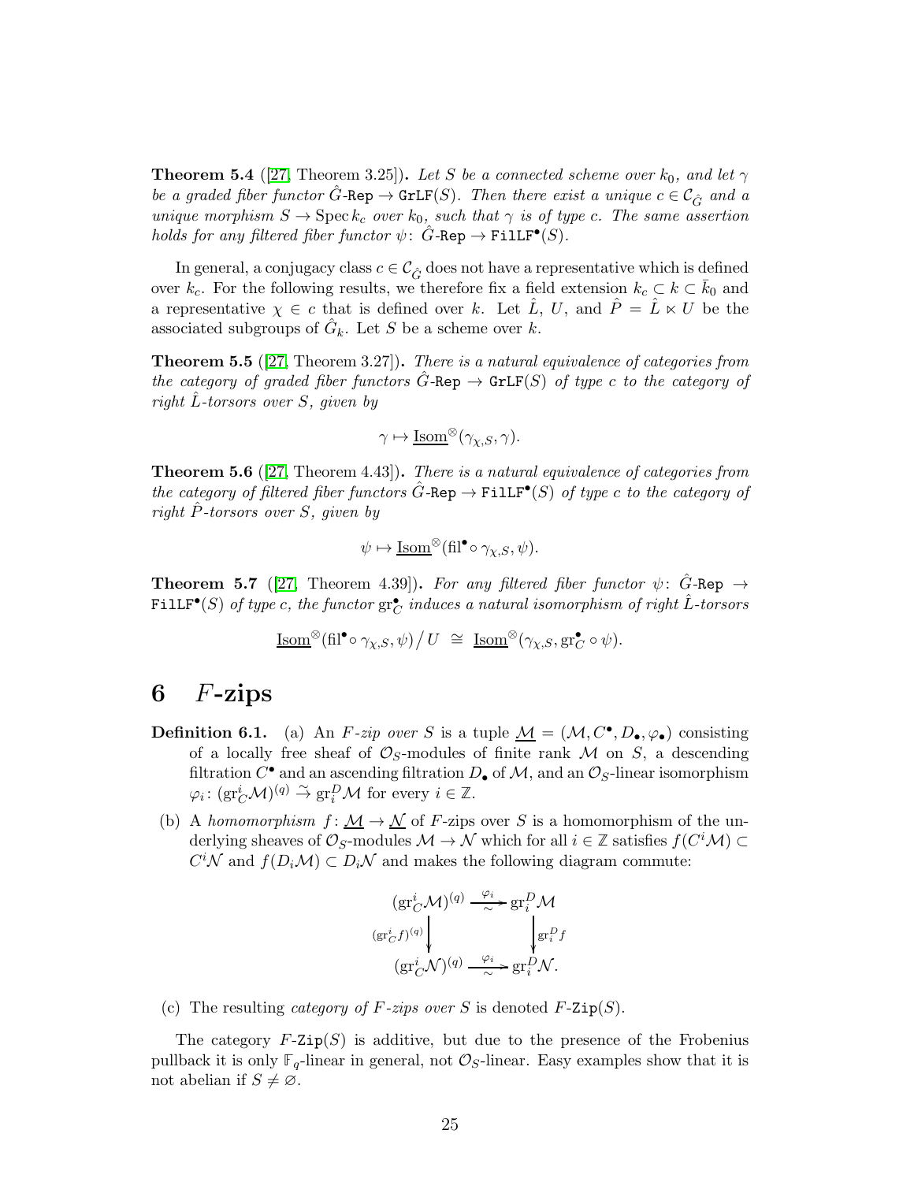**Theorem 5.4** ([27, Theorem 3.25])**.** *Let $S$ be a connected scheme over $k_0$, and let $\gamma$ be a graded fiber functor $\hat{G}\text{-}\mathtt{Rep} \to \mathtt{GrLF}(S)$. Then there exist a unique $c \in \mathcal{C}_{\hat{G}}$ and a unique morphism $S \to \operatorname{Spec} k_c$ over $k_0$, such that $\gamma$ is of type $c$. The same assertion holds for any filtered fiber functor $\psi\colon \hat{G}\text{-}\mathtt{Rep} \to \mathtt{FilLF}^\bullet(S)$.*

In general, a conjugacy class $c \in \mathcal{C}_{\hat{G}}$ does not have a representative which is defined over $k_c$. For the following results, we therefore fix a field extension $k_c \subset k \subset \bar{k}_0$ and a representative $\chi \in c$ that is defined over $k$. Let $\hat{L}$, $U$, and $\hat{P} = \hat{L} \ltimes U$ be the associated subgroups of $\hat{G}_k$. Let $S$ be a scheme over $k$.

**Theorem 5.5** ([27, Theorem 3.27])**.** *There is a natural equivalence of categories from the category of graded fiber functors $\hat{G}\text{-}\mathtt{Rep} \to \mathtt{GrLF}(S)$ of type $c$ to the category of right $\hat{L}$-torsors over $S$, given by*

$$\gamma \mapsto \underline{\mathrm{Isom}}^{\otimes}(\gamma_{\chi,S}, \gamma).$$

**Theorem 5.6** ([27, Theorem 4.43])**.** *There is a natural equivalence of categories from the category of filtered fiber functors $\hat{G}\text{-}\mathtt{Rep} \to \mathtt{FilLF}^\bullet(S)$ of type $c$ to the category of right $\hat{P}$-torsors over $S$, given by*

$$\psi \mapsto \underline{\mathrm{Isom}}^{\otimes}(\mathrm{fil}^\bullet \circ \gamma_{\chi,S}, \psi).$$

**Theorem 5.7** ([27, Theorem 4.39])**.** *For any filtered fiber functor $\psi\colon \hat{G}\text{-}\mathtt{Rep} \to \mathtt{FilLF}^\bullet(S)$ of type $c$, the functor $\mathrm{gr}^\bullet_C$ induces a natural isomorphism of right $\hat{L}$-torsors*

$$\underline{\mathrm{Isom}}^{\otimes}(\mathrm{fil}^\bullet \circ \gamma_{\chi,S}, \psi)\big/ U \;\cong\; \underline{\mathrm{Isom}}^{\otimes}(\gamma_{\chi,S}, \mathrm{gr}^\bullet_C \circ \psi).$$

# 6 $F$-zips

**Definition 6.1.** (a) An *$F$-zip over $S$* is a tuple $\underline{\mathcal{M}} = (\mathcal{M}, C^\bullet, D_\bullet, \varphi_\bullet)$ consisting of a locally free sheaf of $\mathcal{O}_S$-modules of finite rank $\mathcal{M}$ on $S$, a descending filtration $C^\bullet$ and an ascending filtration $D_\bullet$ of $\mathcal{M}$, and an $\mathcal{O}_S$-linear isomorphism $\varphi_i\colon (\mathrm{gr}^i_C \mathcal{M})^{(q)} \xrightarrow{\sim} \mathrm{gr}^D_i \mathcal{M}$ for every $i \in \mathbb{Z}$.

(b) A *homomorphism* $f\colon \underline{\mathcal{M}} \to \underline{\mathcal{N}}$ of $F$-zips over $S$ is a homomorphism of the underlying sheaves of $\mathcal{O}_S$-modules $\mathcal{M} \to \mathcal{N}$ which for all $i \in \mathbb{Z}$ satisfies $f(C^i\mathcal{M}) \subset C^i\mathcal{N}$ and $f(D_i\mathcal{M}) \subset D_i\mathcal{N}$ and makes the following diagram commute:

$$\begin{array}{ccc}
(\mathrm{gr}^i_C \mathcal{M})^{(q)} & \xrightarrow[\sim]{\varphi_i} & \mathrm{gr}^D_i \mathcal{M} \\
\Big\downarrow {\scriptstyle (\mathrm{gr}^i_C f)^{(q)}} & & \Big\downarrow {\scriptstyle \mathrm{gr}^D_i f} \\
(\mathrm{gr}^i_C \mathcal{N})^{(q)} & \xrightarrow[\sim]{\varphi_i} & \mathrm{gr}^D_i \mathcal{N}.
\end{array}$$

(c) The resulting *category of $F$-zips over $S$* is denoted $F\text{-}\mathtt{Zip}(S)$.

The category $F\text{-}\mathtt{Zip}(S)$ is additive, but due to the presence of the Frobenius pullback it is only $\mathbb{F}_q$-linear in general, not $\mathcal{O}_S$-linear. Easy examples show that it is not abelian if $S \neq \varnothing$.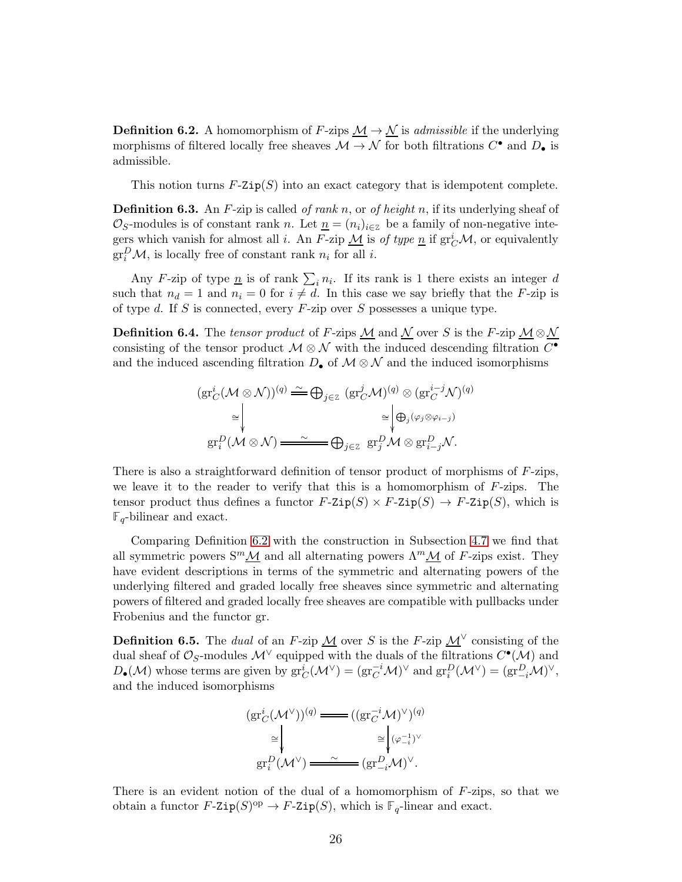**Definition 6.2.** A homomorphism of $F$-zips $\underline{\mathcal{M}} \to \underline{\mathcal{N}}$ is *admissible* if the underlying morphisms of filtered locally free sheaves $\mathcal{M} \to \mathcal{N}$ for both filtrations $C^\bullet$ and $D_\bullet$ is admissible.

This notion turns $F\text{-}\mathtt{Zip}(S)$ into an exact category that is idempotent complete.

**Definition 6.3.** An $F$-zip is called *of rank* $n$, or *of height* $n$, if its underlying sheaf of $\mathcal{O}_S$-modules is of constant rank $n$. Let $\underline{n} = (n_i)_{i \in \mathbb{Z}}$ be a family of non-negative integers which vanish for almost all $i$. An $F$-zip $\underline{\mathcal{M}}$ is *of type* $\underline{n}$ if $\mathrm{gr}^i_C \mathcal{M}$, or equivalently $\mathrm{gr}^D_i \mathcal{M}$, is locally free of constant rank $n_i$ for all $i$.

Any $F$-zip of type $\underline{n}$ is of rank $\sum_i n_i$. If its rank is 1 there exists an integer $d$ such that $n_d = 1$ and $n_i = 0$ for $i \neq d$. In this case we say briefly that the $F$-zip is of type $d$. If $S$ is connected, every $F$-zip over $S$ possesses a unique type.

**Definition 6.4.** The *tensor product* of $F$-zips $\underline{\mathcal{M}}$ and $\underline{\mathcal{N}}$ over $S$ is the $F$-zip $\underline{\mathcal{M}} \otimes \underline{\mathcal{N}}$ consisting of the tensor product $\mathcal{M} \otimes \mathcal{N}$ with the induced descending filtration $C^\bullet$ and the induced ascending filtration $D_\bullet$ of $\mathcal{M} \otimes \mathcal{N}$ and the induced isomorphisms

$$\begin{array}{ccc}
(\mathrm{gr}^i_C(\mathcal{M} \otimes \mathcal{N}))^{(q)} & \overset{\sim}{=\!=} & \bigoplus_{j \in \mathbb{Z}} (\mathrm{gr}^j_C \mathcal{M})^{(q)} \otimes (\mathrm{gr}^{i-j}_C \mathcal{N})^{(q)} \\
\cong \big\downarrow & & \cong \big\downarrow \bigoplus_j (\varphi_j \otimes \varphi_{i-j}) \\
\mathrm{gr}^D_i(\mathcal{M} \otimes \mathcal{N}) & \overset{\sim}{=\!=} & \bigoplus_{j \in \mathbb{Z}} \mathrm{gr}^D_j \mathcal{M} \otimes \mathrm{gr}^D_{i-j} \mathcal{N}.
\end{array}$$

There is also a straightforward definition of tensor product of morphisms of $F$-zips, we leave it to the reader to verify that this is a homomorphism of $F$-zips. The tensor product thus defines a functor $F\text{-}\mathtt{Zip}(S) \times F\text{-}\mathtt{Zip}(S) \to F\text{-}\mathtt{Zip}(S)$, which is $\mathbb{F}_q$-bilinear and exact.

Comparing Definition 6.2 with the construction in Subsection 4.7 we find that all symmetric powers $\mathrm{S}^m \underline{\mathcal{M}}$ and all alternating powers $\Lambda^m \underline{\mathcal{M}}$ of $F$-zips exist. They have evident descriptions in terms of the symmetric and alternating powers of the underlying filtered and graded locally free sheaves since symmetric and alternating powers of filtered and graded locally free sheaves are compatible with pullbacks under Frobenius and the functor gr.

**Definition 6.5.** The *dual* of an $F$-zip $\underline{\mathcal{M}}$ over $S$ is the $F$-zip $\underline{\mathcal{M}}^\vee$ consisting of the dual sheaf of $\mathcal{O}_S$-modules $\mathcal{M}^\vee$ equipped with the duals of the filtrations $C^\bullet(\mathcal{M})$ and $D_\bullet(\mathcal{M})$ whose terms are given by $\mathrm{gr}^i_C(\mathcal{M}^\vee) = (\mathrm{gr}^{-i}_C \mathcal{M})^\vee$ and $\mathrm{gr}^D_i(\mathcal{M}^\vee) = (\mathrm{gr}^D_{-i} \mathcal{M})^\vee$, and the induced isomorphisms

$$\begin{array}{ccc}
(\mathrm{gr}^i_C(\mathcal{M}^\vee))^{(q)} & =\!=\!= & ((\mathrm{gr}^{-i}_C \mathcal{M})^\vee)^{(q)} \\
\cong \big\downarrow & & \cong \big\downarrow (\varphi_{-i}^{-1})^\vee \\
\mathrm{gr}^D_i(\mathcal{M}^\vee) & \overset{\sim}{=\!=} & (\mathrm{gr}^D_{-i} \mathcal{M})^\vee.
\end{array}$$

There is an evident notion of the dual of a homomorphism of $F$-zips, so that we obtain a functor $F\text{-}\mathtt{Zip}(S)^{\mathrm{op}} \to F\text{-}\mathtt{Zip}(S)$, which is $\mathbb{F}_q$-linear and exact.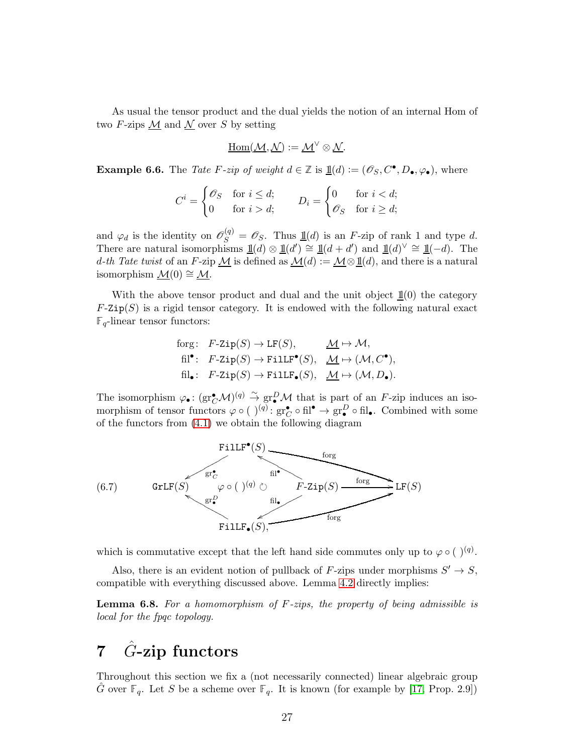As usual the tensor product and the dual yields the notion of an internal Hom of two $F$-zips $\underline{\mathcal{M}}$ and $\underline{\mathcal{N}}$ over $S$ by setting

$$\underline{\mathrm{Hom}}(\underline{\mathcal{M}},\underline{\mathcal{N}}) := \underline{\mathcal{M}}^\vee \otimes \underline{\mathcal{N}}.$$

**Example 6.6.** The *Tate $F$-zip of weight $d \in \mathbb{Z}$* is $\underline{\mathbb{1}}(d) := (\mathscr{O}_S, C^\bullet, D_\bullet, \varphi_\bullet)$, where

$$C^i = \begin{cases} \mathscr{O}_S & \text{for } i \leq d; \\ 0 & \text{for } i > d; \end{cases} \qquad D_i = \begin{cases} 0 & \text{for } i < d; \\ \mathscr{O}_S & \text{for } i \geq d; \end{cases}$$

and $\varphi_d$ is the identity on $\mathscr{O}_S^{(q)} = \mathscr{O}_S$. Thus $\underline{\mathbb{1}}(d)$ is an $F$-zip of rank 1 and type $d$. There are natural isomorphisms $\underline{\mathbb{1}}(d) \otimes \underline{\mathbb{1}}(d') \cong \underline{\mathbb{1}}(d+d')$ and $\underline{\mathbb{1}}(d)^\vee \cong \underline{\mathbb{1}}(-d)$. The *$d$-th Tate twist* of an $F$-zip $\underline{\mathcal{M}}$ is defined as $\underline{\mathcal{M}}(d) := \underline{\mathcal{M}} \otimes \underline{\mathbb{1}}(d)$, and there is a natural isomorphism $\underline{\mathcal{M}}(0) \cong \underline{\mathcal{M}}$.

With the above tensor product and dual and the unit object $\underline{\mathbb{1}}(0)$ the category $F\text{-}\mathtt{Zip}(S)$ is a rigid tensor category. It is endowed with the following natural exact $\mathbb{F}_q$-linear tensor functors:

$$\begin{aligned}
\mathrm{forg}\colon\ & F\text{-}\mathtt{Zip}(S) \to \mathtt{LF}(S), & \underline{\mathcal{M}} &\mapsto \mathcal{M}, \\
\mathrm{fil}^\bullet\colon\ & F\text{-}\mathtt{Zip}(S) \to \mathtt{FilLF}^\bullet(S), & \underline{\mathcal{M}} &\mapsto (\mathcal{M}, C^\bullet), \\
\mathrm{fil}_\bullet\colon\ & F\text{-}\mathtt{Zip}(S) \to \mathtt{FilLF}_\bullet(S), & \underline{\mathcal{M}} &\mapsto (\mathcal{M}, D_\bullet).
\end{aligned}$$

The isomorphism $\varphi_\bullet\colon (\mathrm{gr}^\bullet_C \mathcal{M})^{(q)} \xrightarrow{\sim} \mathrm{gr}^D_\bullet \mathcal{M}$ that is part of an $F$-zip induces an isomorphism of tensor functors $\varphi \circ (\ )^{(q)}\colon \mathrm{gr}^\bullet_C \circ \mathrm{fil}^\bullet \to \mathrm{gr}^D_\bullet \circ \mathrm{fil}_\bullet$. Combined with some of the functors from (4.1) we obtain the following diagram

$$(6.7) \qquad \begin{array}{ccccc}
 & \mathtt{FilLF}^\bullet(S) & & & \\
\swarrow^{\mathrm{gr}^\bullet_C} & & \nwarrow^{\mathrm{fil}^\bullet} & & \searrow^{\mathrm{forg}} \\
\mathtt{GrLF}(S) & \varphi \circ (\ )^{(q)} \circlearrowright & F\text{-}\mathtt{Zip}(S) & \xrightarrow{\mathrm{forg}} & \mathtt{LF}(S) \\
\nwarrow^{\mathrm{gr}^D_\bullet} & & \swarrow_{\mathrm{fil}_\bullet} & & \nearrow_{\mathrm{forg}} \\
 & \mathtt{FilLF}_\bullet(S), & & &
\end{array}$$

which is commutative except that the left hand side commutes only up to $\varphi \circ (\ )^{(q)}$.

Also, there is an evident notion of pullback of $F$-zips under morphisms $S' \to S$, compatible with everything discussed above. Lemma 4.2 directly implies:

**Lemma 6.8.** *For a homomorphism of $F$-zips, the property of being admissible is local for the fpqc topology.*

# 7 $\hat{G}$-zip functors

Throughout this section we fix a (not necessarily connected) linear algebraic group $\hat{G}$ over $\mathbb{F}_q$. Let $S$ be a scheme over $\mathbb{F}_q$. It is known (for example by [17, Prop. 2.9])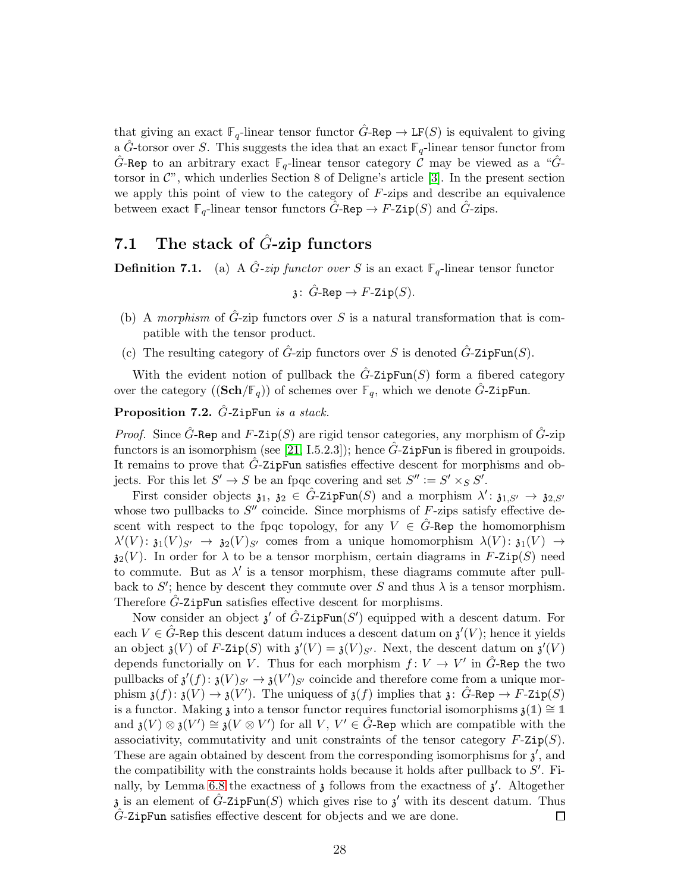that giving an exact $\mathbb{F}_q$-linear tensor functor $\hat{G}\text{-}\mathtt{Rep} \to \mathtt{LF}(S)$ is equivalent to giving a $\hat{G}$-torsor over $S$. This suggests the idea that an exact $\mathbb{F}_q$-linear tensor functor from $\hat{G}\text{-}\mathtt{Rep}$ to an arbitrary exact $\mathbb{F}_q$-linear tensor category $\mathcal{C}$ may be viewed as a "$\hat{G}$-torsor in $\mathcal{C}$", which underlies Section 8 of Deligne's article [3]. In the present section we apply this point of view to the category of $F$-zips and describe an equivalence between exact $\mathbb{F}_q$-linear tensor functors $\hat{G}\text{-}\mathtt{Rep} \to F\text{-}\mathtt{Zip}(S)$ and $\hat{G}$-zips.

## 7.1 The stack of $\hat{G}$-zip functors

**Definition 7.1.** (a) A *$\hat{G}$-zip functor over $S$* is an exact $\mathbb{F}_q$-linear tensor functor

$$\mathfrak{z}\colon\ \hat{G}\text{-}\mathtt{Rep} \to F\text{-}\mathtt{Zip}(S).$$

(b) A *morphism* of $\hat{G}$-zip functors over $S$ is a natural transformation that is compatible with the tensor product.

(c) The resulting category of $\hat{G}$-zip functors over $S$ is denoted $\hat{G}\text{-}\mathtt{ZipFun}(S)$.

With the evident notion of pullback the $\hat{G}\text{-}\mathtt{ZipFun}(S)$ form a fibered category over the category $((\mathbf{Sch}/\mathbb{F}_q))$ of schemes over $\mathbb{F}_q$, which we denote $\hat{G}\text{-}\mathtt{ZipFun}$.

**Proposition 7.2.** *$\hat{G}\text{-}\mathtt{ZipFun}$ is a stack.*

*Proof.* Since $\hat{G}\text{-}\mathtt{Rep}$ and $F\text{-}\mathtt{Zip}(S)$ are rigid tensor categories, any morphism of $\hat{G}$-zip functors is an isomorphism (see [21, I.5.2.3]); hence $\hat{G}\text{-}\mathtt{ZipFun}$ is fibered in groupoids. It remains to prove that $\hat{G}\text{-}\mathtt{ZipFun}$ satisfies effective descent for morphisms and objects. For this let $S' \to S$ be an fpqc covering and set $S'' := S' \times_S S'$.

First consider objects $\mathfrak{z}_1,\ \mathfrak{z}_2 \in \hat{G}\text{-}\mathtt{ZipFun}(S)$ and a morphism $\lambda'\colon \mathfrak{z}_{1,S'} \to \mathfrak{z}_{2,S'}$ whose two pullbacks to $S''$ coincide. Since morphisms of $F$-zips satisfy effective descent with respect to the fpqc topology, for any $V \in \hat{G}\text{-}\mathtt{Rep}$ the homomorphism $\lambda'(V)\colon \mathfrak{z}_1(V)_{S'} \to \mathfrak{z}_2(V)_{S'}$ comes from a unique homomorphism $\lambda(V)\colon \mathfrak{z}_1(V) \to \mathfrak{z}_2(V)$. In order for $\lambda$ to be a tensor morphism, certain diagrams in $F\text{-}\mathtt{Zip}(S)$ need to commute. But as $\lambda'$ is a tensor morphism, these diagrams commute after pullback to $S'$; hence by descent they commute over $S$ and thus $\lambda$ is a tensor morphism. Therefore $\hat{G}\text{-}\mathtt{ZipFun}$ satisfies effective descent for morphisms.

Now consider an object $\mathfrak{z}'$ of $\hat{G}\text{-}\mathtt{ZipFun}(S')$ equipped with a descent datum. For each $V \in \hat{G}\text{-}\mathtt{Rep}$ this descent datum induces a descent datum on $\mathfrak{z}'(V)$; hence it yields an object $\mathfrak{z}(V)$ of $F\text{-}\mathtt{Zip}(S)$ with $\mathfrak{z}'(V) = \mathfrak{z}(V)_{S'}$. Next, the descent datum on $\mathfrak{z}'(V)$ depends functorially on $V$. Thus for each morphism $f\colon V \to V'$ in $\hat{G}\text{-}\mathtt{Rep}$ the two pullbacks of $\mathfrak{z}'(f)\colon \mathfrak{z}(V)_{S'} \to \mathfrak{z}(V')_{S'}$ coincide and therefore come from a unique morphism $\mathfrak{z}(f)\colon \mathfrak{z}(V) \to \mathfrak{z}(V')$. The uniquess of $\mathfrak{z}(f)$ implies that $\mathfrak{z}\colon\ \hat{G}\text{-}\mathtt{Rep} \to F\text{-}\mathtt{Zip}(S)$ is a functor. Making $\mathfrak{z}$ into a tensor functor requires functorial isomorphisms $\mathfrak{z}(\mathbb{1}) \cong \mathbb{1}$ and $\mathfrak{z}(V) \otimes \mathfrak{z}(V') \cong \mathfrak{z}(V \otimes V')$ for all $V,\ V' \in \hat{G}\text{-}\mathtt{Rep}$ which are compatible with the associativity, commutativity and unit constraints of the tensor category $F\text{-}\mathtt{Zip}(S)$. These are again obtained by descent from the corresponding isomorphisms for $\mathfrak{z}'$, and the compatibility with the constraints holds because it holds after pullback to $S'$. Finally, by Lemma 6.8 the exactness of $\mathfrak{z}$ follows from the exactness of $\mathfrak{z}'$. Altogether $\mathfrak{z}$ is an element of $\hat{G}\text{-}\mathtt{ZipFun}(S)$ which gives rise to $\mathfrak{z}'$ with its descent datum. Thus $\hat{G}\text{-}\mathtt{ZipFun}$ satisfies effective descent for objects and we are done. □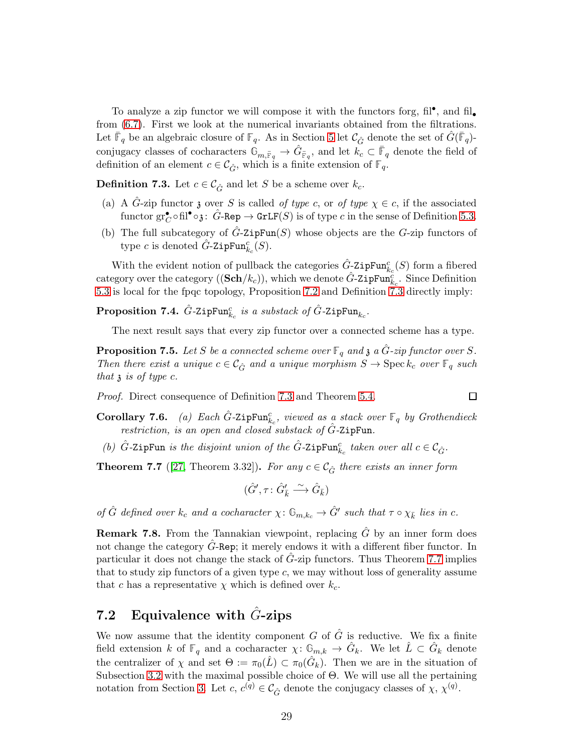To analyze a zip functor we will compose it with the functors forg, $\mathrm{fil}^\bullet$, and $\mathrm{fil}_\bullet$ from (6.7). First we look at the numerical invariants obtained from the filtrations. Let $\bar{\mathbb{F}}_q$ be an algebraic closure of $\mathbb{F}_q$. As in Section 5 let $\mathcal{C}_{\hat{G}}$ denote the set of $\hat{G}(\bar{\mathbb{F}}_q)$-conjugacy classes of cocharacters $\mathbb{G}_{m,\bar{\mathbb{F}}_q} \to \hat{G}_{\bar{\mathbb{F}}_q}$, and let $k_c \subset \bar{\mathbb{F}}_q$ denote the field of definition of an element $c \in \mathcal{C}_{\hat{G}}$, which is a finite extension of $\mathbb{F}_q$.

**Definition 7.3.** Let $c \in \mathcal{C}_{\hat{G}}$ and let $S$ be a scheme over $k_c$.

(a) A $\hat{G}$-zip functor $\mathfrak{z}$ over $S$ is called *of type* $c$, or *of type* $\chi \in c$, if the associated functor $\mathrm{gr}^\bullet_C \circ \mathrm{fil}^\bullet \circ \mathfrak{z} \colon \hat{G}\text{-}\mathtt{Rep} \to \mathtt{GrLF}(S)$ is of type $c$ in the sense of Definition 5.3.

(b) The full subcategory of $\hat{G}\text{-}\mathtt{ZipFun}(S)$ whose objects are the $G$-zip functors of type $c$ is denoted $\hat{G}\text{-}\mathtt{ZipFun}^c_{k_c}(S)$.

With the evident notion of pullback the categories $\hat{G}\text{-}\mathtt{ZipFun}^c_{k_c}(S)$ form a fibered category over the category $((\mathbf{Sch}/k_c))$, which we denote $\hat{G}\text{-}\mathtt{ZipFun}^c_{k_c}$. Since Definition 5.3 is local for the fpqc topology, Proposition 7.2 and Definition 7.3 directly imply:

**Proposition 7.4.** *$\hat{G}\text{-}\mathtt{ZipFun}^c_{k_c}$ is a substack of $\hat{G}\text{-}\mathtt{ZipFun}_{k_c}$.*

The next result says that every zip functor over a connected scheme has a type.

**Proposition 7.5.** *Let $S$ be a connected scheme over $\mathbb{F}_q$ and $\mathfrak{z}$ a $\hat{G}$-zip functor over $S$. Then there exist a unique $c \in \mathcal{C}_{\hat{G}}$ and a unique morphism $S \to \operatorname{Spec} k_c$ over $\mathbb{F}_q$ such that $\mathfrak{z}$ is of type $c$.*

*Proof.* Direct consequence of Definition 7.3 and Theorem 5.4. $\square$

**Corollary 7.6.** *(a) Each $\hat{G}\text{-}\mathtt{ZipFun}^c_{k_c}$, viewed as a stack over $\mathbb{F}_q$ by Grothendieck restriction, is an open and closed substack of $\hat{G}\text{-}\mathtt{ZipFun}$.*

*(b) $\hat{G}\text{-}\mathtt{ZipFun}$ is the disjoint union of the $\hat{G}\text{-}\mathtt{ZipFun}^c_{k_c}$ taken over all $c \in \mathcal{C}_{\hat{G}}$.*

**Theorem 7.7** ([27, Theorem 3.32])**.** *For any $c \in \mathcal{C}_{\hat{G}}$ there exists an inner form*

$$(\hat{G}', \tau \colon \hat{G}'_{\bar{k}} \xrightarrow{\sim} \hat{G}_{\bar{k}})$$

*of $\hat{G}$ defined over $k_c$ and a cocharacter $\chi \colon \mathbb{G}_{m,k_c} \to \hat{G}'$ such that $\tau \circ \chi_{\bar{k}}$ lies in $c$.*

**Remark 7.8.** From the Tannakian viewpoint, replacing $\hat{G}$ by an inner form does not change the category $\hat{G}\text{-}\mathtt{Rep}$; it merely endows it with a different fiber functor. In particular it does not change the stack of $\hat{G}$-zip functors. Thus Theorem 7.7 implies that to study zip functors of a given type $c$, we may without loss of generality assume that $c$ has a representative $\chi$ which is defined over $k_c$.

## 7.2 Equivalence with $\hat{G}$-zips

We now assume that the identity component $G$ of $\hat{G}$ is reductive. We fix a finite field extension $k$ of $\mathbb{F}_q$ and a cocharacter $\chi \colon \mathbb{G}_{m,k} \to \hat{G}_k$. We let $\hat{L} \subset \hat{G}_k$ denote the centralizer of $\chi$ and set $\Theta := \pi_0(\hat{L}) \subset \pi_0(\hat{G}_k)$. Then we are in the situation of Subsection 3.2 with the maximal possible choice of $\Theta$. We will use all the pertaining notation from Section 3. Let $c, c^{(q)} \in \mathcal{C}_{\hat{G}}$ denote the conjugacy classes of $\chi$, $\chi^{(q)}$.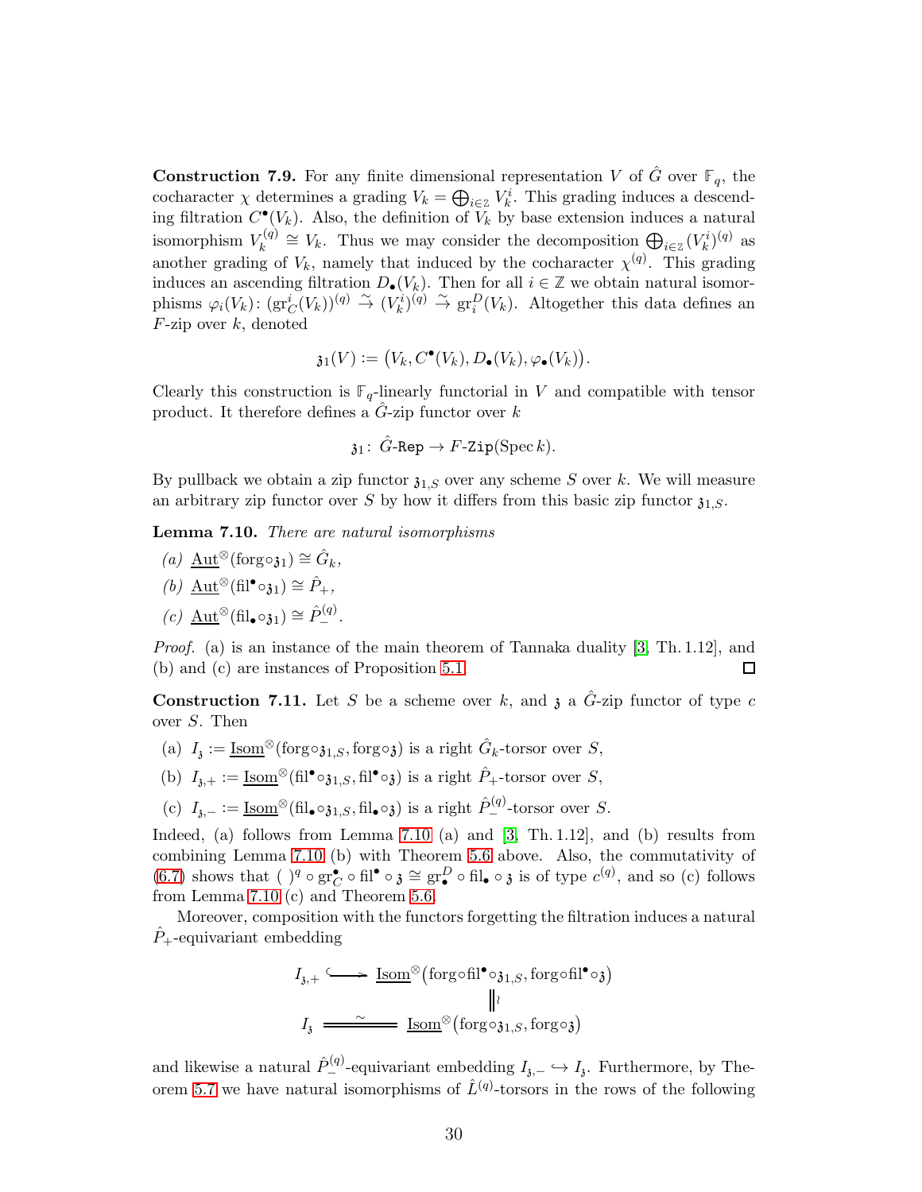**Construction 7.9.** For any finite dimensional representation $V$ of $\hat{G}$ over $\mathbb{F}_q$, the cocharacter $\chi$ determines a grading $V_k = \bigoplus_{i\in\mathbb{Z}} V_k^i$. This grading induces a descending filtration $C^\bullet(V_k)$. Also, the definition of $V_k$ by base extension induces a natural isomorphism $V_k^{(q)} \cong V_k$. Thus we may consider the decomposition $\bigoplus_{i\in\mathbb{Z}} (V_k^i)^{(q)}$ as another grading of $V_k$, namely that induced by the cocharacter $\chi^{(q)}$. This grading induces an ascending filtration $D_\bullet(V_k)$. Then for all $i \in \mathbb{Z}$ we obtain natural isomorphisms $\varphi_i(V_k)\colon (\mathrm{gr}^i_C(V_k))^{(q)} \overset{\sim}{\to} (V_k^i)^{(q)} \overset{\sim}{\to} \mathrm{gr}^D_i(V_k)$. Altogether this data defines an $F$-zip over $k$, denoted

$$\mathfrak{z}_1(V) := \big(V_k, C^\bullet(V_k), D_\bullet(V_k), \varphi_\bullet(V_k)\big).$$

Clearly this construction is $\mathbb{F}_q$-linearly functorial in $V$ and compatible with tensor product. It therefore defines a $\hat{G}$-zip functor over $k$

$$\mathfrak{z}_1\colon\ \hat{G}\text{-}\mathtt{Rep} \to F\text{-}\mathtt{Zip}(\operatorname{Spec} k).$$

By pullback we obtain a zip functor $\mathfrak{z}_{1,S}$ over any scheme $S$ over $k$. We will measure an arbitrary zip functor over $S$ by how it differs from this basic zip functor $\mathfrak{z}_{1,S}$.

**Lemma 7.10.** *There are natural isomorphisms*

*(a)* $\underline{\mathrm{Aut}}^\otimes(\mathrm{forg}\circ\mathfrak{z}_1) \cong \hat{G}_k$,

*(b)* $\underline{\mathrm{Aut}}^\otimes(\mathrm{fil}^\bullet\circ\mathfrak{z}_1) \cong \hat{P}_+$,

*(c)* $\underline{\mathrm{Aut}}^\otimes(\mathrm{fil}_\bullet\circ\mathfrak{z}_1) \cong \hat{P}_-^{(q)}$.

*Proof.* (a) is an instance of the main theorem of Tannaka duality [3, Th. 1.12], and (b) and (c) are instances of Proposition 5.1. □

**Construction 7.11.** Let $S$ be a scheme over $k$, and $\mathfrak{z}$ a $\hat{G}$-zip functor of type $c$ over $S$. Then

(a) $I_\mathfrak{z} := \underline{\mathrm{Isom}}^\otimes(\mathrm{forg}\circ\mathfrak{z}_{1,S}, \mathrm{forg}\circ\mathfrak{z})$ is a right $\hat{G}_k$-torsor over $S$,

(b) $I_{\mathfrak{z},+} := \underline{\mathrm{Isom}}^\otimes(\mathrm{fil}^\bullet\circ\mathfrak{z}_{1,S}, \mathrm{fil}^\bullet\circ\mathfrak{z})$ is a right $\hat{P}_+$-torsor over $S$,

(c) $I_{\mathfrak{z},-} := \underline{\mathrm{Isom}}^\otimes(\mathrm{fil}_\bullet\circ\mathfrak{z}_{1,S}, \mathrm{fil}_\bullet\circ\mathfrak{z})$ is a right $\hat{P}_-^{(q)}$-torsor over $S$.

Indeed, (a) follows from Lemma 7.10 (a) and [3, Th. 1.12], and (b) results from combining Lemma 7.10 (b) with Theorem 5.6 above. Also, the commutativity of (6.7) shows that $(\ )^q \circ \mathrm{gr}^\bullet_C \circ \mathrm{fil}^\bullet \circ \mathfrak{z} \cong \mathrm{gr}^D_\bullet \circ \mathrm{fil}_\bullet \circ \mathfrak{z}$ is of type $c^{(q)}$, and so (c) follows from Lemma 7.10 (c) and Theorem 5.6.

Moreover, composition with the functors forgetting the filtration induces a natural $\hat{P}_+$-equivariant embedding

$$\begin{array}{ccc}
I_{\mathfrak{z},+} & \hookrightarrow & \underline{\mathrm{Isom}}^\otimes\big(\mathrm{forg}\circ\mathrm{fil}^\bullet\circ\mathfrak{z}_{1,S}, \mathrm{forg}\circ\mathrm{fil}^\bullet\circ\mathfrak{z}\big) \\
 & & \big\| \wr \\
I_\mathfrak{z} & \overset{\sim}{=\!=\!=} & \underline{\mathrm{Isom}}^\otimes\big(\mathrm{forg}\circ\mathfrak{z}_{1,S}, \mathrm{forg}\circ\mathfrak{z}\big)
\end{array}$$

and likewise a natural $\hat{P}_-^{(q)}$-equivariant embedding $I_{\mathfrak{z},-} \hookrightarrow I_\mathfrak{z}$. Furthermore, by Theorem 5.7 we have natural isomorphisms of $\hat{L}^{(q)}$-torsors in the rows of the following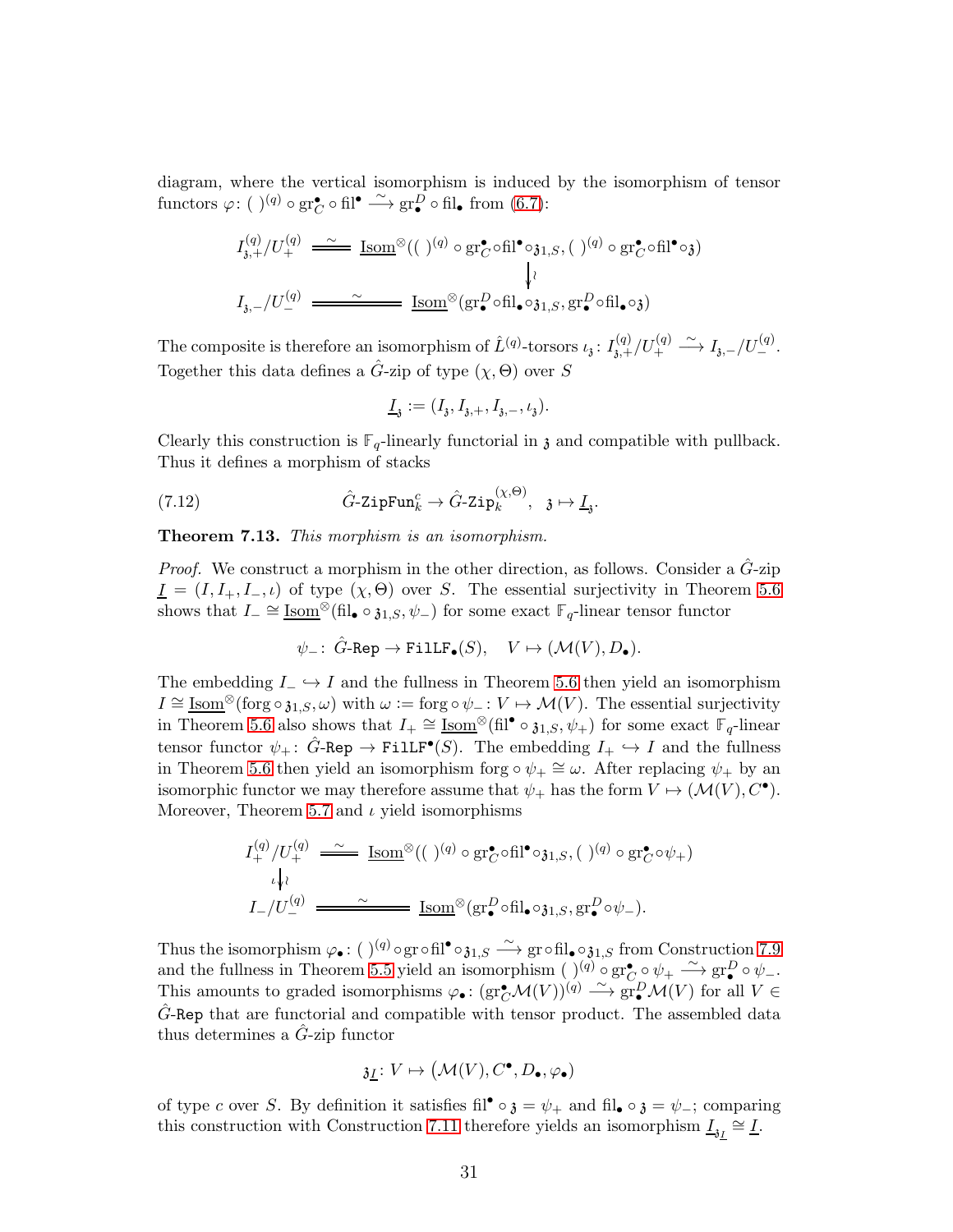diagram, where the vertical isomorphism is induced by the isomorphism of tensor functors $\varphi\colon (\ )^{(q)}\circ \mathrm{gr}^\bullet_C\circ \mathrm{fil}^\bullet \xrightarrow{\sim} \mathrm{gr}^D_\bullet \circ \mathrm{fil}_\bullet$ from (6.7):

$$\begin{array}{ccc}
I^{(q)}_{\mathfrak{z},+}/U^{(q)}_+ & \xlongequal{\sim} & \underline{\mathrm{Isom}}^\otimes((\ )^{(q)}\circ \mathrm{gr}^\bullet_C\circ \mathrm{fil}^\bullet\circ \mathfrak{z}_{1,S}, (\ )^{(q)}\circ \mathrm{gr}^\bullet_C\circ \mathrm{fil}^\bullet\circ \mathfrak{z}) \\
 & & \downarrow \wr \\
I_{\mathfrak{z},-}/U^{(q)}_- & \xlongequal{\sim} & \underline{\mathrm{Isom}}^\otimes(\mathrm{gr}^D_\bullet\circ \mathrm{fil}_\bullet\circ \mathfrak{z}_{1,S}, \mathrm{gr}^D_\bullet\circ \mathrm{fil}_\bullet\circ \mathfrak{z})
\end{array}$$

The composite is therefore an isomorphism of $\hat{L}^{(q)}$-torsors $\iota_{\mathfrak{z}}\colon I^{(q)}_{\mathfrak{z},+}/U^{(q)}_+ \xrightarrow{\sim} I_{\mathfrak{z},-}/U^{(q)}_-$. Together this data defines a $\hat{G}$-zip of type $(\chi,\Theta)$ over $S$

$$\underline{I}_{\mathfrak{z}} := (I_{\mathfrak{z}}, I_{\mathfrak{z},+}, I_{\mathfrak{z},-}, \iota_{\mathfrak{z}}).$$

Clearly this construction is $\mathbb{F}_q$-linearly functorial in $\mathfrak{z}$ and compatible with pullback. Thus it defines a morphism of stacks

$$\hat{G}\text{-}\mathtt{ZipFun}^c_k \to \hat{G}\text{-}\mathtt{Zip}^{(\chi,\Theta)}_k, \quad \mathfrak{z}\mapsto \underline{I}_{\mathfrak{z}}. \tag{7.12}$$

**Theorem 7.13.** *This morphism is an isomorphism.*

*Proof.* We construct a morphism in the other direction, as follows. Consider a $\hat{G}$-zip $\underline{I} = (I, I_+, I_-, \iota)$ of type $(\chi,\Theta)$ over $S$. The essential surjectivity in Theorem 5.6 shows that $I_- \cong \underline{\mathrm{Isom}}^\otimes(\mathrm{fil}_\bullet\circ \mathfrak{z}_{1,S}, \psi_-)$ for some exact $\mathbb{F}_q$-linear tensor functor

$$\psi_-\colon\ \hat{G}\text{-}\mathtt{Rep}\to \mathtt{FilLF}_\bullet(S),\quad V\mapsto (\mathcal{M}(V), D_\bullet).$$

The embedding $I_-\hookrightarrow I$ and the fullness in Theorem 5.6 then yield an isomorphism $I\cong \underline{\mathrm{Isom}}^\otimes(\mathrm{forg}\circ \mathfrak{z}_{1,S}, \omega)$ with $\omega := \mathrm{forg}\circ\psi_-\colon V\mapsto \mathcal{M}(V)$. The essential surjectivity in Theorem 5.6 also shows that $I_+\cong \underline{\mathrm{Isom}}^\otimes(\mathrm{fil}^\bullet\circ \mathfrak{z}_{1,S}, \psi_+)$ for some exact $\mathbb{F}_q$-linear tensor functor $\psi_+\colon \hat{G}\text{-}\mathtt{Rep}\to \mathtt{FilLF}^\bullet(S)$. The embedding $I_+\hookrightarrow I$ and the fullness in Theorem 5.6 then yield an isomorphism $\mathrm{forg}\circ\psi_+\cong\omega$. After replacing $\psi_+$ by an isomorphic functor we may therefore assume that $\psi_+$ has the form $V\mapsto (\mathcal{M}(V), C^\bullet)$. Moreover, Theorem 5.7 and $\iota$ yield isomorphisms

$$\begin{array}{ccc}
I^{(q)}_+/U^{(q)}_+ & \xlongequal{\sim} & \underline{\mathrm{Isom}}^\otimes((\ )^{(q)}\circ \mathrm{gr}^\bullet_C\circ \mathrm{fil}^\bullet\circ \mathfrak{z}_{1,S}, (\ )^{(q)}\circ \mathrm{gr}^\bullet_C\circ \psi_+) \\
\iota \downarrow \wr & & \\
I_-/U^{(q)}_- & \xlongequal{\sim} & \underline{\mathrm{Isom}}^\otimes(\mathrm{gr}^D_\bullet\circ \mathrm{fil}_\bullet\circ \mathfrak{z}_{1,S}, \mathrm{gr}^D_\bullet\circ \psi_-).
\end{array}$$

Thus the isomorphism $\varphi_\bullet\colon (\ )^{(q)}\circ \mathrm{gr}\circ \mathrm{fil}^\bullet\circ \mathfrak{z}_{1,S}\xrightarrow{\sim} \mathrm{gr}\circ \mathrm{fil}_\bullet\circ \mathfrak{z}_{1,S}$ from Construction 7.9 and the fullness in Theorem 5.5 yield an isomorphism $(\ )^{(q)}\circ \mathrm{gr}^\bullet_C\circ\psi_+\xrightarrow{\sim} \mathrm{gr}^D_\bullet\circ\psi_-$. This amounts to graded isomorphisms $\varphi_\bullet\colon (\mathrm{gr}^\bullet_C\mathcal{M}(V))^{(q)}\xrightarrow{\sim} \mathrm{gr}^D_\bullet \mathcal{M}(V)$ for all $V\in \hat{G}\text{-}\mathtt{Rep}$ that are functorial and compatible with tensor product. The assembled data thus determines a $\hat{G}$-zip functor

$$\mathfrak{z}_{\underline{I}}\colon V\mapsto \big(\mathcal{M}(V), C^\bullet, D_\bullet, \varphi_\bullet\big)$$

of type $c$ over $S$. By definition it satisfies $\mathrm{fil}^\bullet\circ\mathfrak{z} = \psi_+$ and $\mathrm{fil}_\bullet\circ\mathfrak{z}=\psi_-$; comparing this construction with Construction 7.11 therefore yields an isomorphism $\underline{I}_{\mathfrak{z}_{\underline{I}}}\cong \underline{I}$.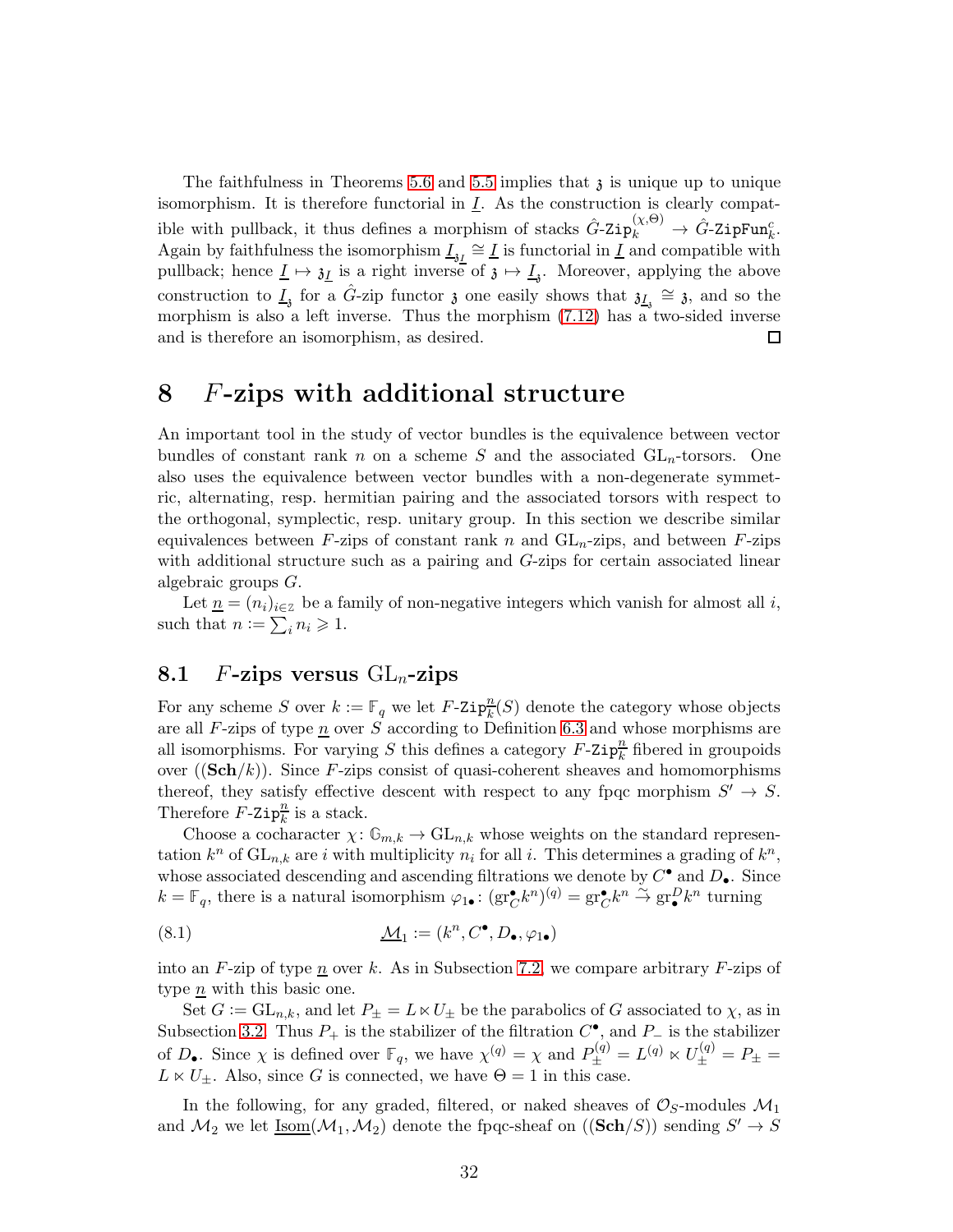The faithfulness in Theorems 5.6 and 5.5 implies that $\mathfrak{z}$ is unique up to unique isomorphism. It is therefore functorial in $\underline{I}$. As the construction is clearly compatible with pullback, it thus defines a morphism of stacks $\hat{G}\text{-}\mathtt{Zip}_k^{(\chi,\Theta)} \to \hat{G}\text{-}\mathtt{ZipFun}_k^c$. Again by faithfulness the isomorphism $\underline{I}_{\mathfrak{z}_{\underline{I}}} \cong \underline{I}$ is functorial in $\underline{I}$ and compatible with pullback; hence $\underline{I} \mapsto \mathfrak{z}_{\underline{I}}$ is a right inverse of $\mathfrak{z} \mapsto \underline{I}_{\mathfrak{z}}$. Moreover, applying the above construction to $\underline{I}_{\mathfrak{z}}$ for a $\hat{G}$-zip functor $\mathfrak{z}$ one easily shows that $\mathfrak{z}_{\underline{I}_{\mathfrak{z}}} \cong \mathfrak{z}$, and so the morphism is also a left inverse. Thus the morphism (7.12) has a two-sided inverse and is therefore an isomorphism, as desired. $\square$

# 8 $F$-zips with additional structure

An important tool in the study of vector bundles is the equivalence between vector bundles of constant rank $n$ on a scheme $S$ and the associated $\mathrm{GL}_n$-torsors. One also uses the equivalence between vector bundles with a non-degenerate symmetric, alternating, resp. hermitian pairing and the associated torsors with respect to the orthogonal, symplectic, resp. unitary group. In this section we describe similar equivalences between $F$-zips of constant rank $n$ and $\mathrm{GL}_n$-zips, and between $F$-zips with additional structure such as a pairing and $G$-zips for certain associated linear algebraic groups $G$.

Let $\underline{n} = (n_i)_{i\in\mathbb{Z}}$ be a family of non-negative integers which vanish for almost all $i$, such that $n := \sum_i n_i \geqslant 1$.

## 8.1 $F$-zips versus $\mathrm{GL}_n$-zips

For any scheme $S$ over $k := \mathbb{F}_q$ we let $F\text{-}\mathtt{Zip}_k^{\underline{n}}(S)$ denote the category whose objects are all $F$-zips of type $\underline{n}$ over $S$ according to Definition 6.3 and whose morphisms are all isomorphisms. For varying $S$ this defines a category $F\text{-}\mathtt{Zip}_k^{\underline{n}}$ fibered in groupoids over $((\mathbf{Sch}/k))$. Since $F$-zips consist of quasi-coherent sheaves and homomorphisms thereof, they satisfy effective descent with respect to any fpqc morphism $S' \to S$. Therefore $F\text{-}\mathtt{Zip}_k^{\underline{n}}$ is a stack.

Choose a cocharacter $\chi\colon \mathbb{G}_{m,k} \to \mathrm{GL}_{n,k}$ whose weights on the standard representation $k^n$ of $\mathrm{GL}_{n,k}$ are $i$ with multiplicity $n_i$ for all $i$. This determines a grading of $k^n$, whose associated descending and ascending filtrations we denote by $C^\bullet$ and $D_\bullet$. Since $k = \mathbb{F}_q$, there is a natural isomorphism $\varphi_{1\bullet}\colon (\mathrm{gr}_C^\bullet k^n)^{(q)} = \mathrm{gr}_C^\bullet k^n \xrightarrow{\sim} \mathrm{gr}_\bullet^D k^n$ turning

$$\underline{\mathcal{M}}_1 := (k^n, C^\bullet, D_\bullet, \varphi_{1\bullet}) \tag{8.1}$$

into an $F$-zip of type $\underline{n}$ over $k$. As in Subsection 7.2, we compare arbitrary $F$-zips of type $\underline{n}$ with this basic one.

Set $G := \mathrm{GL}_{n,k}$, and let $P_\pm = L \ltimes U_\pm$ be the parabolics of $G$ associated to $\chi$, as in Subsection 3.2. Thus $P_+$ is the stabilizer of the filtration $C^\bullet$, and $P_-$ is the stabilizer of $D_\bullet$. Since $\chi$ is defined over $\mathbb{F}_q$, we have $\chi^{(q)} = \chi$ and $P_\pm^{(q)} = L^{(q)} \ltimes U_\pm^{(q)} = P_\pm = L \ltimes U_\pm$. Also, since $G$ is connected, we have $\Theta = 1$ in this case.

In the following, for any graded, filtered, or naked sheaves of $\mathcal{O}_S$-modules $\mathcal{M}_1$ and $\mathcal{M}_2$ we let $\underline{\mathrm{Isom}}(\mathcal{M}_1, \mathcal{M}_2)$ denote the fpqc-sheaf on $((\mathbf{Sch}/S))$ sending $S' \to S$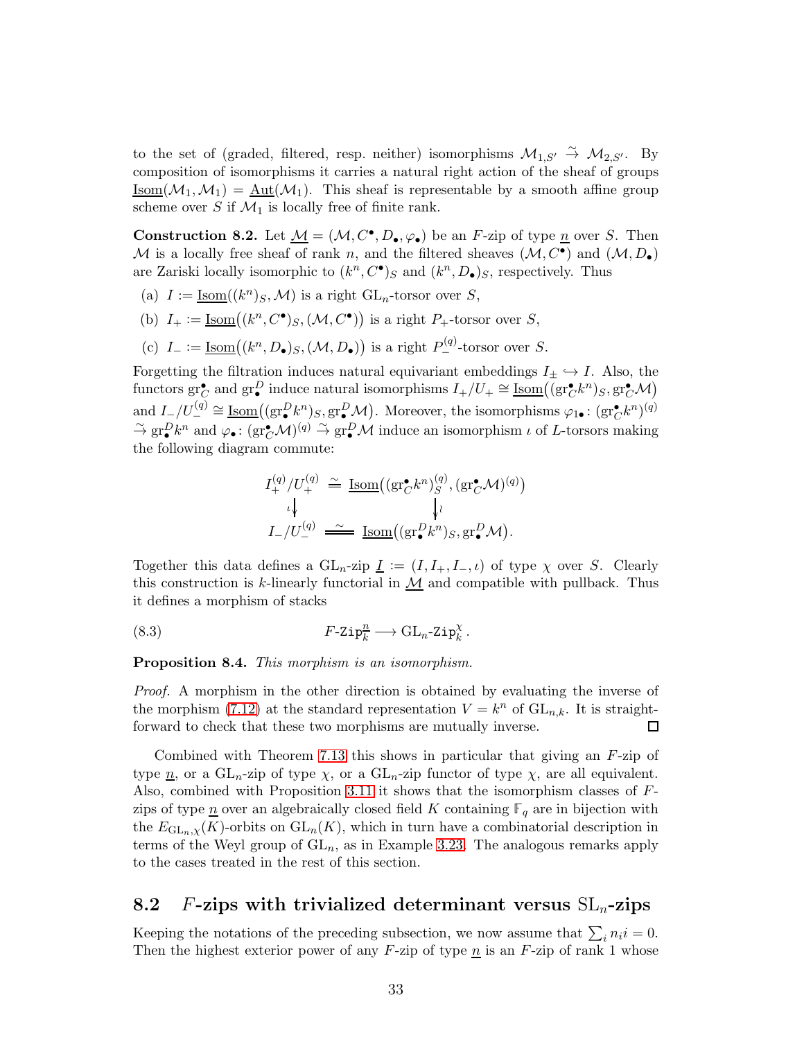to the set of (graded, filtered, resp. neither) isomorphisms $\mathcal{M}_{1,S'} \xrightarrow{\sim} \mathcal{M}_{2,S'}$. By composition of isomorphisms it carries a natural right action of the sheaf of groups $\underline{\mathrm{Isom}}(\mathcal{M}_1, \mathcal{M}_1) = \underline{\mathrm{Aut}}(\mathcal{M}_1)$. This sheaf is representable by a smooth affine group scheme over $S$ if $\mathcal{M}_1$ is locally free of finite rank.

**Construction 8.2.** Let $\underline{\mathcal{M}} = (\mathcal{M}, C^\bullet, D_\bullet, \varphi_\bullet)$ be an $F$-zip of type $\underline{n}$ over $S$. Then $\mathcal{M}$ is a locally free sheaf of rank $n$, and the filtered sheaves $(\mathcal{M}, C^\bullet)$ and $(\mathcal{M}, D_\bullet)$ are Zariski locally isomorphic to $(k^n, C^\bullet)_S$ and $(k^n, D_\bullet)_S$, respectively. Thus

(a) $I := \underline{\mathrm{Isom}}((k^n)_S, \mathcal{M})$ is a right $\mathrm{GL}_n$-torsor over $S$,

(b) $I_+ := \underline{\mathrm{Isom}}\big((k^n, C^\bullet)_S, (\mathcal{M}, C^\bullet)\big)$ is a right $P_+$-torsor over $S$,

(c) $I_- := \underline{\mathrm{Isom}}\big((k^n, D_\bullet)_S, (\mathcal{M}, D_\bullet)\big)$ is a right $P_-^{(q)}$-torsor over $S$.

Forgetting the filtration induces natural equivariant embeddings $I_\pm \hookrightarrow I$. Also, the functors $\mathrm{gr}_C^\bullet$ and $\mathrm{gr}^D_\bullet$ induce natural isomorphisms $I_+/U_+ \cong \underline{\mathrm{Isom}}\big((\mathrm{gr}_C^\bullet k^n)_S, \mathrm{gr}_C^\bullet \mathcal{M}\big)$ and $I_-/U_-^{(q)} \cong \underline{\mathrm{Isom}}\big((\mathrm{gr}^D_\bullet k^n)_S, \mathrm{gr}^D_\bullet \mathcal{M}\big)$. Moreover, the isomorphisms $\varphi_{1\bullet}\colon (\mathrm{gr}_C^\bullet k^n)^{(q)} \xrightarrow{\sim} \mathrm{gr}^D_\bullet k^n$ and $\varphi_\bullet\colon (\mathrm{gr}_C^\bullet \mathcal{M})^{(q)} \xrightarrow{\sim} \mathrm{gr}^D_\bullet \mathcal{M}$ induce an isomorphism $\iota$ of $L$-torsors making the following diagram commute:

$$
\begin{array}{ccc}
I_+^{(q)}/U_+^{(q)} & \cong & \underline{\mathrm{Isom}}\big((\mathrm{gr}_C^\bullet k^n)_S^{(q)}, (\mathrm{gr}_C^\bullet \mathcal{M})^{(q)}\big) \\
\iota \big\downarrow & & \big\downarrow \wr \\
I_-/U_-^{(q)} & \xrightarrow{\;\sim\;} & \underline{\mathrm{Isom}}\big((\mathrm{gr}^D_\bullet k^n)_S, \mathrm{gr}^D_\bullet \mathcal{M}\big).
\end{array}
$$

Together this data defines a $\mathrm{GL}_n$-zip $\underline{I} := (I, I_+, I_-, \iota)$ of type $\chi$ over $S$. Clearly this construction is $k$-linearly functorial in $\underline{\mathcal{M}}$ and compatible with pullback. Thus it defines a morphism of stacks

$$
F\text{-}\mathtt{Zip}_k^{\underline{n}} \longrightarrow \mathrm{GL}_n\text{-}\mathtt{Zip}_k^\chi. \tag{8.3}
$$

**Proposition 8.4.** *This morphism is an isomorphism.*

*Proof.* A morphism in the other direction is obtained by evaluating the inverse of the morphism (7.12) at the standard representation $V = k^n$ of $\mathrm{GL}_{n,k}$. It is straightforward to check that these two morphisms are mutually inverse. ∎

Combined with Theorem 7.13 this shows in particular that giving an $F$-zip of type $\underline{n}$, or a $\mathrm{GL}_n$-zip of type $\chi$, or a $\mathrm{GL}_n$-zip functor of type $\chi$, are all equivalent. Also, combined with Proposition 3.11 it shows that the isomorphism classes of $F$-zips of type $\underline{n}$ over an algebraically closed field $K$ containing $\mathbb{F}_q$ are in bijection with the $E_{\mathrm{GL}_n,\chi}(K)$-orbits on $\mathrm{GL}_n(K)$, which in turn have a combinatorial description in terms of the Weyl group of $\mathrm{GL}_n$, as in Example 3.23. The analogous remarks apply to the cases treated in the rest of this section.

## 8.2 $F$-zips with trivialized determinant versus $\mathrm{SL}_n$-zips

Keeping the notations of the preceding subsection, we now assume that $\sum_i n_i i = 0$. Then the highest exterior power of any $F$-zip of type $\underline{n}$ is an $F$-zip of rank 1 whose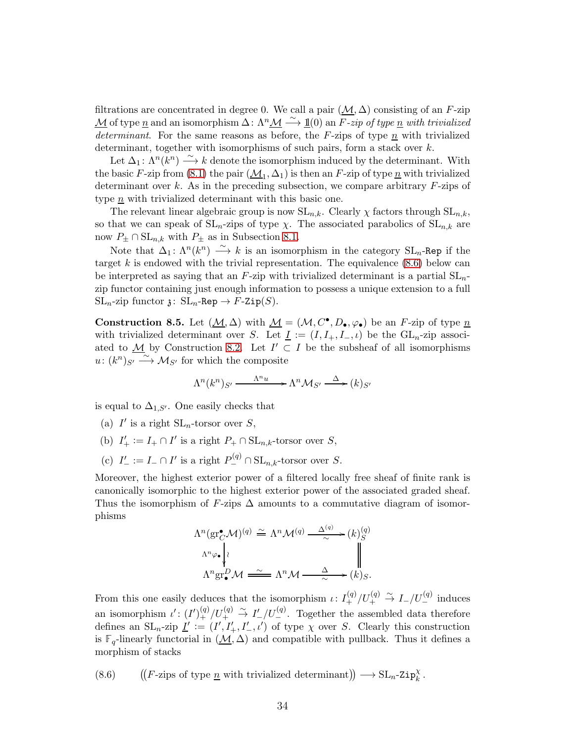filtrations are concentrated in degree 0. We call a pair $(\underline{\mathcal{M}}, \Delta)$ consisting of an $F$-zip $\underline{\mathcal{M}}$ of type $\underline{n}$ and an isomorphism $\Delta\colon \Lambda^n\underline{\mathcal{M}} \xrightarrow{\sim} \underline{\mathbb{1}}(0)$ an *$F$-zip of type $\underline{n}$ with trivialized determinant*. For the same reasons as before, the $F$-zips of type $\underline{n}$ with trivialized determinant, together with isomorphisms of such pairs, form a stack over $k$.

Let $\Delta_1\colon \Lambda^n(k^n) \xrightarrow{\sim} k$ denote the isomorphism induced by the determinant. With the basic $F$-zip from (8.1) the pair $(\underline{\mathcal{M}}_1, \Delta_1)$ is then an $F$-zip of type $\underline{n}$ with trivialized determinant over $k$. As in the preceding subsection, we compare arbitrary $F$-zips of type $\underline{n}$ with trivialized determinant with this basic one.

The relevant linear algebraic group is now $\mathrm{SL}_{n,k}$. Clearly $\chi$ factors through $\mathrm{SL}_{n,k}$, so that we can speak of $\mathrm{SL}_n$-zips of type $\chi$. The associated parabolics of $\mathrm{SL}_{n,k}$ are now $P_\pm \cap \mathrm{SL}_{n,k}$ with $P_\pm$ as in Subsection 8.1.

Note that $\Delta_1\colon \Lambda^n(k^n) \xrightarrow{\sim} k$ is an isomorphism in the category $\mathrm{SL}_n$-`Rep` if the target $k$ is endowed with the trivial representation. The equivalence (8.6) below can be interpreted as saying that an $F$-zip with trivialized determinant is a partial $\mathrm{SL}_n$-zip functor containing just enough information to possess a unique extension to a full $\mathrm{SL}_n$-zip functor $\mathfrak{z}\colon \mathrm{SL}_n\text{-}\mathtt{Rep} \to F\text{-}\mathtt{Zip}(S)$.

**Construction 8.5.** Let $(\underline{\mathcal{M}}, \Delta)$ with $\underline{\mathcal{M}} = (\mathcal{M}, C^\bullet, D_\bullet, \varphi_\bullet)$ be an $F$-zip of type $\underline{n}$ with trivialized determinant over $S$. Let $\underline{I} := (I, I_+, I_-, \iota)$ be the $\mathrm{GL}_n$-zip associated to $\underline{\mathcal{M}}$ by Construction 8.2. Let $I' \subset I$ be the subsheaf of all isomorphisms $u\colon (k^n)_{S'} \xrightarrow{\sim} \mathcal{M}_{S'}$ for which the composite

$$\Lambda^n(k^n)_{S'} \xrightarrow{\Lambda^n u} \Lambda^n\mathcal{M}_{S'} \xrightarrow{\Delta} (k)_{S'}$$

is equal to $\Delta_{1,S'}$. One easily checks that

(a) $I'$ is a right $\mathrm{SL}_n$-torsor over $S$,

(b) $I'_+ := I_+ \cap I'$ is a right $P_+ \cap \mathrm{SL}_{n,k}$-torsor over $S$,

(c) $I'_- := I_- \cap I'$ is a right $P_-^{(q)} \cap \mathrm{SL}_{n,k}$-torsor over $S$.

Moreover, the highest exterior power of a filtered locally free sheaf of finite rank is canonically isomorphic to the highest exterior power of the associated graded sheaf. Thus the isomorphism of $F$-zips $\Delta$ amounts to a commutative diagram of isomorphisms

$$\begin{array}{ccccc}
\Lambda^n(\mathrm{gr}^\bullet_C\mathcal{M})^{(q)} & \cong & \Lambda^n\mathcal{M}^{(q)} & \xrightarrow[\sim]{\Delta^{(q)}} & (k)_S^{(q)} \\
\Lambda^n\varphi_\bullet \big\downarrow \wr & & & & \big\| \\
\Lambda^n\mathrm{gr}^D_\bullet\mathcal{M} & \xlongequal{\sim} & \Lambda^n\mathcal{M} & \xrightarrow[\sim]{\Delta} & (k)_S.
\end{array}$$

From this one easily deduces that the isomorphism $\iota\colon I_+^{(q)}/U_+^{(q)} \xrightarrow{\sim} I_-/U_-^{(q)}$ induces an isomorphism $\iota'\colon (I')_+^{(q)}/U_+^{(q)} \xrightarrow{\sim} I'_-/U_-^{(q)}$. Together the assembled data therefore defines an $\mathrm{SL}_n$-zip $\underline{I}' := (I', I'_+, I'_-, \iota')$ of type $\chi$ over $S$. Clearly this construction is $\mathbb{F}_q$-linearly functorial in $(\underline{\mathcal{M}}, \Delta)$ and compatible with pullback. Thus it defines a morphism of stacks

$$\big(\!\big(F\text{-zips of type } \underline{n} \text{ with trivialized determinant}\big)\!\big) \longrightarrow \mathrm{SL}_n\text{-}\mathtt{Zip}_k^\chi. \tag{8.6}$$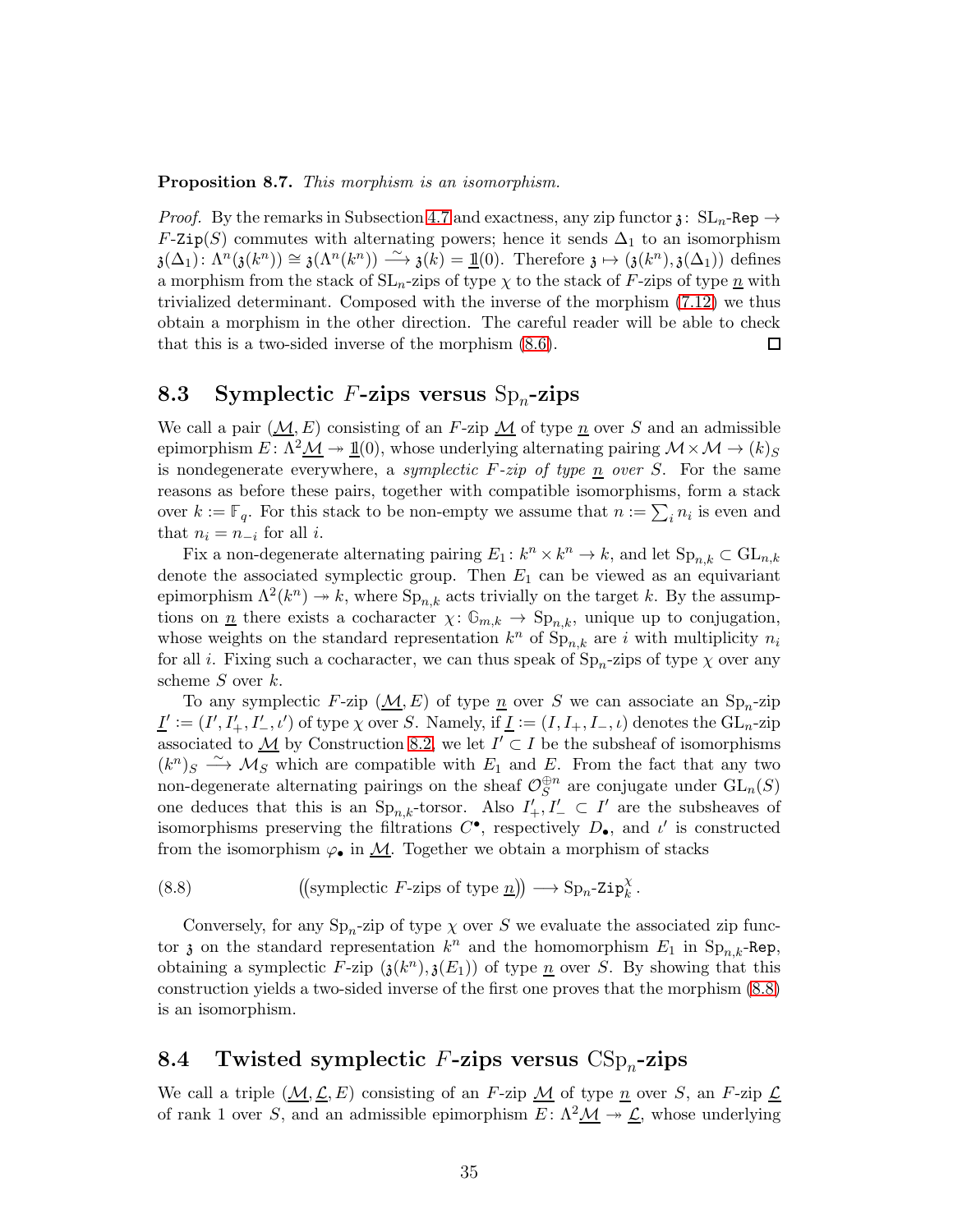**Proposition 8.7.** *This morphism is an isomorphism.*

*Proof.* By the remarks in Subsection 4.7 and exactness, any zip functor $\mathfrak{z}\colon \mathrm{SL}_n\text{-}\mathtt{Rep} \to F\text{-}\mathtt{Zip}(S)$ commutes with alternating powers; hence it sends $\Delta_1$ to an isomorphism $\mathfrak{z}(\Delta_1)\colon \Lambda^n(\mathfrak{z}(k^n)) \cong \mathfrak{z}(\Lambda^n(k^n)) \xrightarrow{\sim} \mathfrak{z}(k) = \underline{\mathbb{1}}(0)$. Therefore $\mathfrak{z} \mapsto (\mathfrak{z}(k^n), \mathfrak{z}(\Delta_1))$ defines a morphism from the stack of $\mathrm{SL}_n$-zips of type $\chi$ to the stack of $F$-zips of type $\underline{n}$ with trivialized determinant. Composed with the inverse of the morphism (7.12) we thus obtain a morphism in the other direction. The careful reader will be able to check that this is a two-sided inverse of the morphism (8.6). $\square$

## 8.3 Symplectic $F$-zips versus $\mathrm{Sp}_n$-zips

We call a pair $(\underline{\mathcal{M}}, E)$ consisting of an $F$-zip $\underline{\mathcal{M}}$ of type $\underline{n}$ over $S$ and an admissible epimorphism $E\colon \Lambda^2\underline{\mathcal{M}} \twoheadrightarrow \underline{\mathbb{1}}(0)$, whose underlying alternating pairing $\mathcal{M}\times\mathcal{M} \to (k)_S$ is nondegenerate everywhere, a *symplectic $F$-zip of type $\underline{n}$ over $S$*. For the same reasons as before these pairs, together with compatible isomorphisms, form a stack over $k := \mathbb{F}_q$. For this stack to be non-empty we assume that $n := \sum_i n_i$ is even and that $n_i = n_{-i}$ for all $i$.

Fix a non-degenerate alternating pairing $E_1\colon k^n \times k^n \to k$, and let $\mathrm{Sp}_{n,k} \subset \mathrm{GL}_{n,k}$ denote the associated symplectic group. Then $E_1$ can be viewed as an equivariant epimorphism $\Lambda^2(k^n) \twoheadrightarrow k$, where $\mathrm{Sp}_{n,k}$ acts trivially on the target $k$. By the assumptions on $\underline{n}$ there exists a cocharacter $\chi\colon \mathbb{G}_{m,k} \to \mathrm{Sp}_{n,k}$, unique up to conjugation, whose weights on the standard representation $k^n$ of $\mathrm{Sp}_{n,k}$ are $i$ with multiplicity $n_i$ for all $i$. Fixing such a cocharacter, we can thus speak of $\mathrm{Sp}_n$-zips of type $\chi$ over any scheme $S$ over $k$.

To any symplectic $F$-zip $(\underline{\mathcal{M}}, E)$ of type $\underline{n}$ over $S$ we can associate an $\mathrm{Sp}_n$-zip $\underline{I}' := (I', I'_+, I'_-, \iota')$ of type $\chi$ over $S$. Namely, if $\underline{I} := (I, I_+, I_-, \iota)$ denotes the $\mathrm{GL}_n$-zip associated to $\underline{\mathcal{M}}$ by Construction 8.2, we let $I' \subset I$ be the subsheaf of isomorphisms $(k^n)_S \xrightarrow{\sim} \mathcal{M}_S$ which are compatible with $E_1$ and $E$. From the fact that any two non-degenerate alternating pairings on the sheaf $\mathcal{O}_S^{\oplus n}$ are conjugate under $\mathrm{GL}_n(S)$ one deduces that this is an $\mathrm{Sp}_{n,k}$-torsor. Also $I'_+, I'_- \subset I'$ are the subsheaves of isomorphisms preserving the filtrations $C^\bullet$, respectively $D_\bullet$, and $\iota'$ is constructed from the isomorphism $\varphi_\bullet$ in $\underline{\mathcal{M}}$. Together we obtain a morphism of stacks

$$\text{(8.8)} \qquad \big(\!\big(\text{symplectic } F\text{-zips of type } \underline{n}\big)\!\big) \longrightarrow \mathrm{Sp}_n\text{-}\mathtt{Zip}_k^\chi.$$

Conversely, for any $\mathrm{Sp}_n$-zip of type $\chi$ over $S$ we evaluate the associated zip functor $\mathfrak{z}$ on the standard representation $k^n$ and the homomorphism $E_1$ in $\mathrm{Sp}_{n,k}\text{-}\mathtt{Rep}$, obtaining a symplectic $F$-zip $(\mathfrak{z}(k^n), \mathfrak{z}(E_1))$ of type $\underline{n}$ over $S$. By showing that this construction yields a two-sided inverse of the first one proves that the morphism (8.8) is an isomorphism.

## 8.4 Twisted symplectic $F$-zips versus $\mathrm{CSp}_n$-zips

We call a triple $(\underline{\mathcal{M}}, \underline{\mathcal{L}}, E)$ consisting of an $F$-zip $\underline{\mathcal{M}}$ of type $\underline{n}$ over $S$, an $F$-zip $\underline{\mathcal{L}}$ of rank 1 over $S$, and an admissible epimorphism $E\colon \Lambda^2\underline{\mathcal{M}} \twoheadrightarrow \underline{\mathcal{L}}$, whose underlying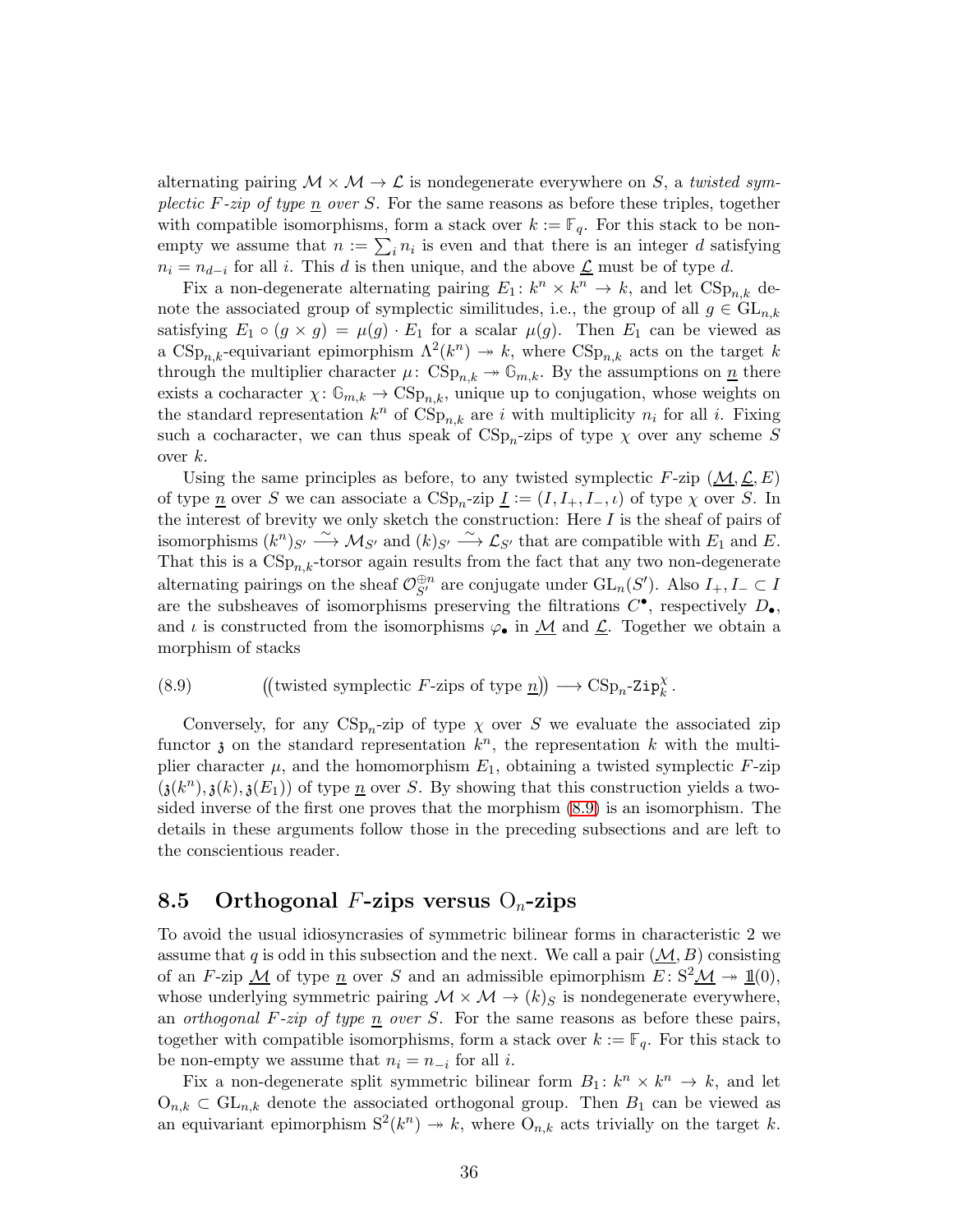alternating pairing $\mathcal{M} \times \mathcal{M} \to \mathcal{L}$ is nondegenerate everywhere on $S$, a *twisted symplectic $F$-zip of type $\underline{n}$ over $S$*. For the same reasons as before these triples, together with compatible isomorphisms, form a stack over $k := \mathbb{F}_q$. For this stack to be nonempty we assume that $n := \sum_i n_i$ is even and that there is an integer $d$ satisfying $n_i = n_{d-i}$ for all $i$. This $d$ is then unique, and the above $\underline{\mathcal{L}}$ must be of type $d$.

Fix a non-degenerate alternating pairing $E_1 \colon k^n \times k^n \to k$, and let $\mathrm{CSp}_{n,k}$ denote the associated group of symplectic similitudes, i.e., the group of all $g \in \mathrm{GL}_{n,k}$ satisfying $E_1 \circ (g \times g) = \mu(g) \cdot E_1$ for a scalar $\mu(g)$. Then $E_1$ can be viewed as a $\mathrm{CSp}_{n,k}$-equivariant epimorphism $\Lambda^2(k^n) \twoheadrightarrow k$, where $\mathrm{CSp}_{n,k}$ acts on the target $k$ through the multiplier character $\mu \colon \mathrm{CSp}_{n,k} \twoheadrightarrow \mathbb{G}_{m,k}$. By the assumptions on $\underline{n}$ there exists a cocharacter $\chi \colon \mathbb{G}_{m,k} \to \mathrm{CSp}_{n,k}$, unique up to conjugation, whose weights on the standard representation $k^n$ of $\mathrm{CSp}_{n,k}$ are $i$ with multiplicity $n_i$ for all $i$. Fixing such a cocharacter, we can thus speak of $\mathrm{CSp}_n$-zips of type $\chi$ over any scheme $S$ over $k$.

Using the same principles as before, to any twisted symplectic $F$-zip $(\underline{\mathcal{M}}, \underline{\mathcal{L}}, E)$ of type $\underline{n}$ over $S$ we can associate a $\mathrm{CSp}_n$-zip $\underline{I} := (I, I_+, I_-, \iota)$ of type $\chi$ over $S$. In the interest of brevity we only sketch the construction: Here $I$ is the sheaf of pairs of isomorphisms $(k^n)_{S'} \xrightarrow{\sim} \mathcal{M}_{S'}$ and $(k)_{S'} \xrightarrow{\sim} \mathcal{L}_{S'}$ that are compatible with $E_1$ and $E$. That this is a $\mathrm{CSp}_{n,k}$-torsor again results from the fact that any two non-degenerate alternating pairings on the sheaf $\mathcal{O}_{S'}^{\oplus n}$ are conjugate under $\mathrm{GL}_n(S')$. Also $I_+, I_- \subset I$ are the subsheaves of isomorphisms preserving the filtrations $C^\bullet$, respectively $D_\bullet$, and $\iota$ is constructed from the isomorphisms $\varphi_\bullet$ in $\underline{\mathcal{M}}$ and $\underline{\mathcal{L}}$. Together we obtain a morphism of stacks

$$\big(\!\big(\text{twisted symplectic } F\text{-zips of type } \underline{n}\big)\!\big) \longrightarrow \mathrm{CSp}_n\text{-}\mathtt{Zip}_k^\chi. \tag{8.9}$$

Conversely, for any $\mathrm{CSp}_n$-zip of type $\chi$ over $S$ we evaluate the associated zip functor $\mathfrak{z}$ on the standard representation $k^n$, the representation $k$ with the multiplier character $\mu$, and the homomorphism $E_1$, obtaining a twisted symplectic $F$-zip $(\mathfrak{z}(k^n), \mathfrak{z}(k), \mathfrak{z}(E_1))$ of type $\underline{n}$ over $S$. By showing that this construction yields a two-sided inverse of the first one proves that the morphism (8.9) is an isomorphism. The details in these arguments follow those in the preceding subsections and are left to the conscientious reader.

## 8.5 Orthogonal $F$-zips versus $\mathrm{O}_n$-zips

To avoid the usual idiosyncrasies of symmetric bilinear forms in characteristic 2 we assume that $q$ is odd in this subsection and the next. We call a pair $(\underline{\mathcal{M}}, B)$ consisting of an $F$-zip $\underline{\mathcal{M}}$ of type $\underline{n}$ over $S$ and an admissible epimorphism $E \colon \mathrm{S}^2\underline{\mathcal{M}} \twoheadrightarrow \underline{1\!\!1}(0)$, whose underlying symmetric pairing $\mathcal{M} \times \mathcal{M} \to (k)_S$ is nondegenerate everywhere, an *orthogonal $F$-zip of type $\underline{n}$ over $S$*. For the same reasons as before these pairs, together with compatible isomorphisms, form a stack over $k := \mathbb{F}_q$. For this stack to be non-empty we assume that $n_i = n_{-i}$ for all $i$.

Fix a non-degenerate split symmetric bilinear form $B_1 \colon k^n \times k^n \to k$, and let $\mathrm{O}_{n,k} \subset \mathrm{GL}_{n,k}$ denote the associated orthogonal group. Then $B_1$ can be viewed as an equivariant epimorphism $\mathrm{S}^2(k^n) \twoheadrightarrow k$, where $\mathrm{O}_{n,k}$ acts trivially on the target $k$.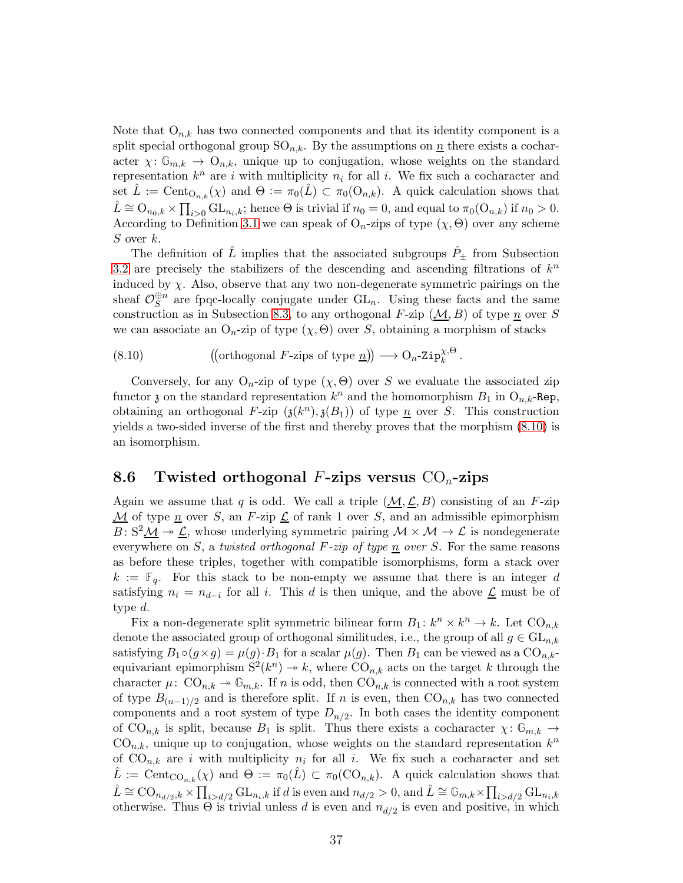Note that $\mathrm{O}_{n,k}$ has two connected components and that its identity component is a split special orthogonal group $\mathrm{SO}_{n,k}$. By the assumptions on $\underline{n}$ there exists a cocharacter $\chi\colon \mathbb{G}_{m,k} \to \mathrm{O}_{n,k}$, unique up to conjugation, whose weights on the standard representation $k^n$ are $i$ with multiplicity $n_i$ for all $i$. We fix such a cocharacter and set $\hat{L} := \mathrm{Cent}_{\mathrm{O}_{n,k}}(\chi)$ and $\Theta := \pi_0(\hat{L}) \subset \pi_0(\mathrm{O}_{n,k})$. A quick calculation shows that $\hat{L} \cong \mathrm{O}_{n_0,k} \times \prod_{i>0} \mathrm{GL}_{n_i,k}$; hence $\Theta$ is trivial if $n_0 = 0$, and equal to $\pi_0(\mathrm{O}_{n,k})$ if $n_0 > 0$. According to Definition 3.1 we can speak of $\mathrm{O}_n$-zips of type $(\chi, \Theta)$ over any scheme $S$ over $k$.

The definition of $\hat{L}$ implies that the associated subgroups $\hat{P}_\pm$ from Subsection 3.2 are precisely the stabilizers of the descending and ascending filtrations of $k^n$ induced by $\chi$. Also, observe that any two non-degenerate symmetric pairings on the sheaf $\mathcal{O}_S^{\oplus n}$ are fpqc-locally conjugate under $\mathrm{GL}_n$. Using these facts and the same construction as in Subsection 8.3, to any orthogonal $F$-zip $(\underline{\mathcal{M}}, B)$ of type $\underline{n}$ over $S$ we can associate an $\mathrm{O}_n$-zip of type $(\chi, \Theta)$ over $S$, obtaining a morphism of stacks

$$\big(\!\big(\text{orthogonal } F\text{-zips of type } \underline{n}\big)\!\big) \longrightarrow \mathrm{O}_n\text{-}\mathtt{Zip}_k^{\chi,\Theta}. \tag{8.10}$$

Conversely, for any $\mathrm{O}_n$-zip of type $(\chi, \Theta)$ over $S$ we evaluate the associated zip functor $\mathfrak{z}$ on the standard representation $k^n$ and the homomorphism $B_1$ in $\mathrm{O}_{n,k}$-$\mathtt{Rep}$, obtaining an orthogonal $F$-zip $(\mathfrak{z}(k^n), \mathfrak{z}(B_1))$ of type $\underline{n}$ over $S$. This construction yields a two-sided inverse of the first and thereby proves that the morphism (8.10) is an isomorphism.

## 8.6 Twisted orthogonal $F$-zips versus $\mathrm{CO}_n$-zips

Again we assume that $q$ is odd. We call a triple $(\underline{\mathcal{M}}, \underline{\mathcal{L}}, B)$ consisting of an $F$-zip $\underline{\mathcal{M}}$ of type $\underline{n}$ over $S$, an $F$-zip $\underline{\mathcal{L}}$ of rank 1 over $S$, and an admissible epimorphism $B\colon \mathrm{S}^2\underline{\mathcal{M}} \twoheadrightarrow \underline{\mathcal{L}}$, whose underlying symmetric pairing $\mathcal{M} \times \mathcal{M} \to \mathcal{L}$ is nondegenerate everywhere on $S$, a *twisted orthogonal $F$-zip of type $\underline{n}$ over $S$*. For the same reasons as before these triples, together with compatible isomorphisms, form a stack over $k := \mathbb{F}_q$. For this stack to be non-empty we assume that there is an integer $d$ satisfying $n_i = n_{d-i}$ for all $i$. This $d$ is then unique, and the above $\underline{\mathcal{L}}$ must be of type $d$.

Fix a non-degenerate split symmetric bilinear form $B_1\colon k^n \times k^n \to k$. Let $\mathrm{CO}_{n,k}$ denote the associated group of orthogonal similitudes, i.e., the group of all $g \in \mathrm{GL}_{n,k}$ satisfying $B_1 \circ (g \times g) = \mu(g) \cdot B_1$ for a scalar $\mu(g)$. Then $B_1$ can be viewed as a $\mathrm{CO}_{n,k}$-equivariant epimorphism $\mathrm{S}^2(k^n) \twoheadrightarrow k$, where $\mathrm{CO}_{n,k}$ acts on the target $k$ through the character $\mu\colon \mathrm{CO}_{n,k} \twoheadrightarrow \mathbb{G}_{m,k}$. If $n$ is odd, then $\mathrm{CO}_{n,k}$ is connected with a root system of type $B_{(n-1)/2}$ and is therefore split. If $n$ is even, then $\mathrm{CO}_{n,k}$ has two connected components and a root system of type $D_{n/2}$. In both cases the identity component of $\mathrm{CO}_{n,k}$ is split, because $B_1$ is split. Thus there exists a cocharacter $\chi\colon \mathbb{G}_{m,k} \to \mathrm{CO}_{n,k}$, unique up to conjugation, whose weights on the standard representation $k^n$ of $\mathrm{CO}_{n,k}$ are $i$ with multiplicity $n_i$ for all $i$. We fix such a cocharacter and set $\hat{L} := \mathrm{Cent}_{\mathrm{CO}_{n,k}}(\chi)$ and $\Theta := \pi_0(\hat{L}) \subset \pi_0(\mathrm{CO}_{n,k})$. A quick calculation shows that $\hat{L} \cong \mathrm{CO}_{n_{d/2},k} \times \prod_{i>d/2} \mathrm{GL}_{n_i,k}$ if $d$ is even and $n_{d/2} > 0$, and $\hat{L} \cong \mathbb{G}_{m,k} \times \prod_{i>d/2} \mathrm{GL}_{n_i,k}$ otherwise. Thus $\Theta$ is trivial unless $d$ is even and $n_{d/2}$ is even and positive, in which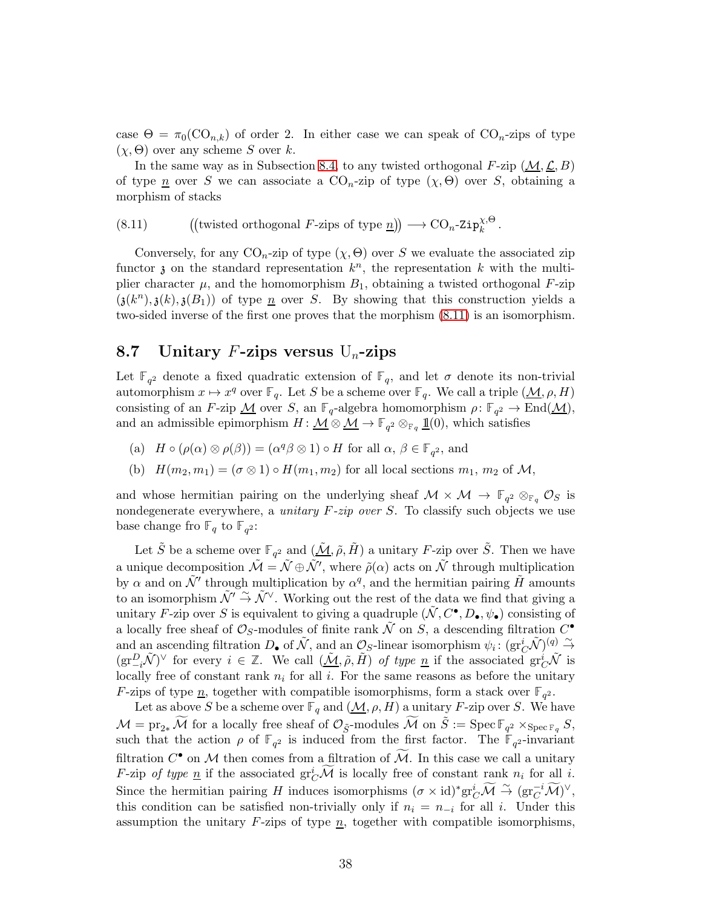case $\Theta = \pi_0(\mathrm{CO}_{n,k})$ of order 2. In either case we can speak of $\mathrm{CO}_n$-zips of type $(\chi, \Theta)$ over any scheme $S$ over $k$.

In the same way as in Subsection 8.4, to any twisted orthogonal $F$-zip $(\underline{\mathcal{M}}, \underline{\mathcal{L}}, B)$ of type $\underline{n}$ over $S$ we can associate a $\mathrm{CO}_n$-zip of type $(\chi, \Theta)$ over $S$, obtaining a morphism of stacks

$$\big(\!\big(\text{twisted orthogonal } F\text{-zips of type } \underline{n}\big)\!\big) \longrightarrow \mathrm{CO}_n\text{-}\mathtt{Zip}_k^{\chi,\Theta}. \tag{8.11}$$

Conversely, for any $\mathrm{CO}_n$-zip of type $(\chi, \Theta)$ over $S$ we evaluate the associated zip functor $\mathfrak{z}$ on the standard representation $k^n$, the representation $k$ with the multiplier character $\mu$, and the homomorphism $B_1$, obtaining a twisted orthogonal $F$-zip $(\mathfrak{z}(k^n), \mathfrak{z}(k), \mathfrak{z}(B_1))$ of type $\underline{n}$ over $S$. By showing that this construction yields a two-sided inverse of the first one proves that the morphism (8.11) is an isomorphism.

## 8.7 Unitary $F$-zips versus $\mathrm{U}_n$-zips

Let $\mathbb{F}_{q^2}$ denote a fixed quadratic extension of $\mathbb{F}_q$, and let $\sigma$ denote its non-trivial automorphism $x \mapsto x^q$ over $\mathbb{F}_q$. Let $S$ be a scheme over $\mathbb{F}_q$. We call a triple $(\underline{\mathcal{M}}, \rho, H)$ consisting of an $F$-zip $\underline{\mathcal{M}}$ over $S$, an $\mathbb{F}_q$-algebra homomorphism $\rho\colon \mathbb{F}_{q^2} \to \mathrm{End}(\underline{\mathcal{M}})$, and an admissible epimorphism $H\colon \underline{\mathcal{M}} \otimes \underline{\mathcal{M}} \to \mathbb{F}_{q^2} \otimes_{\mathbb{F}_q} \underline{\mathbb{1}}(0)$, which satisfies

(a) $H \circ (\rho(\alpha) \otimes \rho(\beta)) = (\alpha^q \beta \otimes 1) \circ H$ for all $\alpha$, $\beta \in \mathbb{F}_{q^2}$, and

(b) $H(m_2, m_1) = (\sigma \otimes 1) \circ H(m_1, m_2)$ for all local sections $m_1$, $m_2$ of $\mathcal{M}$,

and whose hermitian pairing on the underlying sheaf $\mathcal{M} \times \mathcal{M} \to \mathbb{F}_{q^2} \otimes_{\mathbb{F}_q} \mathcal{O}_S$ is nondegenerate everywhere, a *unitary $F$-zip over $S$*. To classify such objects we use base change fro $\mathbb{F}_q$ to $\mathbb{F}_{q^2}$:

Let $\tilde{S}$ be a scheme over $\mathbb{F}_{q^2}$ and $(\underline{\tilde{\mathcal{M}}}, \tilde{\rho}, \tilde{H})$ a unitary $F$-zip over $\tilde{S}$. Then we have a unique decomposition $\tilde{\mathcal{M}} = \tilde{\mathcal{N}} \oplus \tilde{\mathcal{N}}'$, where $\tilde{\rho}(\alpha)$ acts on $\tilde{\mathcal{N}}$ through multiplication by $\alpha$ and on $\tilde{\mathcal{N}}'$ through multiplication by $\alpha^q$, and the hermitian pairing $\tilde{H}$ amounts to an isomorphism $\tilde{\mathcal{N}}' \xrightarrow{\sim} \tilde{\mathcal{N}}^\vee$. Working out the rest of the data we find that giving a unitary $F$-zip over $S$ is equivalent to giving a quadruple $(\tilde{\mathcal{N}}, C^\bullet, D_\bullet, \psi_\bullet)$ consisting of a locally free sheaf of $\mathcal{O}_S$-modules of finite rank $\tilde{\mathcal{N}}$ on $S$, a descending filtration $C^\bullet$ and an ascending filtration $D_\bullet$ of $\tilde{\mathcal{N}}$, and an $\mathcal{O}_S$-linear isomorphism $\psi_i\colon (\mathrm{gr}^i_C\tilde{\mathcal{N}})^{(q)} \xrightarrow{\sim} (\mathrm{gr}^D_{-i}\tilde{\mathcal{N}})^\vee$ for every $i \in \mathbb{Z}$. We call $(\underline{\tilde{\mathcal{M}}}, \tilde{\rho}, \tilde{H})$ *of type* $\underline{n}$ if the associated $\mathrm{gr}^i_C\tilde{\mathcal{N}}$ is locally free of constant rank $n_i$ for all $i$. For the same reasons as before the unitary $F$-zips of type $\underline{n}$, together with compatible isomorphisms, form a stack over $\mathbb{F}_{q^2}$.

Let as above $S$ be a scheme over $\mathbb{F}_q$ and $(\underline{\mathcal{M}}, \rho, H)$ a unitary $F$-zip over $S$. We have $\mathcal{M} = \mathrm{pr}_{2*}\widetilde{\mathcal{M}}$ for a locally free sheaf of $\mathcal{O}_{\tilde{S}}$-modules $\widetilde{\mathcal{M}}$ on $\tilde{S} := \mathrm{Spec}\,\mathbb{F}_{q^2} \times_{\mathrm{Spec}\,\mathbb{F}_q} S$, such that the action $\rho$ of $\mathbb{F}_{q^2}$ is induced from the first factor. The $\mathbb{F}_{q^2}$-invariant filtration $C^\bullet$ on $\mathcal{M}$ then comes from a filtration of $\widetilde{\mathcal{M}}$. In this case we call a unitary $F$-zip *of type* $\underline{n}$ if the associated $\mathrm{gr}^i_C\widetilde{\mathcal{M}}$ is locally free of constant rank $n_i$ for all $i$. Since the hermitian pairing $H$ induces isomorphisms $(\sigma \times \mathrm{id})^*\mathrm{gr}^i_C\widetilde{\mathcal{M}} \xrightarrow{\sim} (\mathrm{gr}^{-i}_C\widetilde{\mathcal{M}})^\vee$, this condition can be satisfied non-trivially only if $n_i = n_{-i}$ for all $i$. Under this assumption the unitary $F$-zips of type $\underline{n}$, together with compatible isomorphisms,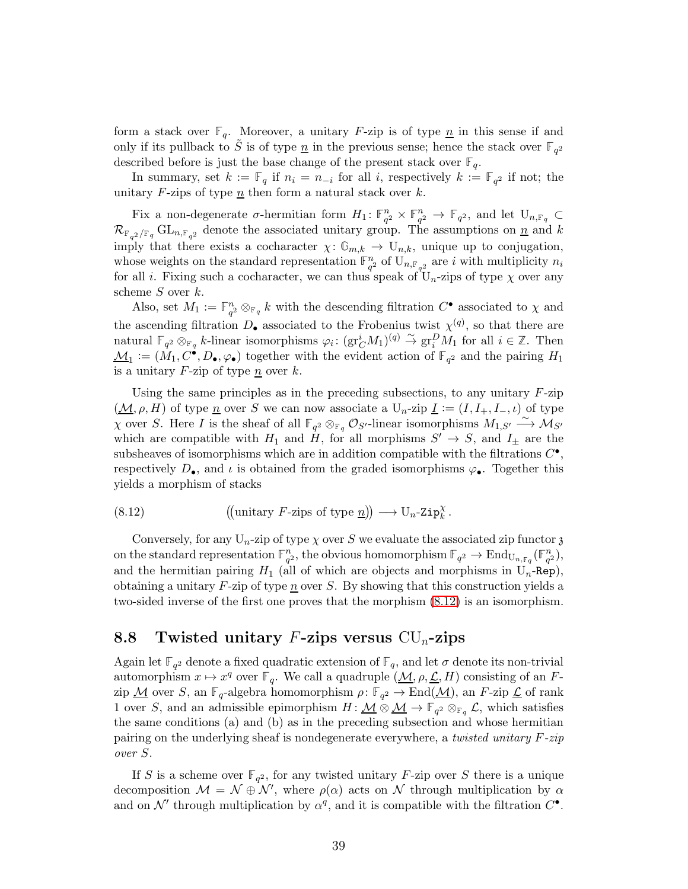form a stack over $\mathbb{F}_q$. Moreover, a unitary $F$-zip is of type $\underline{n}$ in this sense if and only if its pullback to $\tilde{S}$ is of type $\underline{n}$ in the previous sense; hence the stack over $\mathbb{F}_{q^2}$ described before is just the base change of the present stack over $\mathbb{F}_q$.

In summary, set $k := \mathbb{F}_q$ if $n_i = n_{-i}$ for all $i$, respectively $k := \mathbb{F}_{q^2}$ if not; the unitary $F$-zips of type $\underline{n}$ then form a natural stack over $k$.

Fix a non-degenerate $\sigma$-hermitian form $H_1\colon \mathbb{F}_{q^2}^n \times \mathbb{F}_{q^2}^n \to \mathbb{F}_{q^2}$, and let $\mathrm{U}_{n,\mathbb{F}_q} \subset \mathcal{R}_{\mathbb{F}_{q^2}/\mathbb{F}_q} \mathrm{GL}_{n,\mathbb{F}_{q^2}}$ denote the associated unitary group. The assumptions on $\underline{n}$ and $k$ imply that there exists a cocharacter $\chi\colon \mathbb{G}_{m,k} \to \mathrm{U}_{n,k}$, unique up to conjugation, whose weights on the standard representation $\mathbb{F}_{q^2}^n$ of $\mathrm{U}_{n,\mathbb{F}_{q^2}}$ are $i$ with multiplicity $n_i$ for all $i$. Fixing such a cocharacter, we can thus speak of $\mathrm{U}_n$-zips of type $\chi$ over any scheme $S$ over $k$.

Also, set $M_1 := \mathbb{F}_{q^2}^n \otimes_{\mathbb{F}_q} k$ with the descending filtration $C^\bullet$ associated to $\chi$ and the ascending filtration $D_\bullet$ associated to the Frobenius twist $\chi^{(q)}$, so that there are natural $\mathbb{F}_{q^2} \otimes_{\mathbb{F}_q} k$-linear isomorphisms $\varphi_i\colon (\mathrm{gr}^i_C M_1)^{(q)} \xrightarrow{\sim} \mathrm{gr}^D_i M_1$ for all $i \in \mathbb{Z}$. Then $\underline{\mathcal{M}}_1 := (M_1, C^\bullet, D_\bullet, \varphi_\bullet)$ together with the evident action of $\mathbb{F}_{q^2}$ and the pairing $H_1$ is a unitary $F$-zip of type $\underline{n}$ over $k$.

Using the same principles as in the preceding subsections, to any unitary $F$-zip $(\underline{\mathcal{M}}, \rho, H)$ of type $\underline{n}$ over $S$ we can now associate a $\mathrm{U}_n$-zip $\underline{I} := (I, I_+, I_-, \iota)$ of type $\chi$ over $S$. Here $I$ is the sheaf of all $\mathbb{F}_{q^2} \otimes_{\mathbb{F}_q} \mathcal{O}_{S'}$-linear isomorphisms $M_{1,S'} \xrightarrow{\sim} \mathcal{M}_{S'}$ which are compatible with $H_1$ and $H$, for all morphisms $S' \to S$, and $I_\pm$ are the subsheaves of isomorphisms which are in addition compatible with the filtrations $C^\bullet$, respectively $D_\bullet$, and $\iota$ is obtained from the graded isomorphisms $\varphi_\bullet$. Together this yields a morphism of stacks

$$\big(\!\big(\text{unitary } F\text{-zips of type } \underline{n}\big)\!\big) \longrightarrow \mathrm{U}_n\text{-}\mathtt{Zip}_k^\chi. \tag{8.12}$$

Conversely, for any $\mathrm{U}_n$-zip of type $\chi$ over $S$ we evaluate the associated zip functor $\mathfrak{z}$ on the standard representation $\mathbb{F}_{q^2}^n$, the obvious homomorphism $\mathbb{F}_{q^2} \to \mathrm{End}_{\mathrm{U}_{n,\mathbb{F}_q}}(\mathbb{F}_{q^2}^n)$, and the hermitian pairing $H_1$ (all of which are objects and morphisms in $\mathrm{U}_n$-$\mathtt{Rep}$), obtaining a unitary $F$-zip of type $\underline{n}$ over $S$. By showing that this construction yields a two-sided inverse of the first one proves that the morphism (8.12) is an isomorphism.

## 8.8 Twisted unitary $F$-zips versus $\mathrm{CU}_n$-zips

Again let $\mathbb{F}_{q^2}$ denote a fixed quadratic extension of $\mathbb{F}_q$, and let $\sigma$ denote its non-trivial automorphism $x \mapsto x^q$ over $\mathbb{F}_q$. We call a quadruple $(\underline{\mathcal{M}}, \rho, \underline{\mathcal{L}}, H)$ consisting of an $F$-zip $\underline{\mathcal{M}}$ over $S$, an $\mathbb{F}_q$-algebra homomorphism $\rho\colon \mathbb{F}_{q^2} \to \mathrm{End}(\underline{\mathcal{M}})$, an $F$-zip $\underline{\mathcal{L}}$ of rank 1 over $S$, and an admissible epimorphism $H\colon \underline{\mathcal{M}} \otimes \underline{\mathcal{M}} \to \mathbb{F}_{q^2} \otimes_{\mathbb{F}_q} \mathcal{L}$, which satisfies the same conditions (a) and (b) as in the preceding subsection and whose hermitian pairing on the underlying sheaf is nondegenerate everywhere, a *twisted unitary $F$-zip over $S$*.

If $S$ is a scheme over $\mathbb{F}_{q^2}$, for any twisted unitary $F$-zip over $S$ there is a unique decomposition $\mathcal{M} = \mathcal{N} \oplus \mathcal{N}'$, where $\rho(\alpha)$ acts on $\mathcal{N}$ through multiplication by $\alpha$ and on $\mathcal{N}'$ through multiplication by $\alpha^q$, and it is compatible with the filtration $C^\bullet$.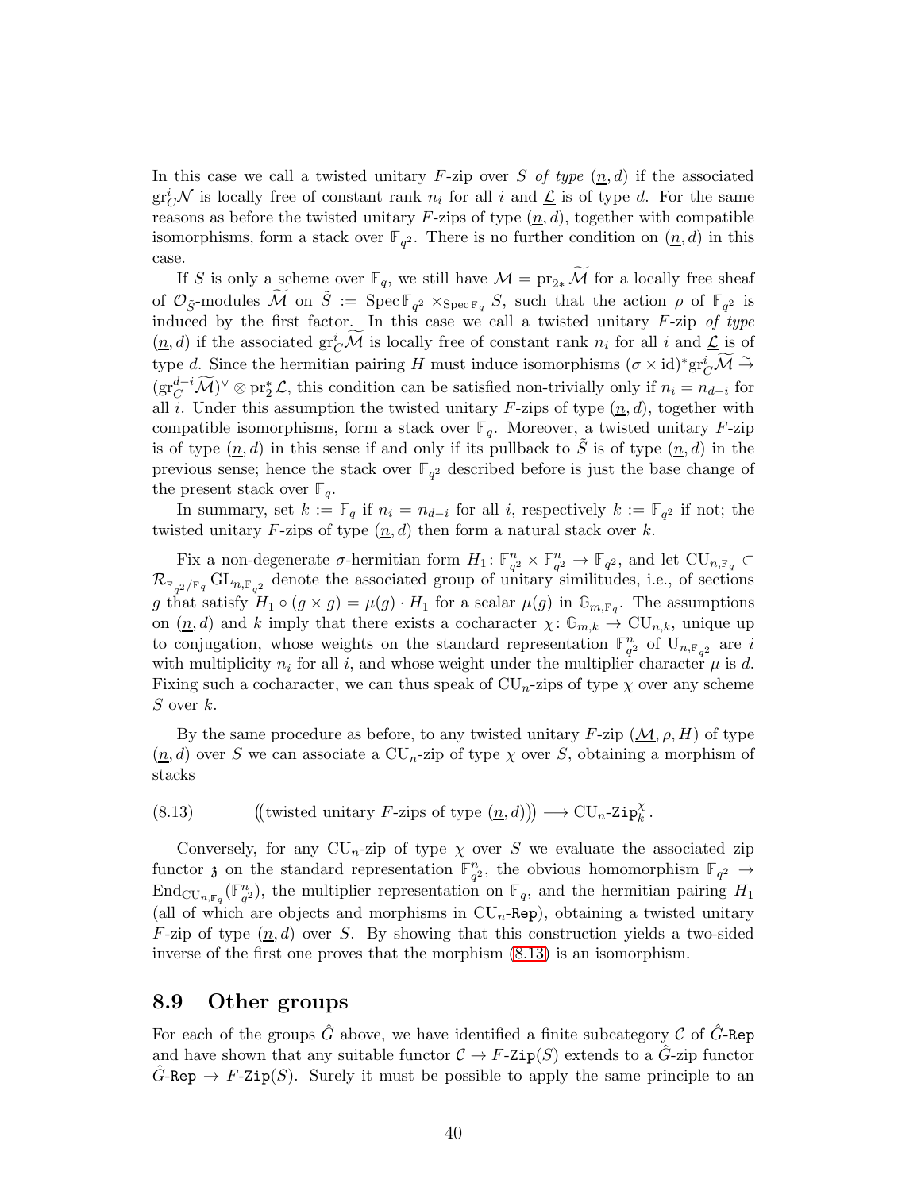In this case we call a twisted unitary $F$-zip over $S$ *of type* $(\underline{n}, d)$ if the associated $\mathrm{gr}^i_C \mathcal{N}$ is locally free of constant rank $n_i$ for all $i$ and $\underline{\mathcal{L}}$ is of type $d$. For the same reasons as before the twisted unitary $F$-zips of type $(\underline{n}, d)$, together with compatible isomorphisms, form a stack over $\mathbb{F}_{q^2}$. There is no further condition on $(\underline{n}, d)$ in this case.

If $S$ is only a scheme over $\mathbb{F}_q$, we still have $\mathcal{M} = \mathrm{pr}_{2*} \widetilde{\mathcal{M}}$ for a locally free sheaf of $\mathcal{O}_{\tilde{S}}$-modules $\widetilde{\mathcal{M}}$ on $\tilde{S} := \operatorname{Spec} \mathbb{F}_{q^2} \times_{\operatorname{Spec} \mathbb{F}_q} S$, such that the action $\rho$ of $\mathbb{F}_{q^2}$ is induced by the first factor. In this case we call a twisted unitary $F$-zip *of type* $(\underline{n}, d)$ if the associated $\mathrm{gr}^i_C \widetilde{\mathcal{M}}$ is locally free of constant rank $n_i$ for all $i$ and $\underline{\mathcal{L}}$ is of type $d$. Since the hermitian pairing $H$ must induce isomorphisms $(\sigma \times \mathrm{id})^* \mathrm{gr}^i_C \widetilde{\mathcal{M}} \xrightarrow{\sim} (\mathrm{gr}^{d-i}_C \widetilde{\mathcal{M}})^\vee \otimes \mathrm{pr}_2^* \mathcal{L}$, this condition can be satisfied non-trivially only if $n_i = n_{d-i}$ for all $i$. Under this assumption the twisted unitary $F$-zips of type $(\underline{n}, d)$, together with compatible isomorphisms, form a stack over $\mathbb{F}_q$. Moreover, a twisted unitary $F$-zip is of type $(\underline{n}, d)$ in this sense if and only if its pullback to $\tilde{S}$ is of type $(\underline{n}, d)$ in the previous sense; hence the stack over $\mathbb{F}_{q^2}$ described before is just the base change of the present stack over $\mathbb{F}_q$.

In summary, set $k := \mathbb{F}_q$ if $n_i = n_{d-i}$ for all $i$, respectively $k := \mathbb{F}_{q^2}$ if not; the twisted unitary $F$-zips of type $(\underline{n}, d)$ then form a natural stack over $k$.

Fix a non-degenerate $\sigma$-hermitian form $H_1 \colon \mathbb{F}_{q^2}^n \times \mathbb{F}_{q^2}^n \to \mathbb{F}_{q^2}$, and let $\mathrm{CU}_{n,\mathbb{F}_q} \subset \mathcal{R}_{\mathbb{F}_{q^2}/\mathbb{F}_q} \mathrm{GL}_{n,\mathbb{F}_{q^2}}$ denote the associated group of unitary similitudes, i.e., of sections $g$ that satisfy $H_1 \circ (g \times g) = \mu(g) \cdot H_1$ for a scalar $\mu(g)$ in $\mathbb{G}_{m,\mathbb{F}_q}$. The assumptions on $(\underline{n}, d)$ and $k$ imply that there exists a cocharacter $\chi \colon \mathbb{G}_{m,k} \to \mathrm{CU}_{n,k}$, unique up to conjugation, whose weights on the standard representation $\mathbb{F}_{q^2}^n$ of $\mathrm{U}_{n,\mathbb{F}_{q^2}}$ are $i$ with multiplicity $n_i$ for all $i$, and whose weight under the multiplier character $\mu$ is $d$. Fixing such a cocharacter, we can thus speak of $\mathrm{CU}_n$-zips of type $\chi$ over any scheme $S$ over $k$.

By the same procedure as before, to any twisted unitary $F$-zip $(\underline{\mathcal{M}}, \rho, H)$ of type $(\underline{n}, d)$ over $S$ we can associate a $\mathrm{CU}_n$-zip of type $\chi$ over $S$, obtaining a morphism of stacks

$$\big(\!\big(\text{twisted unitary } F\text{-zips of type } (\underline{n}, d)\big)\!\big) \longrightarrow \mathrm{CU}_n\text{-}\mathtt{Zip}_k^\chi. \tag{8.13}$$

Conversely, for any $\mathrm{CU}_n$-zip of type $\chi$ over $S$ we evaluate the associated zip functor $\mathfrak{z}$ on the standard representation $\mathbb{F}_{q^2}^n$, the obvious homomorphism $\mathbb{F}_{q^2} \to \mathrm{End}_{\mathrm{CU}_{n,\mathbb{F}_q}}(\mathbb{F}_{q^2}^n)$, the multiplier representation on $\mathbb{F}_q$, and the hermitian pairing $H_1$ (all of which are objects and morphisms in $\mathrm{CU}_n$-$\mathtt{Rep}$), obtaining a twisted unitary $F$-zip of type $(\underline{n}, d)$ over $S$. By showing that this construction yields a two-sided inverse of the first one proves that the morphism (8.13) is an isomorphism.

## 8.9 Other groups

For each of the groups $\hat{G}$ above, we have identified a finite subcategory $\mathcal{C}$ of $\hat{G}$-$\mathtt{Rep}$ and have shown that any suitable functor $\mathcal{C} \to F$-$\mathtt{Zip}(S)$ extends to a $\hat{G}$-zip functor $\hat{G}$-$\mathtt{Rep} \to F$-$\mathtt{Zip}(S)$. Surely it must be possible to apply the same principle to an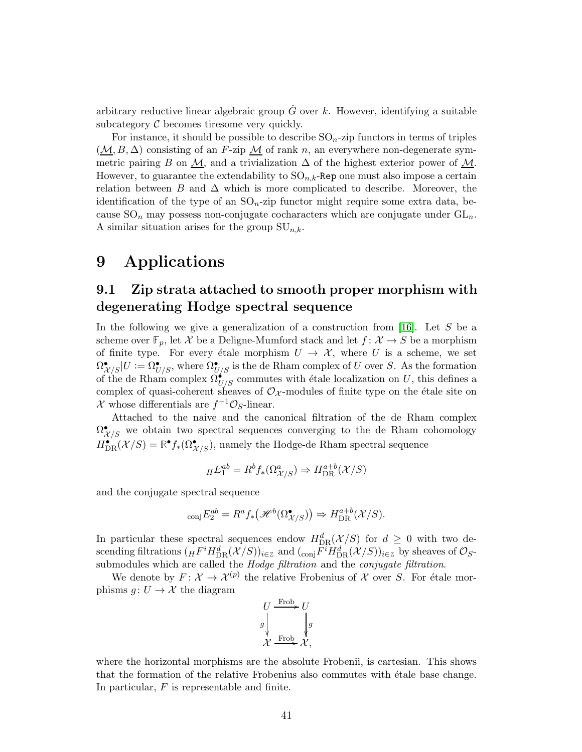arbitrary reductive linear algebraic group $\hat{G}$ over $k$. However, identifying a suitable subcategory $\mathcal{C}$ becomes tiresome very quickly.

For instance, it should be possible to describe $\mathrm{SO}_n$-zip functors in terms of triples $(\underline{\mathcal{M}}, B, \Delta)$ consisting of an $F$-zip $\underline{\mathcal{M}}$ of rank $n$, an everywhere non-degenerate symmetric pairing $B$ on $\underline{\mathcal{M}}$, and a trivialization $\Delta$ of the highest exterior power of $\underline{\mathcal{M}}$. However, to guarantee the extendability to $\mathrm{SO}_{n,k}$-$\mathtt{Rep}$ one must also impose a certain relation between $B$ and $\Delta$ which is more complicated to describe. Moreover, the identification of the type of an $\mathrm{SO}_n$-zip functor might require some extra data, because $\mathrm{SO}_n$ may possess non-conjugate cocharacters which are conjugate under $\mathrm{GL}_n$. A similar situation arises for the group $\mathrm{SU}_{n,k}$.

# 9 Applications

## 9.1 Zip strata attached to smooth proper morphism with degenerating Hodge spectral sequence

In the following we give a generalization of a construction from [16]. Let $S$ be a scheme over $\mathbb{F}_p$, let $\mathcal{X}$ be a Deligne-Mumford stack and let $f\colon \mathcal{X} \to S$ be a morphism of finite type. For every étale morphism $U \to \mathcal{X}$, where $U$ is a scheme, we set $\Omega^\bullet_{\mathcal{X}/S}|U := \Omega^\bullet_{U/S}$, where $\Omega^\bullet_{U/S}$ is the de Rham complex of $U$ over $S$. As the formation of the de Rham complex $\Omega^\bullet_{U/S}$ commutes with étale localization on $U$, this defines a complex of quasi-coherent sheaves of $\mathcal{O}_\mathcal{X}$-modules of finite type on the étale site on $\mathcal{X}$ whose differentials are $f^{-1}\mathcal{O}_S$-linear.

Attached to the naive and the canonical filtration of the de Rham complex $\Omega^\bullet_{\mathcal{X}/S}$ we obtain two spectral sequences converging to the de Rham cohomology $H^\bullet_{\mathrm{DR}}(\mathcal{X}/S) = \mathbb{R}^\bullet f_*(\Omega^\bullet_{\mathcal{X}/S})$, namely the Hodge-de Rham spectral sequence

$$ {}_HE_1^{ab} = R^b f_*(\Omega^a_{\mathcal{X}/S}) \Rightarrow H^{a+b}_{\mathrm{DR}}(\mathcal{X}/S) $$

and the conjugate spectral sequence

$$ {}_{\mathrm{conj}}E_2^{ab} = R^a f_*\big(\mathscr{H}^b(\Omega^\bullet_{\mathcal{X}/S})\big) \Rightarrow H^{a+b}_{\mathrm{DR}}(\mathcal{X}/S). $$

In particular these spectral sequences endow $H^d_{\mathrm{DR}}(\mathcal{X}/S)$ for $d \geq 0$ with two descending filtrations $({}_HF^iH^d_{\mathrm{DR}}(\mathcal{X}/S))_{i\in\mathbb{Z}}$ and $({}_{\mathrm{conj}}F^iH^d_{\mathrm{DR}}(\mathcal{X}/S))_{i\in\mathbb{Z}}$ by sheaves of $\mathcal{O}_S$-submodules which are called the *Hodge filtration* and the *conjugate filtration*.

We denote by $F\colon \mathcal{X} \to \mathcal{X}^{(p)}$ the relative Frobenius of $\mathcal{X}$ over $S$. For étale morphisms $g\colon U \to \mathcal{X}$ the diagram

$$ \begin{array}{ccc} U & \xrightarrow{\mathrm{Frob}} & U \\ {\scriptstyle g}\downarrow & & \downarrow{\scriptstyle g} \\ \mathcal{X} & \xrightarrow{\mathrm{Frob}} & \mathcal{X}, \end{array} $$

where the horizontal morphisms are the absolute Frobenii, is cartesian. This shows that the formation of the relative Frobenius also commutes with étale base change. In particular, $F$ is representable and finite.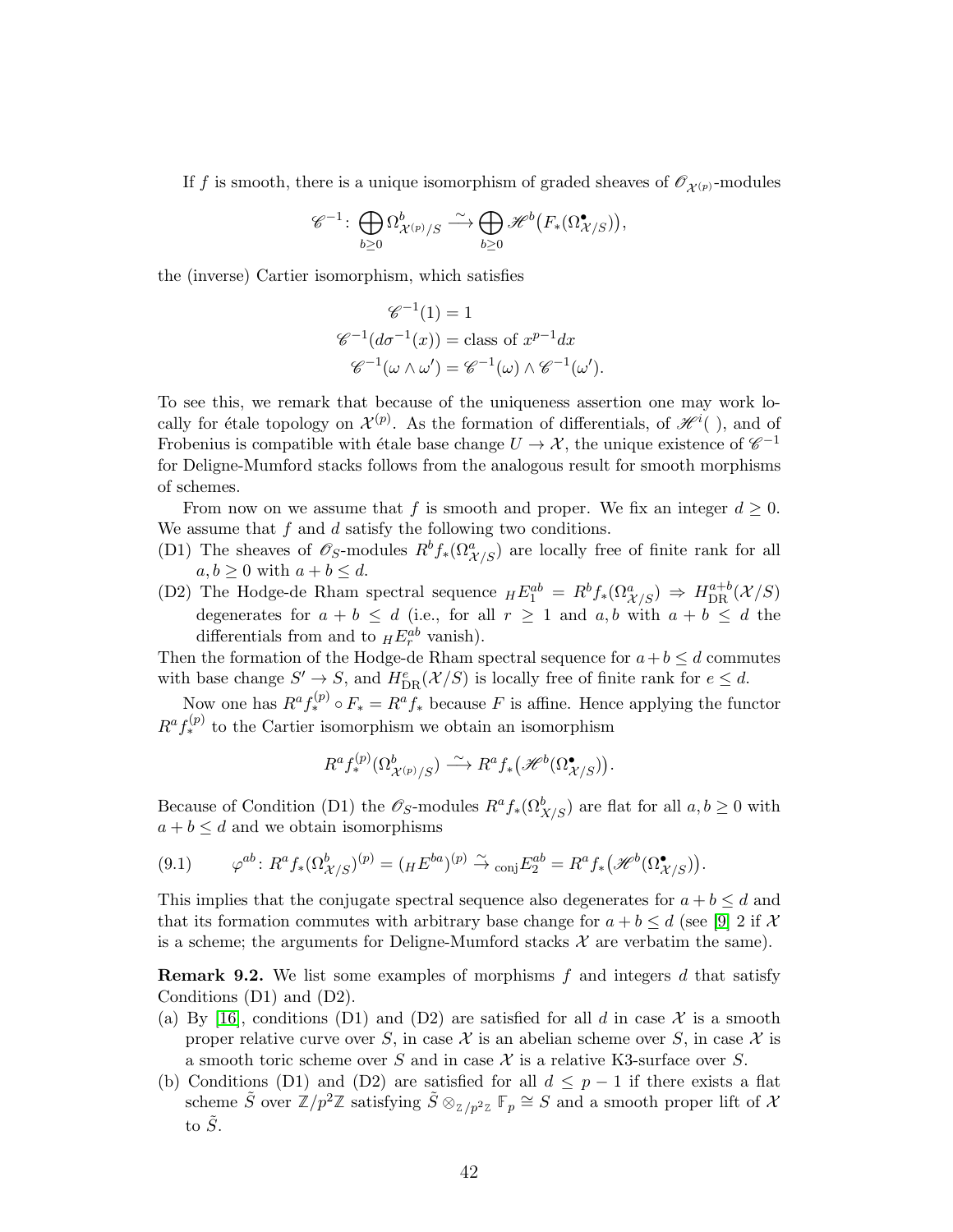If $f$ is smooth, there is a unique isomorphism of graded sheaves of $\mathscr{O}_{\mathcal{X}^{(p)}}$-modules

$$\mathscr{C}^{-1}\colon \bigoplus_{b\geq 0} \Omega^b_{\mathcal{X}^{(p)}/S} \xrightarrow{\sim} \bigoplus_{b\geq 0} \mathscr{H}^b\big(F_*(\Omega^\bullet_{\mathcal{X}/S})\big),$$

the (inverse) Cartier isomorphism, which satisfies

$$\begin{aligned}
\mathscr{C}^{-1}(1) &= 1\\
\mathscr{C}^{-1}(d\sigma^{-1}(x)) &= \text{class of } x^{p-1}dx\\
\mathscr{C}^{-1}(\omega\wedge\omega') &= \mathscr{C}^{-1}(\omega)\wedge\mathscr{C}^{-1}(\omega').
\end{aligned}$$

To see this, we remark that because of the uniqueness assertion one may work locally for étale topology on $\mathcal{X}^{(p)}$. As the formation of differentials, of $\mathscr{H}^i(\ )$, and of Frobenius is compatible with étale base change $U \to \mathcal{X}$, the unique existence of $\mathscr{C}^{-1}$ for Deligne-Mumford stacks follows from the analogous result for smooth morphisms of schemes.

From now on we assume that $f$ is smooth and proper. We fix an integer $d \geq 0$. We assume that $f$ and $d$ satisfy the following two conditions.

(D1) The sheaves of $\mathscr{O}_S$-modules $R^b f_*(\Omega^a_{\mathcal{X}/S})$ are locally free of finite rank for all $a, b \geq 0$ with $a + b \leq d$.

(D2) The Hodge-de Rham spectral sequence ${}_HE_1^{ab} = R^b f_*(\Omega^a_{\mathcal{X}/S}) \Rightarrow H^{a+b}_{\mathrm{DR}}(\mathcal{X}/S)$ degenerates for $a + b \leq d$ (i.e., for all $r \geq 1$ and $a, b$ with $a + b \leq d$ the differentials from and to ${}_HE_r^{ab}$ vanish).

Then the formation of the Hodge-de Rham spectral sequence for $a+b \leq d$ commutes with base change $S' \to S$, and $H^e_{\mathrm{DR}}(\mathcal{X}/S)$ is locally free of finite rank for $e \leq d$.

Now one has $R^a f^{(p)}_* \circ F_* = R^a f_*$ because $F$ is affine. Hence applying the functor $R^a f^{(p)}_*$ to the Cartier isomorphism we obtain an isomorphism

$$R^a f^{(p)}_*(\Omega^b_{\mathcal{X}^{(p)}/S}) \xrightarrow{\sim} R^a f_*\big(\mathscr{H}^b(\Omega^\bullet_{\mathcal{X}/S})\big).$$

Because of Condition (D1) the $\mathscr{O}_S$-modules $R^a f_*(\Omega^b_{X/S})$ are flat for all $a, b \geq 0$ with $a + b \leq d$ and we obtain isomorphisms

$$(9.1) \qquad \varphi^{ab}\colon R^a f_*(\Omega^b_{X/S})^{(p)} = ({}_HE^{ba})^{(p)} \xrightarrow{\sim} {}_{\mathrm{conj}}E_2^{ab} = R^a f_*\big(\mathscr{H}^b(\Omega^\bullet_{\mathcal{X}/S})\big).$$

This implies that the conjugate spectral sequence also degenerates for $a+b \leq d$ and that its formation commutes with arbitrary base change for $a + b \leq d$ (see [9] 2 if $\mathcal{X}$ is a scheme; the arguments for Deligne-Mumford stacks $\mathcal{X}$ are verbatim the same).

**Remark 9.2.** We list some examples of morphisms $f$ and integers $d$ that satisfy Conditions (D1) and (D2).

(a) By [16], conditions (D1) and (D2) are satisfied for all $d$ in case $\mathcal{X}$ is a smooth proper relative curve over $S$, in case $\mathcal{X}$ is an abelian scheme over $S$, in case $\mathcal{X}$ is a smooth toric scheme over $S$ and in case $\mathcal{X}$ is a relative K3-surface over $S$.

(b) Conditions (D1) and (D2) are satisfied for all $d \leq p-1$ if there exists a flat scheme $\tilde{S}$ over $\mathbb{Z}/p^2\mathbb{Z}$ satisfying $\tilde{S} \otimes_{\mathbb{Z}/p^2\mathbb{Z}} \mathbb{F}_p \cong S$ and a smooth proper lift of $\mathcal{X}$ to $\tilde{S}$.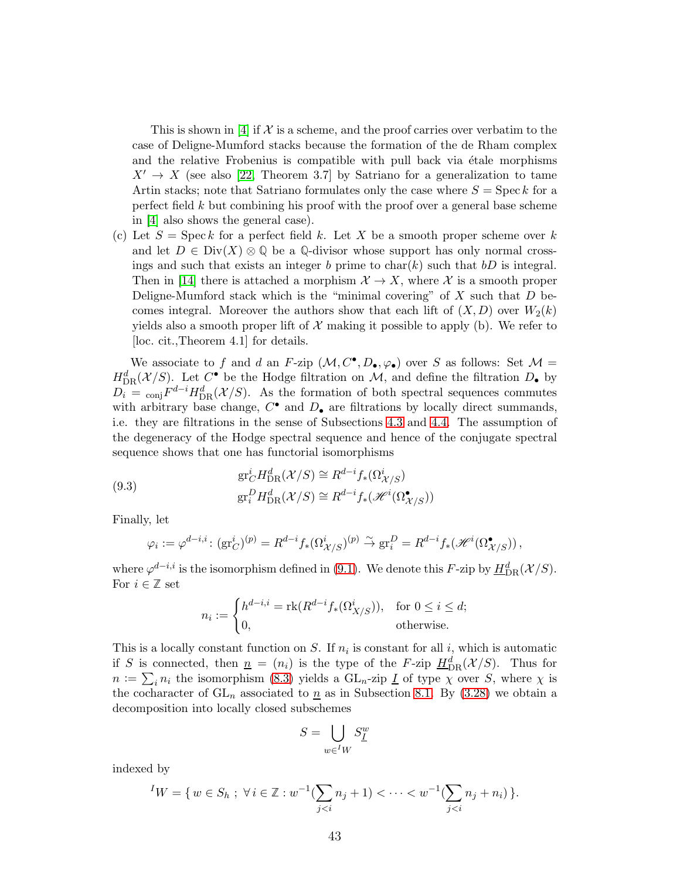This is shown in [4] if $\mathcal{X}$ is a scheme, and the proof carries over verbatim to the case of Deligne-Mumford stacks because the formation of the de Rham complex and the relative Frobenius is compatible with pull back via étale morphisms $X' \to X$ (see also [22, Theorem 3.7] by Satriano for a generalization to tame Artin stacks; note that Satriano formulates only the case where $S = \operatorname{Spec} k$ for a perfect field $k$ but combining his proof with the proof over a general base scheme in [4] also shows the general case).

(c) Let $S = \operatorname{Spec} k$ for a perfect field $k$. Let $X$ be a smooth proper scheme over $k$ and let $D \in \operatorname{Div}(X) \otimes \mathbb{Q}$ be a $\mathbb{Q}$-divisor whose support has only normal crossings and such that exists an integer $b$ prime to $\operatorname{char}(k)$ such that $bD$ is integral. Then in [14] there is attached a morphism $\mathcal{X} \to X$, where $\mathcal{X}$ is a smooth proper Deligne-Mumford stack which is the "minimal covering" of $X$ such that $D$ becomes integral. Moreover the authors show that each lift of $(X, D)$ over $W_2(k)$ yields also a smooth proper lift of $\mathcal{X}$ making it possible to apply (b). We refer to [loc. cit.,Theorem 4.1] for details.

We associate to $f$ and $d$ an $F$-zip $(\mathcal{M}, C^\bullet, D_\bullet, \varphi_\bullet)$ over $S$ as follows: Set $\mathcal{M} = H^d_{\mathrm{DR}}(\mathcal{X}/S)$. Let $C^\bullet$ be the Hodge filtration on $\mathcal{M}$, and define the filtration $D_\bullet$ by $D_i = {}_{\mathrm{conj}}F^{d-i} H^d_{\mathrm{DR}}(\mathcal{X}/S)$. As the formation of both spectral sequences commutes with arbitrary base change, $C^\bullet$ and $D_\bullet$ are filtrations by locally direct summands, i.e. they are filtrations in the sense of Subsections 4.3 and 4.4. The assumption of the degeneracy of the Hodge spectral sequence and hence of the conjugate spectral sequence shows that one has functorial isomorphisms

$$
\begin{aligned}
\operatorname{gr}^i_C H^d_{\mathrm{DR}}(\mathcal{X}/S) &\cong R^{d-i} f_*(\Omega^i_{\mathcal{X}/S}) \\
\operatorname{gr}^D_i H^d_{\mathrm{DR}}(\mathcal{X}/S) &\cong R^{d-i} f_*(\mathscr{H}^i(\Omega^\bullet_{\mathcal{X}/S}))
\end{aligned}
\tag{9.3}
$$

Finally, let

$$
\varphi_i := \varphi^{d-i,i} \colon (\operatorname{gr}^i_C)^{(p)} = R^{d-i} f_*(\Omega^i_{\mathcal{X}/S})^{(p)} \xrightarrow{\sim} \operatorname{gr}^D_i = R^{d-i} f_*(\mathscr{H}^i(\Omega^\bullet_{\mathcal{X}/S})),
$$

where $\varphi^{d-i,i}$ is the isomorphism defined in (9.1). We denote this $F$-zip by $\underline{H}^d_{\mathrm{DR}}(\mathcal{X}/S)$. For $i \in \mathbb{Z}$ set

$$
n_i := \begin{cases} h^{d-i,i} = \operatorname{rk}(R^{d-i} f_*(\Omega^i_{X/S})), & \text{for } 0 \leq i \leq d; \\ 0, & \text{otherwise.} \end{cases}
$$

This is a locally constant function on $S$. If $n_i$ is constant for all $i$, which is automatic if $S$ is connected, then $\underline{n} = (n_i)$ is the type of the $F$-zip $\underline{H}^d_{\mathrm{DR}}(\mathcal{X}/S)$. Thus for $n := \sum_i n_i$ the isomorphism (8.3) yields a $\mathrm{GL}_n$-zip $\underline{I}$ of type $\chi$ over $S$, where $\chi$ is the cocharacter of $\mathrm{GL}_n$ associated to $\underline{n}$ as in Subsection 8.1. By (3.28) we obtain a decomposition into locally closed subschemes

$$
S = \bigcup_{w \in {}^I W} S^w_{\underline{I}}
$$

indexed by

$$
{}^I W = \{\, w \in S_h \; ; \; \forall\, i \in \mathbb{Z} : w^{-1}(\sum_{j<i} n_j + 1) < \cdots < w^{-1}(\sum_{j<i} n_j + n_i) \,\}.
$$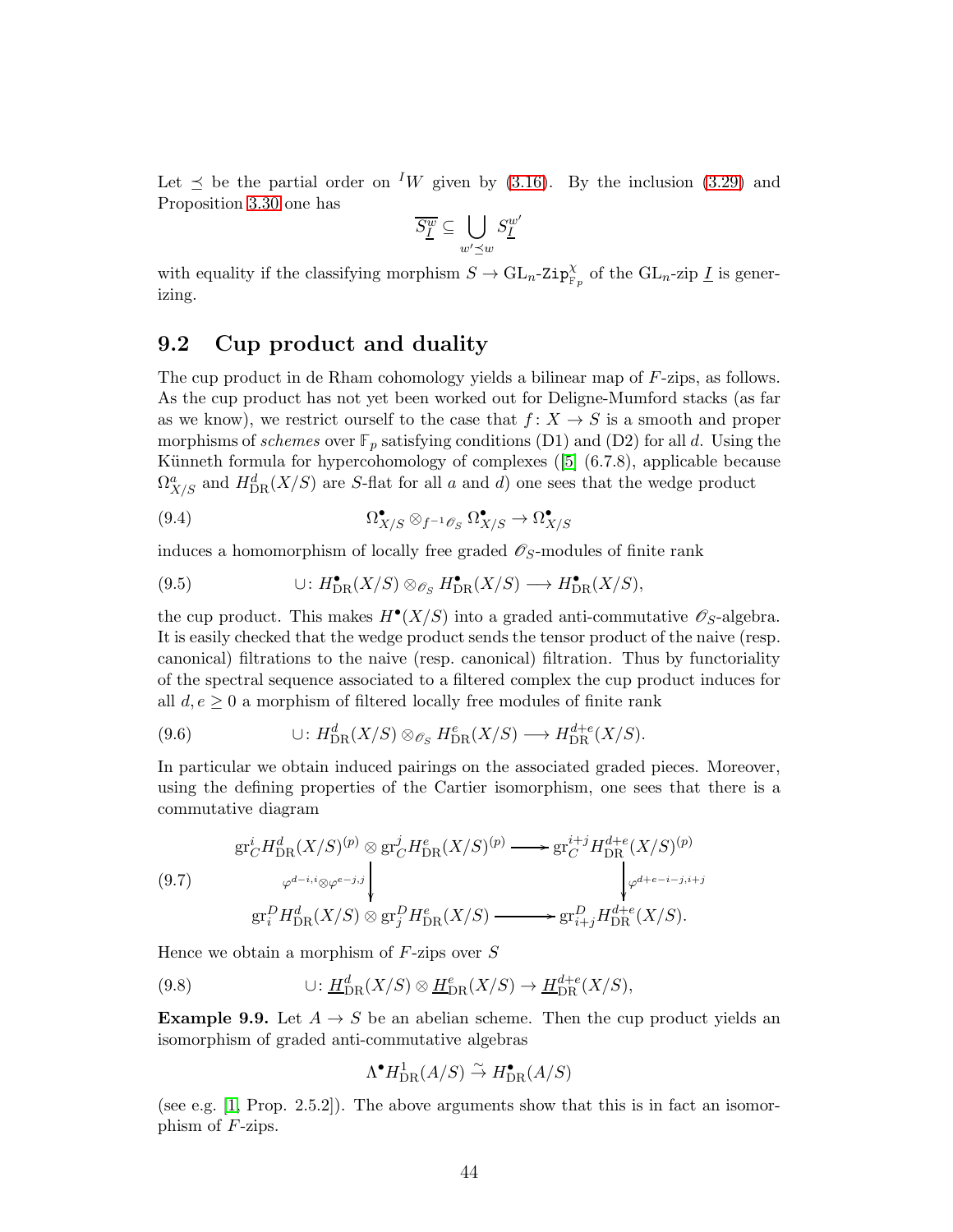Let $\preceq$ be the partial order on ${}^IW$ given by (3.16). By the inclusion (3.29) and Proposition 3.30 one has

$$\overline{S^w_{\underline{I}}} \subseteq \bigcup_{w' \preceq w} S^{w'}_{\underline{I}}$$

with equality if the classifying morphism $S \to \mathrm{GL}_n\text{-}\mathtt{Zip}^{\chi}_{\mathbb{F}_p}$ of the $\mathrm{GL}_n$-zip $\underline{I}$ is generizing.

## 9.2 Cup product and duality

The cup product in de Rham cohomology yields a bilinear map of $F$-zips, as follows. As the cup product has not yet been worked out for Deligne-Mumford stacks (as far as we know), we restrict ourself to the case that $f\colon X \to S$ is a smooth and proper morphisms of *schemes* over $\mathbb{F}_p$ satisfying conditions (D1) and (D2) for all $d$. Using the Künneth formula for hypercohomology of complexes ([5] (6.7.8), applicable because $\Omega^a_{X/S}$ and $H^d_{\mathrm{DR}}(X/S)$ are $S$-flat for all $a$ and $d$) one sees that the wedge product

$$\Omega^\bullet_{X/S} \otimes_{f^{-1}\mathscr{O}_S} \Omega^\bullet_{X/S} \to \Omega^\bullet_{X/S} \tag{9.4}$$

induces a homomorphism of locally free graded $\mathscr{O}_S$-modules of finite rank

$$\cup\colon H^\bullet_{\mathrm{DR}}(X/S) \otimes_{\mathscr{O}_S} H^\bullet_{\mathrm{DR}}(X/S) \longrightarrow H^\bullet_{\mathrm{DR}}(X/S), \tag{9.5}$$

the cup product. This makes $H^\bullet(X/S)$ into a graded anti-commutative $\mathscr{O}_S$-algebra. It is easily checked that the wedge product sends the tensor product of the naive (resp. canonical) filtrations to the naive (resp. canonical) filtration. Thus by functoriality of the spectral sequence associated to a filtered complex the cup product induces for all $d, e \geq 0$ a morphism of filtered locally free modules of finite rank

$$\cup\colon H^d_{\mathrm{DR}}(X/S) \otimes_{\mathscr{O}_S} H^e_{\mathrm{DR}}(X/S) \longrightarrow H^{d+e}_{\mathrm{DR}}(X/S). \tag{9.6}$$

In particular we obtain induced pairings on the associated graded pieces. Moreover, using the defining properties of the Cartier isomorphism, one sees that there is a commutative diagram

$$\begin{array}{ccc}
\mathrm{gr}^i_C H^d_{\mathrm{DR}}(X/S)^{(p)} \otimes \mathrm{gr}^j_C H^e_{\mathrm{DR}}(X/S)^{(p)} & \longrightarrow & \mathrm{gr}^{i+j}_C H^{d+e}_{\mathrm{DR}}(X/S)^{(p)} \\
\Big\downarrow {\scriptstyle \varphi^{d-i,i} \otimes \varphi^{e-j,j}} & & \Big\downarrow {\scriptstyle \varphi^{d+e-i-j,i+j}} \\
\mathrm{gr}^D_i H^d_{\mathrm{DR}}(X/S) \otimes \mathrm{gr}^D_j H^e_{\mathrm{DR}}(X/S) & \longrightarrow & \mathrm{gr}^D_{i+j} H^{d+e}_{\mathrm{DR}}(X/S).
\end{array} \tag{9.7}$$

Hence we obtain a morphism of $F$-zips over $S$

$$\cup\colon \underline{H}^d_{\mathrm{DR}}(X/S) \otimes \underline{H}^e_{\mathrm{DR}}(X/S) \to \underline{H}^{d+e}_{\mathrm{DR}}(X/S), \tag{9.8}$$

**Example 9.9.** Let $A \to S$ be an abelian scheme. Then the cup product yields an isomorphism of graded anti-commutative algebras

$$\Lambda^\bullet H^1_{\mathrm{DR}}(A/S) \overset{\sim}{\to} H^\bullet_{\mathrm{DR}}(A/S)$$

(see e.g. [1, Prop. 2.5.2]). The above arguments show that this is in fact an isomorphism of $F$-zips.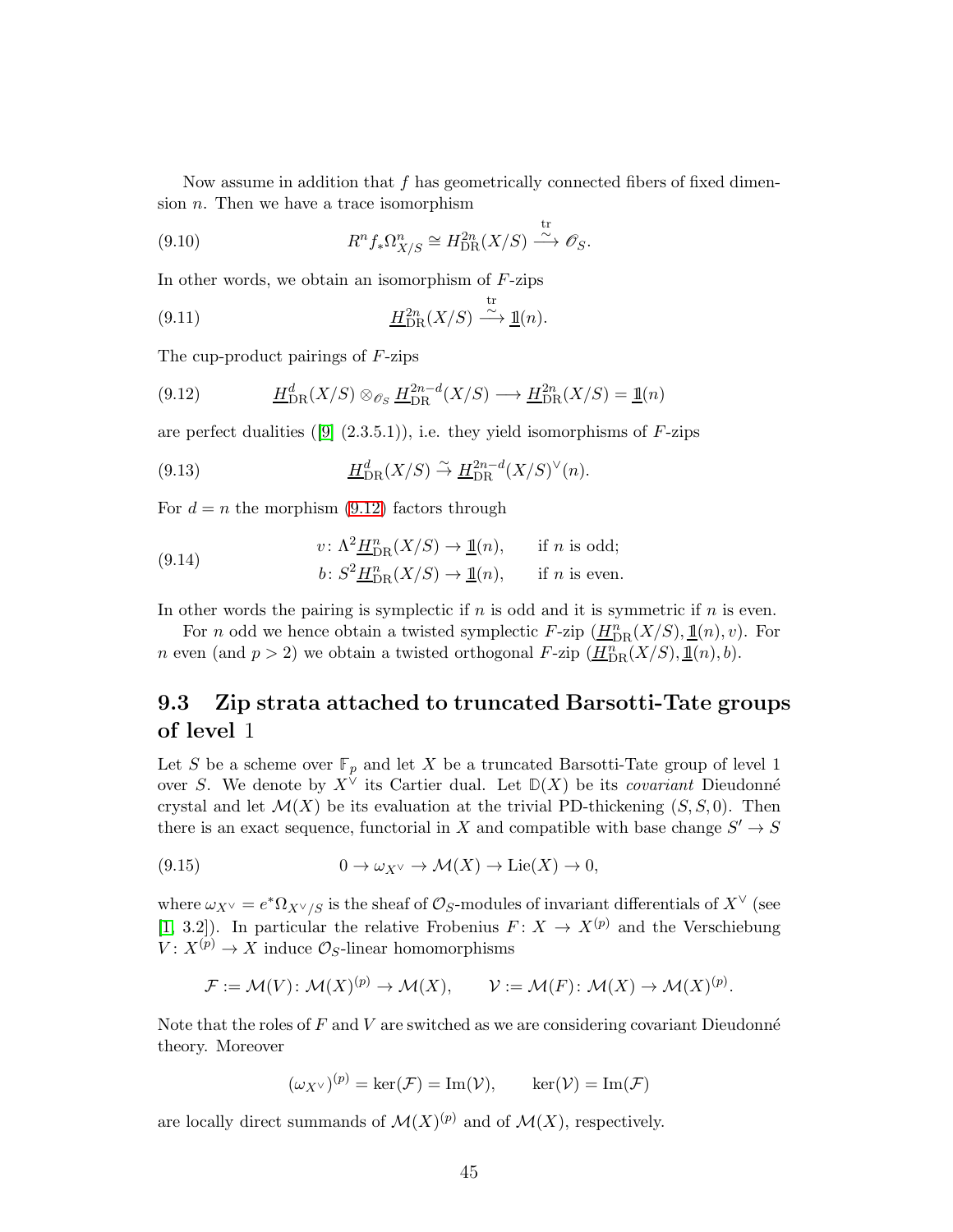Now assume in addition that $f$ has geometrically connected fibers of fixed dimension $n$. Then we have a trace isomorphism

$$R^n f_* \Omega^n_{X/S} \cong H^{2n}_{\mathrm{DR}}(X/S) \overset{\mathrm{tr}}{\underset{\sim}{\longrightarrow}} \mathscr{O}_S. \tag{9.10}$$

In other words, we obtain an isomorphism of $F$-zips

$$\underline{H}^{2n}_{\mathrm{DR}}(X/S) \overset{\mathrm{tr}}{\underset{\sim}{\longrightarrow}} \mathbb{1}(n). \tag{9.11}$$

The cup-product pairings of $F$-zips

$$\underline{H}^{d}_{\mathrm{DR}}(X/S) \otimes_{\mathscr{O}_S} \underline{H}^{2n-d}_{\mathrm{DR}}(X/S) \longrightarrow \underline{H}^{2n}_{\mathrm{DR}}(X/S) = \mathbb{1}(n) \tag{9.12}$$

are perfect dualities ([9] (2.3.5.1)), i.e. they yield isomorphisms of $F$-zips

$$\underline{H}^{d}_{\mathrm{DR}}(X/S) \overset{\sim}{\to} \underline{H}^{2n-d}_{\mathrm{DR}}(X/S)^{\vee}(n). \tag{9.13}$$

For $d = n$ the morphism (9.12) factors through

$$\begin{aligned} v\colon \Lambda^2 \underline{H}^{n}_{\mathrm{DR}}(X/S) &\to \mathbb{1}(n), \qquad \text{if } n \text{ is odd;} \\ b\colon S^2 \underline{H}^{n}_{\mathrm{DR}}(X/S) &\to \mathbb{1}(n), \qquad \text{if } n \text{ is even.} \end{aligned} \tag{9.14}$$

In other words the pairing is symplectic if $n$ is odd and it is symmetric if $n$ is even.

For $n$ odd we hence obtain a twisted symplectic $F$-zip $(\underline{H}^{n}_{\mathrm{DR}}(X/S), \mathbb{1}(n), v)$. For $n$ even (and $p > 2$) we obtain a twisted orthogonal $F$-zip $(\underline{H}^{n}_{\mathrm{DR}}(X/S), \mathbb{1}(n), b)$.

## 9.3 Zip strata attached to truncated Barsotti-Tate groups of level 1

Let $S$ be a scheme over $\mathbb{F}_p$ and let $X$ be a truncated Barsotti-Tate group of level 1 over $S$. We denote by $X^\vee$ its Cartier dual. Let $\mathbb{D}(X)$ be its *covariant* Dieudonné crystal and let $\mathcal{M}(X)$ be its evaluation at the trivial PD-thickening $(S, S, 0)$. Then there is an exact sequence, functorial in $X$ and compatible with base change $S' \to S$

$$0 \to \omega_{X^\vee} \to \mathcal{M}(X) \to \mathrm{Lie}(X) \to 0, \tag{9.15}$$

where $\omega_{X^\vee} = e^*\Omega_{X^\vee/S}$ is the sheaf of $\mathcal{O}_S$-modules of invariant differentials of $X^\vee$ (see [1, 3.2]). In particular the relative Frobenius $F\colon X \to X^{(p)}$ and the Verschiebung $V\colon X^{(p)} \to X$ induce $\mathcal{O}_S$-linear homomorphisms

$$\mathcal{F} := \mathcal{M}(V)\colon \mathcal{M}(X)^{(p)} \to \mathcal{M}(X), \qquad \mathcal{V} := \mathcal{M}(F)\colon \mathcal{M}(X) \to \mathcal{M}(X)^{(p)}.$$

Note that the roles of $F$ and $V$ are switched as we are considering covariant Dieudonné theory. Moreover

$$(\omega_{X^\vee})^{(p)} = \ker(\mathcal{F}) = \mathrm{Im}(\mathcal{V}), \qquad \ker(\mathcal{V}) = \mathrm{Im}(\mathcal{F})$$

are locally direct summands of $\mathcal{M}(X)^{(p)}$ and of $\mathcal{M}(X)$, respectively.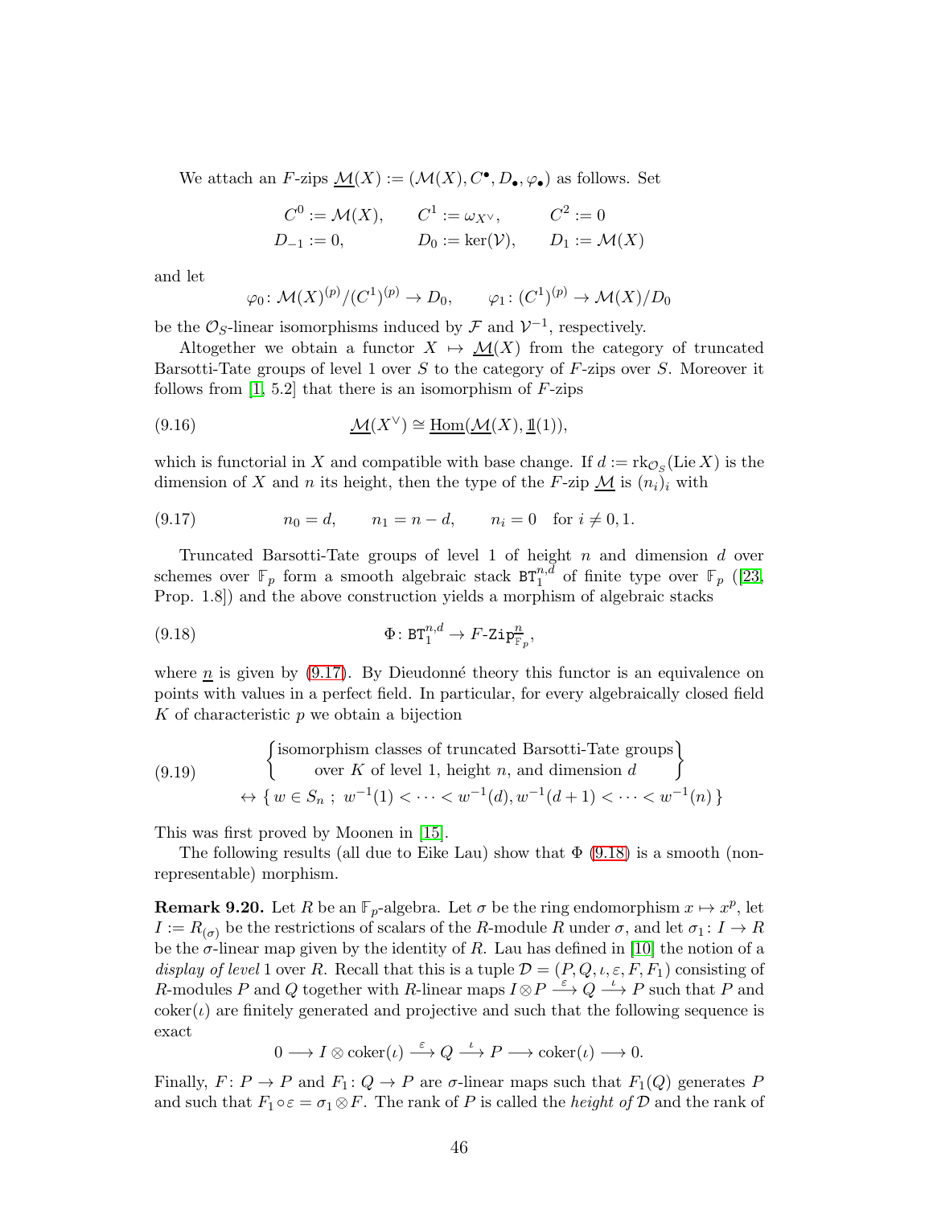We attach an $F$-zips $\underline{\mathcal{M}}(X) := (\mathcal{M}(X), C^\bullet, D_\bullet, \varphi_\bullet)$ as follows. Set

$$
\begin{aligned}
C^0 &:= \mathcal{M}(X), \qquad & C^1 &:= \omega_{X^\vee}, \qquad & C^2 &:= 0 \\
D_{-1} &:= 0, \qquad & D_0 &:= \ker(\mathcal{V}), \qquad & D_1 &:= \mathcal{M}(X)
\end{aligned}
$$

and let

$$
\varphi_0 \colon \mathcal{M}(X)^{(p)}/(C^1)^{(p)} \to D_0, \qquad \varphi_1 \colon (C^1)^{(p)} \to \mathcal{M}(X)/D_0
$$

be the $\mathcal{O}_S$-linear isomorphisms induced by $\mathcal{F}$ and $\mathcal{V}^{-1}$, respectively.

Altogether we obtain a functor $X \mapsto \underline{\mathcal{M}}(X)$ from the category of truncated Barsotti-Tate groups of level 1 over $S$ to the category of $F$-zips over $S$. Moreover it follows from [1, 5.2] that there is an isomorphism of $F$-zips

$$
\underline{\mathcal{M}}(X^\vee) \cong \underline{\mathrm{Hom}}(\underline{\mathcal{M}}(X), \underline{\mathbb{1}}(1)), \tag{9.16}
$$

which is functorial in $X$ and compatible with base change. If $d := \mathrm{rk}_{\mathcal{O}_S}(\mathrm{Lie}\, X)$ is the dimension of $X$ and $n$ its height, then the type of the $F$-zip $\underline{\mathcal{M}}$ is $(n_i)_i$ with

$$
n_0 = d, \qquad n_1 = n - d, \qquad n_i = 0 \quad \text{for } i \neq 0, 1. \tag{9.17}
$$

Truncated Barsotti-Tate groups of level 1 of height $n$ and dimension $d$ over schemes over $\mathbb{F}_p$ form a smooth algebraic stack $\mathtt{BT}_1^{n,d}$ of finite type over $\mathbb{F}_p$ ([23, Prop. 1.8]) and the above construction yields a morphism of algebraic stacks

$$
\Phi \colon \mathtt{BT}_1^{n,d} \to F\text{-}\mathtt{Zip}_{\mathbb{F}_p}^{\underline{n}}, \tag{9.18}
$$

where $\underline{n}$ is given by (9.17). By Dieudonné theory this functor is an equivalence on points with values in a perfect field. In particular, for every algebraically closed field $K$ of characteristic $p$ we obtain a bijection

$$
\begin{gathered}
\left\{ \begin{matrix} \text{isomorphism classes of truncated Barsotti-Tate groups} \\ \text{over } K \text{ of level 1, height } n \text{, and dimension } d \end{matrix} \right\} \\
\leftrightarrow \{\, w \in S_n \;;\; w^{-1}(1) < \cdots < w^{-1}(d), w^{-1}(d+1) < \cdots < w^{-1}(n) \,\}
\end{gathered} \tag{9.19}
$$

This was first proved by Moonen in [15].

The following results (all due to Eike Lau) show that $\Phi$ (9.18) is a smooth (non-representable) morphism.

**Remark 9.20.** Let $R$ be an $\mathbb{F}_p$-algebra. Let $\sigma$ be the ring endomorphism $x \mapsto x^p$, let $I := R_{(\sigma)}$ be the restrictions of scalars of the $R$-module $R$ under $\sigma$, and let $\sigma_1 \colon I \to R$ be the $\sigma$-linear map given by the identity of $R$. Lau has defined in [10] the notion of a *display of level* 1 over $R$. Recall that this is a tuple $\mathcal{D} = (P, Q, \iota, \varepsilon, F, F_1)$ consisting of $R$-modules $P$ and $Q$ together with $R$-linear maps $I \otimes P \xrightarrow{\varepsilon} Q \xrightarrow{\iota} P$ such that $P$ and $\mathrm{coker}(\iota)$ are finitely generated and projective and such that the following sequence is exact

$$
0 \longrightarrow I \otimes \mathrm{coker}(\iota) \xrightarrow{\varepsilon} Q \xrightarrow{\iota} P \longrightarrow \mathrm{coker}(\iota) \longrightarrow 0.
$$

Finally, $F \colon P \to P$ and $F_1 \colon Q \to P$ are $\sigma$-linear maps such that $F_1(Q)$ generates $P$ and such that $F_1 \circ \varepsilon = \sigma_1 \otimes F$. The rank of $P$ is called the *height of* $\mathcal{D}$ and the rank of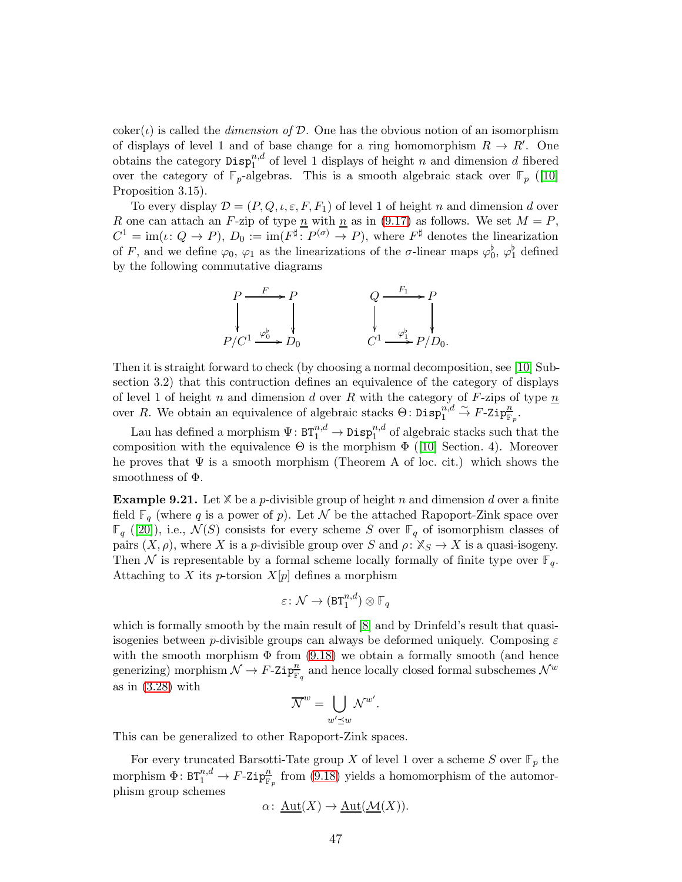coker($\iota$) is called the *dimension of* $\mathcal{D}$. One has the obvious notion of an isomorphism of displays of level 1 and of base change for a ring homomorphism $R \to R'$. One obtains the category $\mathtt{Disp}_1^{n,d}$ of level 1 displays of height $n$ and dimension $d$ fibered over the category of $\mathbb{F}_p$-algebras. This is a smooth algebraic stack over $\mathbb{F}_p$ ([10] Proposition 3.15).

To every display $\mathcal{D} = (P, Q, \iota, \varepsilon, F, F_1)$ of level 1 of height $n$ and dimension $d$ over $R$ one can attach an $F$-zip of type $\underline{n}$ with $\underline{n}$ as in (9.17) as follows. We set $M = P$, $C^1 = \operatorname{im}(\iota\colon Q \to P)$, $D_0 := \operatorname{im}(F^\sharp\colon P^{(\sigma)} \to P)$, where $F^\sharp$ denotes the linearization of $F$, and we define $\varphi_0$, $\varphi_1$ as the linearizations of the $\sigma$-linear maps $\varphi_0^\flat$, $\varphi_1^\flat$ defined by the following commutative diagrams

$$
\begin{array}{ccc}
P & \xrightarrow{F} & P \\
\downarrow & & \downarrow \\
P/C^1 & \xrightarrow{\varphi_0^\flat} & D_0
\end{array}
\qquad\qquad
\begin{array}{ccc}
Q & \xrightarrow{F_1} & P \\
\downarrow & & \downarrow \\
C^1 & \xrightarrow{\varphi_1^\flat} & P/D_0.
\end{array}
$$

Then it is straight forward to check (by choosing a normal decomposition, see [10] Subsection 3.2) that this contruction defines an equivalence of the category of displays of level 1 of height $n$ and dimension $d$ over $R$ with the category of $F$-zips of type $\underline{n}$ over $R$. We obtain an equivalence of algebraic stacks $\Theta\colon \mathtt{Disp}_1^{n,d} \xrightarrow{\sim} F\text{-}\mathtt{Zip}_{\mathbb{F}_p}^{\underline{n}}$.

Lau has defined a morphism $\Psi\colon \mathtt{BT}_1^{n,d} \to \mathtt{Disp}_1^{n,d}$ of algebraic stacks such that the composition with the equivalence $\Theta$ is the morphism $\Phi$ ([10] Section. 4). Moreover he proves that $\Psi$ is a smooth morphism (Theorem A of loc. cit.) which shows the smoothness of $\Phi$.

**Example 9.21.** Let $\mathbb{X}$ be a $p$-divisible group of height $n$ and dimension $d$ over a finite field $\mathbb{F}_q$ (where $q$ is a power of $p$). Let $\mathcal{N}$ be the attached Rapoport-Zink space over $\mathbb{F}_q$ ([20]), i.e., $\mathcal{N}(S)$ consists for every scheme $S$ over $\mathbb{F}_q$ of isomorphism classes of pairs $(X, \rho)$, where $X$ is a $p$-divisible group over $S$ and $\rho\colon \mathbb{X}_S \to X$ is a quasi-isogeny. Then $\mathcal{N}$ is representable by a formal scheme locally formally of finite type over $\mathbb{F}_q$. Attaching to $X$ its $p$-torsion $X[p]$ defines a morphism

$$\varepsilon\colon \mathcal{N} \to (\mathtt{BT}_1^{n,d}) \otimes \mathbb{F}_q$$

which is formally smooth by the main result of [8] and by Drinfeld's result that quasi-isogenies between $p$-divisible groups can always be deformed uniquely. Composing $\varepsilon$ with the smooth morphism $\Phi$ from (9.18) we obtain a formally smooth (and hence generizing) morphism $\mathcal{N} \to F\text{-}\mathtt{Zip}_{\mathbb{F}_q}^{\underline{n}}$ and hence locally closed formal subschemes $\mathcal{N}^w$ as in (3.28) with

$$\overline{\mathcal{N}}^w = \bigcup_{w' \preceq w} \mathcal{N}^{w'}.$$

This can be generalized to other Rapoport-Zink spaces.

For every truncated Barsotti-Tate group $X$ of level 1 over a scheme $S$ over $\mathbb{F}_p$ the morphism $\Phi\colon \mathtt{BT}_1^{n,d} \to F\text{-}\mathtt{Zip}_{\mathbb{F}_p}^{\underline{n}}$ from (9.18) yields a homomorphism of the automorphism group schemes

$$\alpha\colon \underline{\operatorname{Aut}}(X) \to \underline{\operatorname{Aut}}(\underline{\mathcal{M}}(X)).$$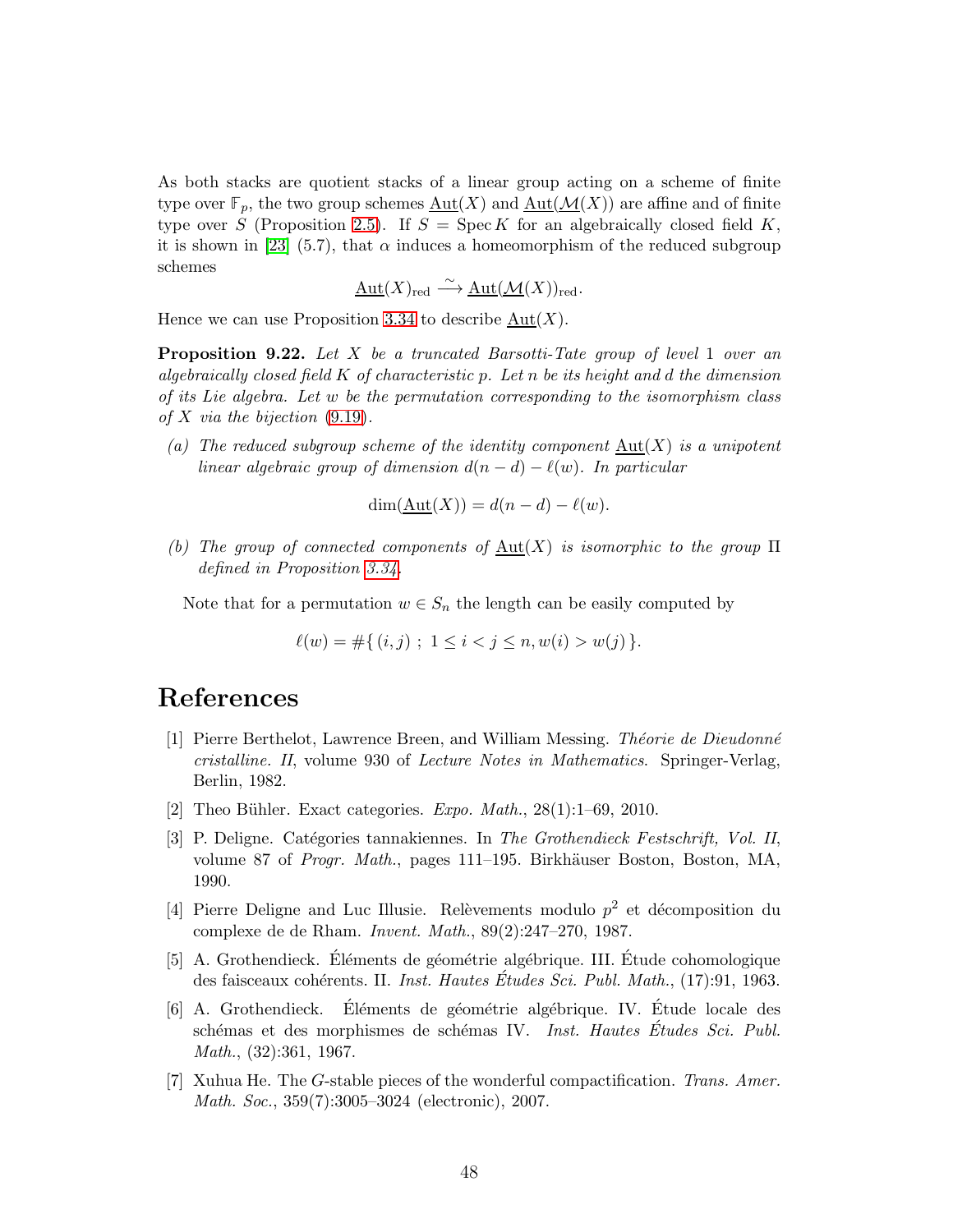As both stacks are quotient stacks of a linear group acting on a scheme of finite type over $\mathbb{F}_p$, the two group schemes $\underline{\mathrm{Aut}}(X)$ and $\underline{\mathrm{Aut}}(\mathcal{M}(X))$ are affine and of finite type over $S$ (Proposition 2.5). If $S = \operatorname{Spec} K$ for an algebraically closed field $K$, it is shown in [23] (5.7), that $\alpha$ induces a homeomorphism of the reduced subgroup schemes

$$\underline{\mathrm{Aut}}(X)_{\mathrm{red}} \xrightarrow{\sim} \underline{\mathrm{Aut}}(\mathcal{M}(X))_{\mathrm{red}}.$$

Hence we can use Proposition 3.34 to describe $\underline{\mathrm{Aut}}(X)$.

**Proposition 9.22.** *Let $X$ be a truncated Barsotti-Tate group of level 1 over an algebraically closed field $K$ of characteristic $p$. Let $n$ be its height and $d$ the dimension of its Lie algebra. Let $w$ be the permutation corresponding to the isomorphism class of $X$ via the bijection (9.19).*

*(a) The reduced subgroup scheme of the identity component $\underline{\mathrm{Aut}}(X)$ is a unipotent linear algebraic group of dimension $d(n-d) - \ell(w)$. In particular*

$$\dim(\underline{\mathrm{Aut}}(X)) = d(n-d) - \ell(w).$$

*(b) The group of connected components of $\underline{\mathrm{Aut}}(X)$ is isomorphic to the group $\Pi$ defined in Proposition 3.34.*

Note that for a permutation $w \in S_n$ the length can be easily computed by

$$\ell(w) = \#\{\,(i,j)\ ;\ 1 \leq i < j \leq n, w(i) > w(j)\,\}.$$

# References

[1] Pierre Berthelot, Lawrence Breen, and William Messing. *Théorie de Dieudonné cristalline. II*, volume 930 of *Lecture Notes in Mathematics*. Springer-Verlag, Berlin, 1982.

[2] Theo Bühler. Exact categories. *Expo. Math.*, 28(1):1–69, 2010.

[3] P. Deligne. Catégories tannakiennes. In *The Grothendieck Festschrift, Vol. II*, volume 87 of *Progr. Math.*, pages 111–195. Birkhäuser Boston, Boston, MA, 1990.

[4] Pierre Deligne and Luc Illusie. Relèvements modulo $p^2$ et décomposition du complexe de de Rham. *Invent. Math.*, 89(2):247–270, 1987.

[5] A. Grothendieck. Éléments de géométrie algébrique. III. Étude cohomologique des faisceaux cohérents. II. *Inst. Hautes Études Sci. Publ. Math.*, (17):91, 1963.

[6] A. Grothendieck. Éléments de géométrie algébrique. IV. Étude locale des schémas et des morphismes de schémas IV. *Inst. Hautes Études Sci. Publ. Math.*, (32):361, 1967.

[7] Xuhua He. The $G$-stable pieces of the wonderful compactification. *Trans. Amer. Math. Soc.*, 359(7):3005–3024 (electronic), 2007.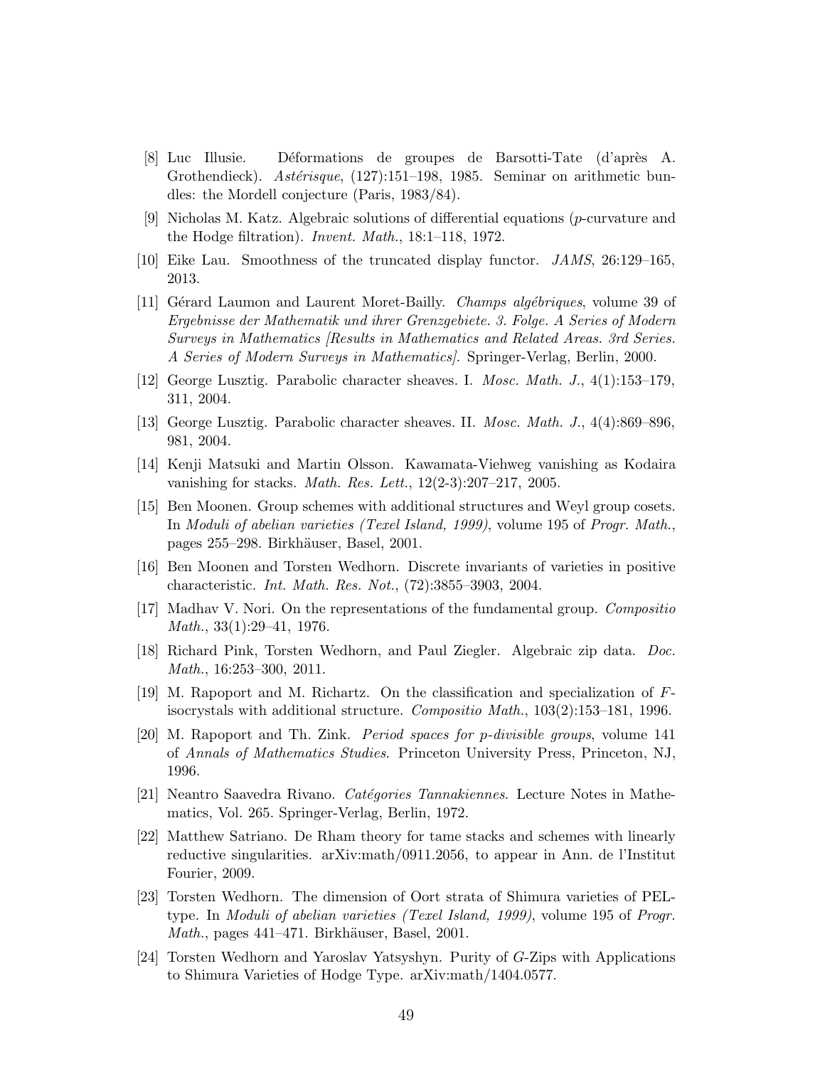[8] Luc Illusie. Déformations de groupes de Barsotti-Tate (d'après A. Grothendieck). *Astérisque*, (127):151–198, 1985. Seminar on arithmetic bundles: the Mordell conjecture (Paris, 1983/84).

[9] Nicholas M. Katz. Algebraic solutions of differential equations ($p$-curvature and the Hodge filtration). *Invent. Math.*, 18:1–118, 1972.

[10] Eike Lau. Smoothness of the truncated display functor. *JAMS*, 26:129–165, 2013.

[11] Gérard Laumon and Laurent Moret-Bailly. *Champs algébriques*, volume 39 of *Ergebnisse der Mathematik und ihrer Grenzgebiete. 3. Folge. A Series of Modern Surveys in Mathematics [Results in Mathematics and Related Areas. 3rd Series. A Series of Modern Surveys in Mathematics]*. Springer-Verlag, Berlin, 2000.

[12] George Lusztig. Parabolic character sheaves. I. *Mosc. Math. J.*, 4(1):153–179, 311, 2004.

[13] George Lusztig. Parabolic character sheaves. II. *Mosc. Math. J.*, 4(4):869–896, 981, 2004.

[14] Kenji Matsuki and Martin Olsson. Kawamata-Viehweg vanishing as Kodaira vanishing for stacks. *Math. Res. Lett.*, 12(2-3):207–217, 2005.

[15] Ben Moonen. Group schemes with additional structures and Weyl group cosets. In *Moduli of abelian varieties (Texel Island, 1999)*, volume 195 of *Progr. Math.*, pages 255–298. Birkhäuser, Basel, 2001.

[16] Ben Moonen and Torsten Wedhorn. Discrete invariants of varieties in positive characteristic. *Int. Math. Res. Not.*, (72):3855–3903, 2004.

[17] Madhav V. Nori. On the representations of the fundamental group. *Compositio Math.*, 33(1):29–41, 1976.

[18] Richard Pink, Torsten Wedhorn, and Paul Ziegler. Algebraic zip data. *Doc. Math.*, 16:253–300, 2011.

[19] M. Rapoport and M. Richartz. On the classification and specialization of $F$-isocrystals with additional structure. *Compositio Math.*, 103(2):153–181, 1996.

[20] M. Rapoport and Th. Zink. *Period spaces for p-divisible groups*, volume 141 of *Annals of Mathematics Studies*. Princeton University Press, Princeton, NJ, 1996.

[21] Neantro Saavedra Rivano. *Catégories Tannakiennes*. Lecture Notes in Mathematics, Vol. 265. Springer-Verlag, Berlin, 1972.

[22] Matthew Satriano. De Rham theory for tame stacks and schemes with linearly reductive singularities. arXiv:math/0911.2056, to appear in Ann. de l'Institut Fourier, 2009.

[23] Torsten Wedhorn. The dimension of Oort strata of Shimura varieties of PEL-type. In *Moduli of abelian varieties (Texel Island, 1999)*, volume 195 of *Progr. Math.*, pages 441–471. Birkhäuser, Basel, 2001.

[24] Torsten Wedhorn and Yaroslav Yatsyshyn. Purity of $G$-Zips with Applications to Shimura Varieties of Hodge Type. arXiv:math/1404.0577.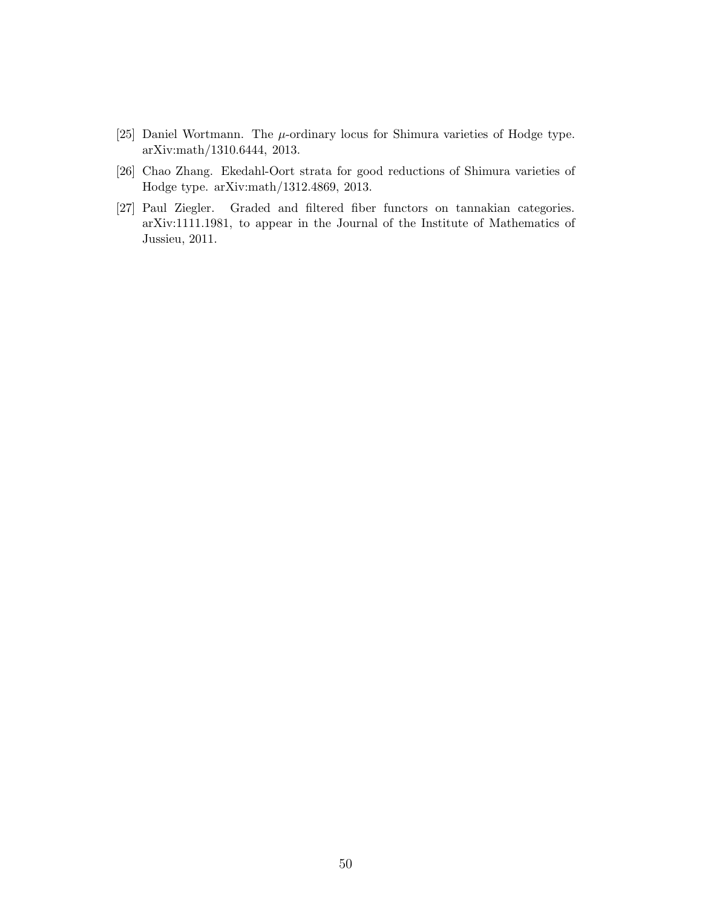[25] Daniel Wortmann. The $\mu$-ordinary locus for Shimura varieties of Hodge type. arXiv:math/1310.6444, 2013.

[26] Chao Zhang. Ekedahl-Oort strata for good reductions of Shimura varieties of Hodge type. arXiv:math/1312.4869, 2013.

[27] Paul Ziegler. Graded and filtered fiber functors on tannakian categories. arXiv:1111.1981, to appear in the Journal of the Institute of Mathematics of Jussieu, 2011.